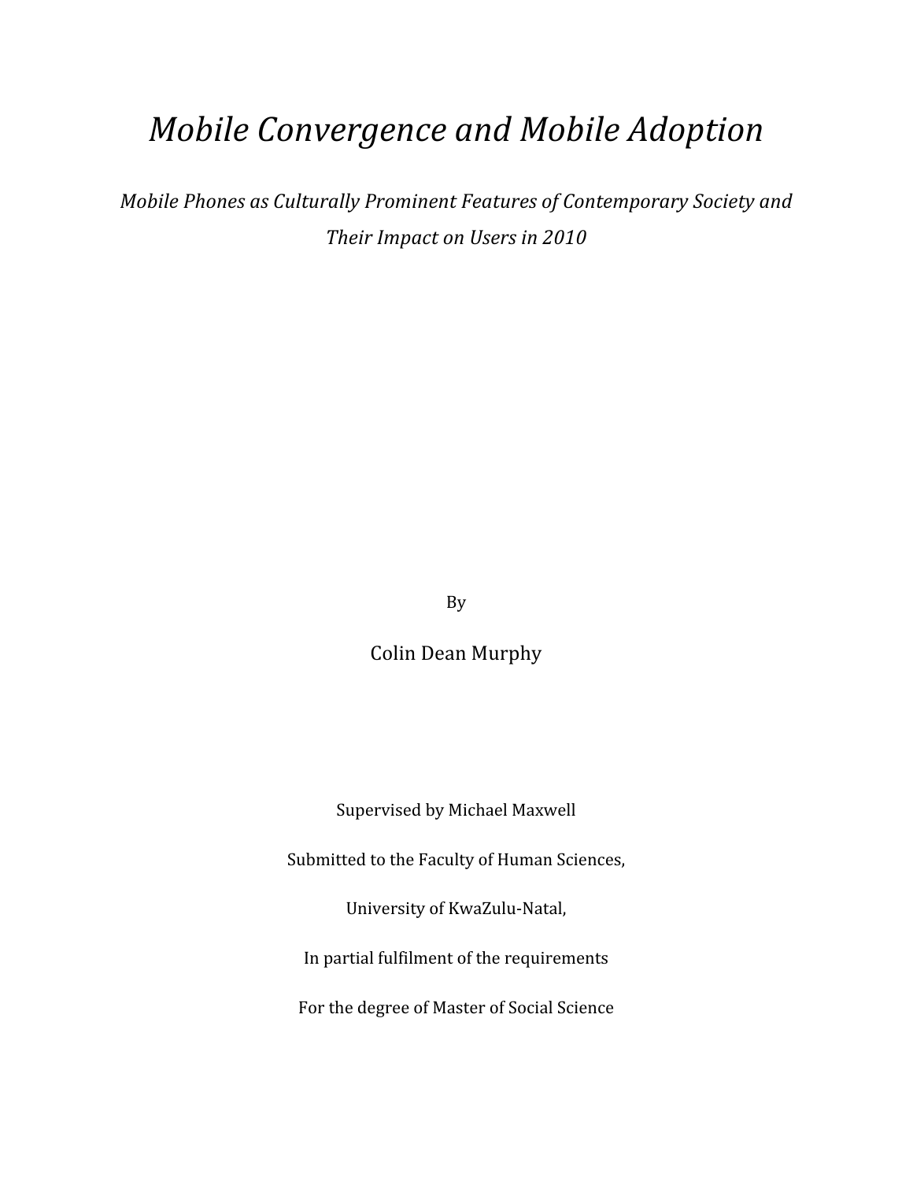# *Mobile Convergence and Mobile Adoption*

*Mobile Phones as Culturally Prominent Features of Contemporary Society and Their Impact on Users in 2010*

By

Colin Dean Murphy

Supervised by Michael Maxwell

Submitted to the Faculty of Human Sciences,

University of KwaZulu-Natal,

In partial fulfilment of the requirements

For the degree of Master of Social Science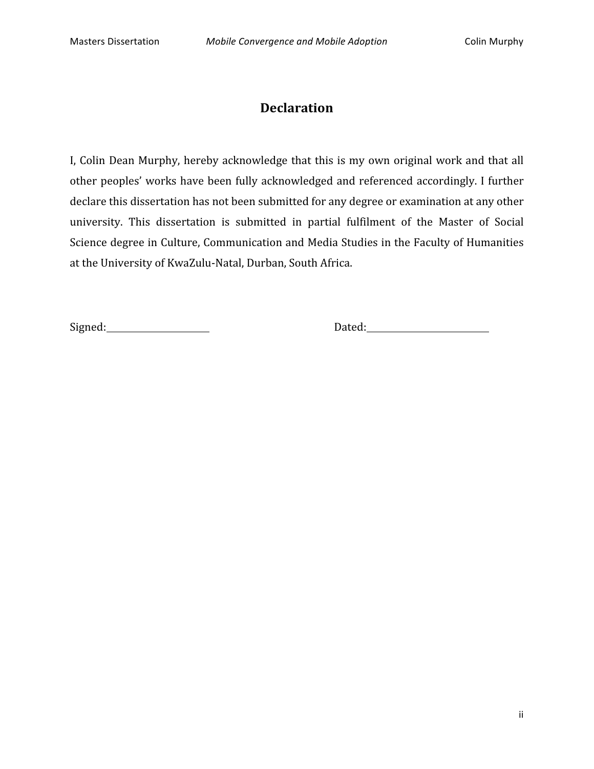# Declaration

I, Colin Dean Murphy, hereby acknowledge that this is my own original work and that all other peoples' works have been fully acknowledged and referenced accordingly. I further declare this dissertation has not been submitted for any degree or examination at any other university. This dissertation is submitted in partial fulfilment of the Master of Social Science degree in Culture, Communication and Media Studies in the Faculty of Humanities at the University of KwaZulu-Natal, Durban, South Africa.

Signed:\_\_\_\_\_\_\_\_\_\_\_\_\_\_\_\_\_\_\_\_ Dated:\_\_\_\_\_\_\_\_\_\_\_\_\_\_\_\_\_\_\_\_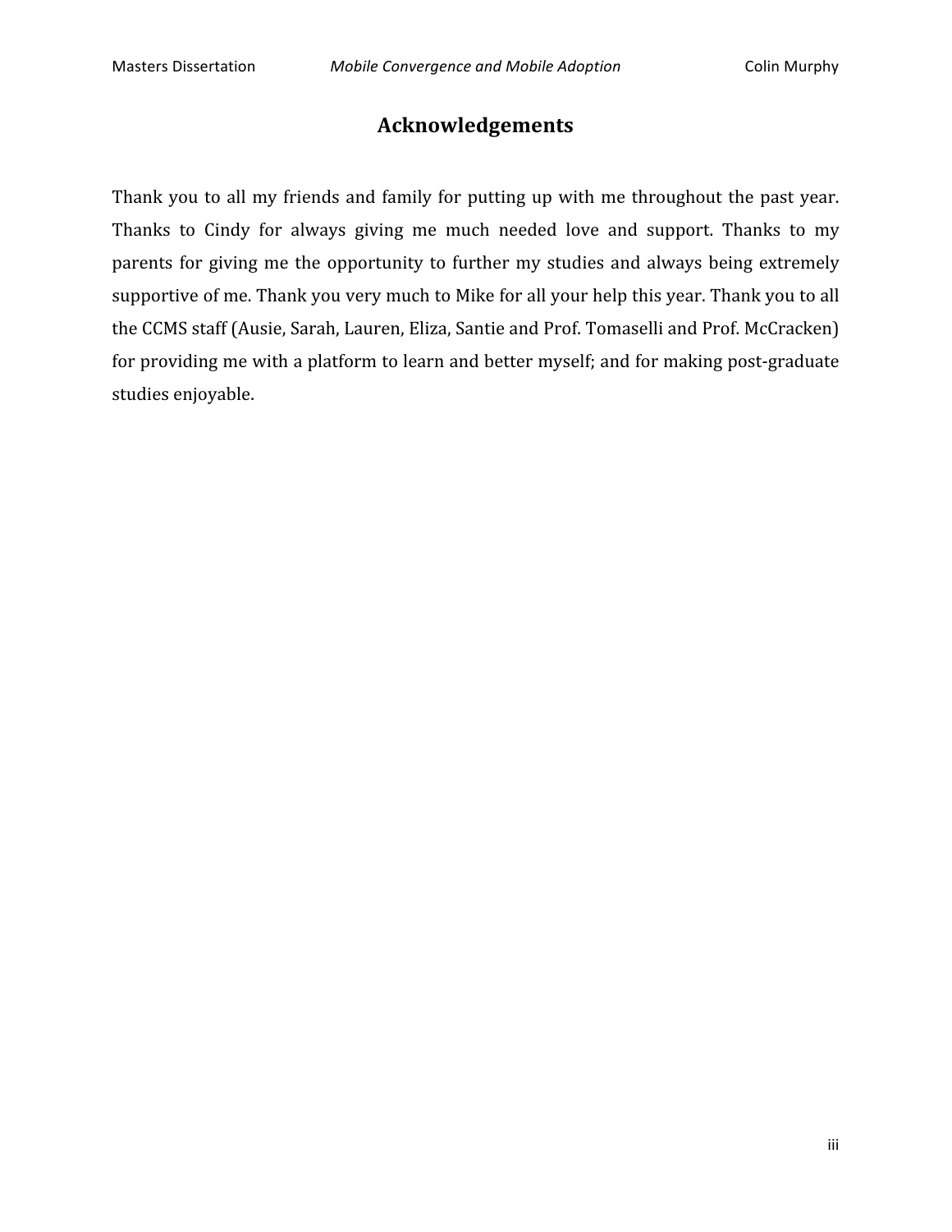# Acknowledgements

Thank you to all my friends and family for putting up with me throughout the past year. Thanks to Cindy for always giving me much needed love and support. Thanks to my parents for giving me the opportunity to further my studies and always being extremely supportive of me. Thank you very much to Mike for all your help this year. Thank you to all the CCMS staff (Ausie, Sarah, Lauren, Eliza, Santie and Prof. Tomaselli and Prof. McCracken) for providing me with a platform to learn and better myself; and for making post-graduate studies enjoyable.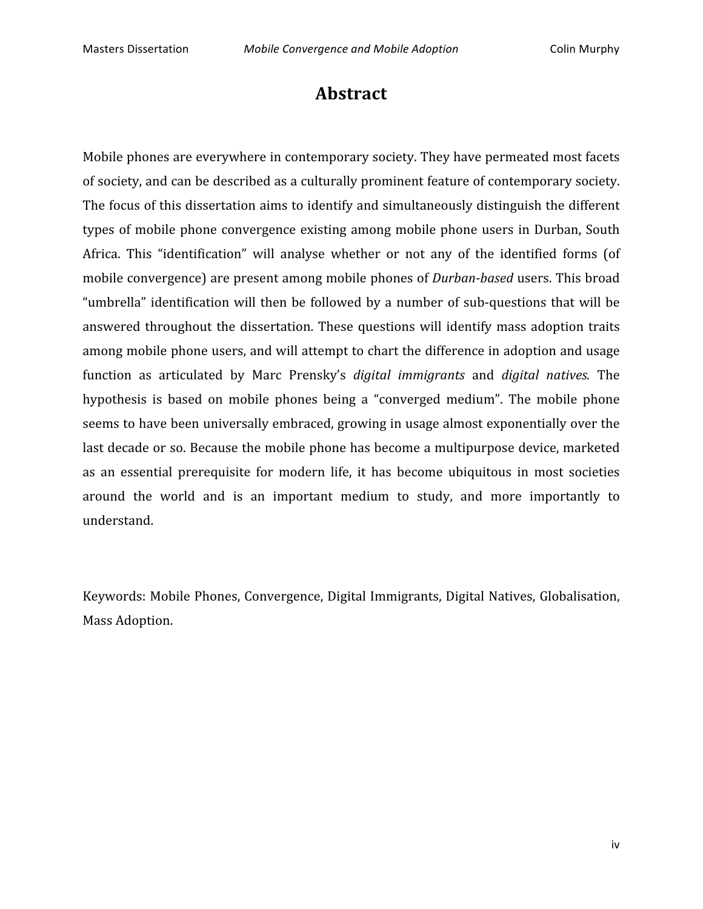# Abstract

Mobile phones are everywhere in contemporary society. They have permeated most facets of society, and can be described as a culturally prominent feature of contemporary society. The focus of this dissertation aims to identify and simultaneously distinguish the different types of mobile phone convergence existing among mobile phone users in Durban, South Africa. This "identification" will analyse whether or not any of the identified forms (of mobile convergence) are present among mobile phones of *Durban-based* users. This broad "umbrella" identification will then be followed by a number of sub-questions that will be answered throughout the dissertation. These questions will identify mass adoption traits among mobile phone users, and will attempt to chart the difference in adoption and usage function as articulated by Marc Prensky's *digital immigrants* and *digital natives.* The hypothesis is based on mobile phones being a "converged medium". The mobile phone seems to have been universally embraced, growing in usage almost exponentially over the last decade or so. Because the mobile phone has become a multipurpose device, marketed as an essential prerequisite for modern life, it has become ubiquitous in most societies around the world and is an important medium to study, and more importantly to understand.

Keywords: Mobile Phones, Convergence, Digital Immigrants, Digital Natives, Globalisation, Mass Adoption.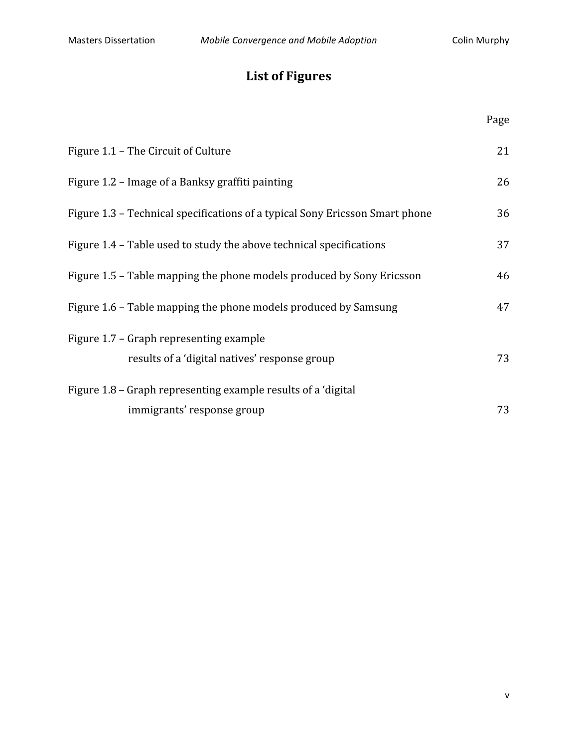# List of Figures

| | Page |
| --- | --- |
| Figure 1.1 – The Circuit of Culture | 21 |
| Figure 1.2 – Image of a Banksy graffiti painting | 26 |
| Figure 1.3 – Technical specifications of a typical Sony Ericsson Smart phone | 36 |
| Figure 1.4 – Table used to study the above technical specifications | 37 |
| Figure 1.5 – Table mapping the phone models produced by Sony Ericsson | 46 |
| Figure 1.6 – Table mapping the phone models produced by Samsung | 47 |
| Figure 1.7 – Graph representing example results of a 'digital natives' response group | 73 |
| Figure 1.8 – Graph representing example results of a 'digital immigrants' response group | 73 |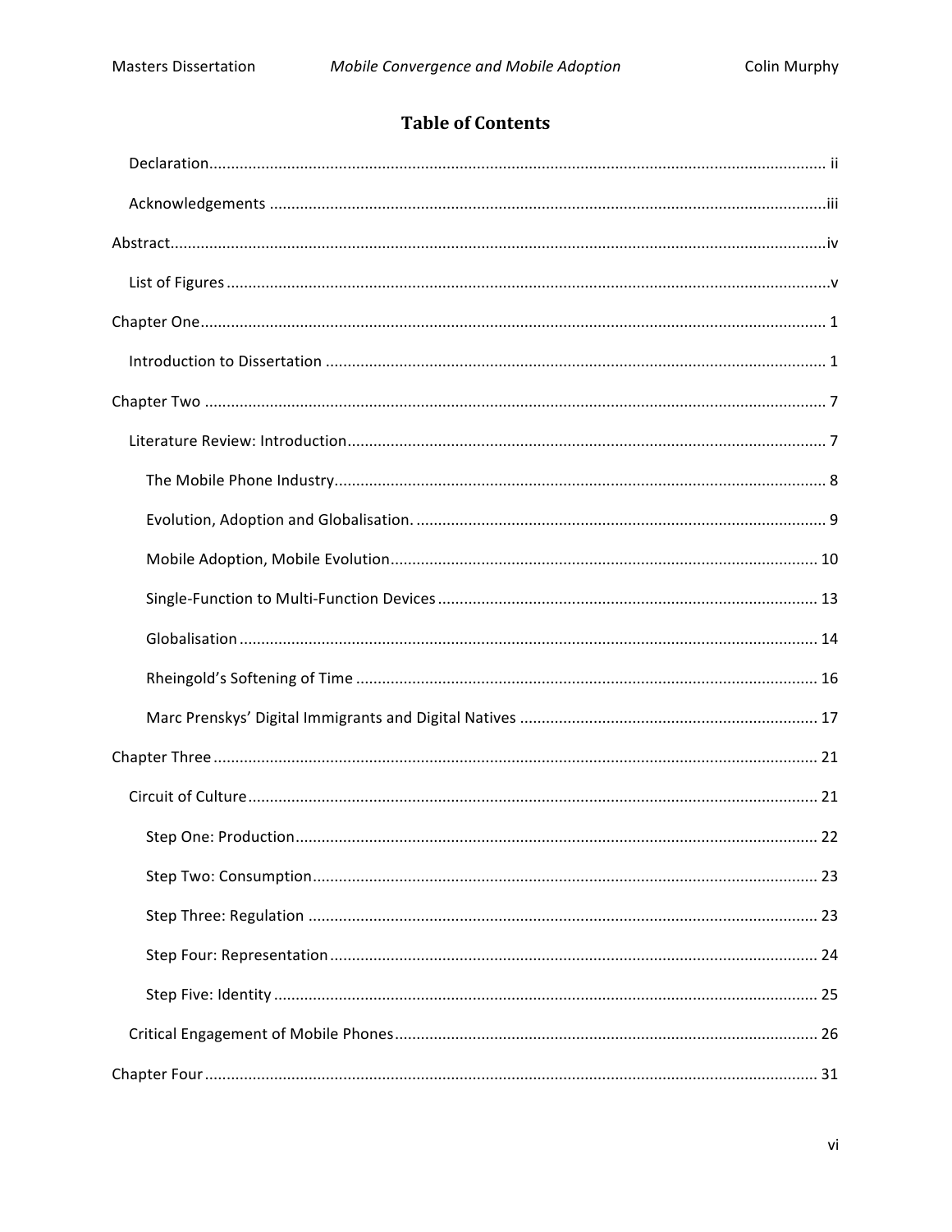# Table of Contents

Declaration ........................................ ii

Acknowledgements ........................................ iii

Abstract ........................................ iv

List of Figures ........................................ v

Chapter One ........................................ 1

Introduction to Dissertation ........................................ 1

Chapter Two ........................................ 7

Literature Review: Introduction ........................................ 7

The Mobile Phone Industry ........................................ 8

Evolution, Adoption and Globalisation. ........................................ 9

Mobile Adoption, Mobile Evolution ........................................ 10

Single-Function to Multi-Function Devices ........................................ 13

Globalisation ........................................ 14

Rheingold's Softening of Time ........................................ 16

Marc Prenskys' Digital Immigrants and Digital Natives ........................................ 17

Chapter Three ........................................ 21

Circuit of Culture ........................................ 21

Step One: Production ........................................ 22

Step Two: Consumption ........................................ 23

Step Three: Regulation ........................................ 23

Step Four: Representation ........................................ 24

Step Five: Identity ........................................ 25

Critical Engagement of Mobile Phones ........................................ 26

Chapter Four ........................................ 31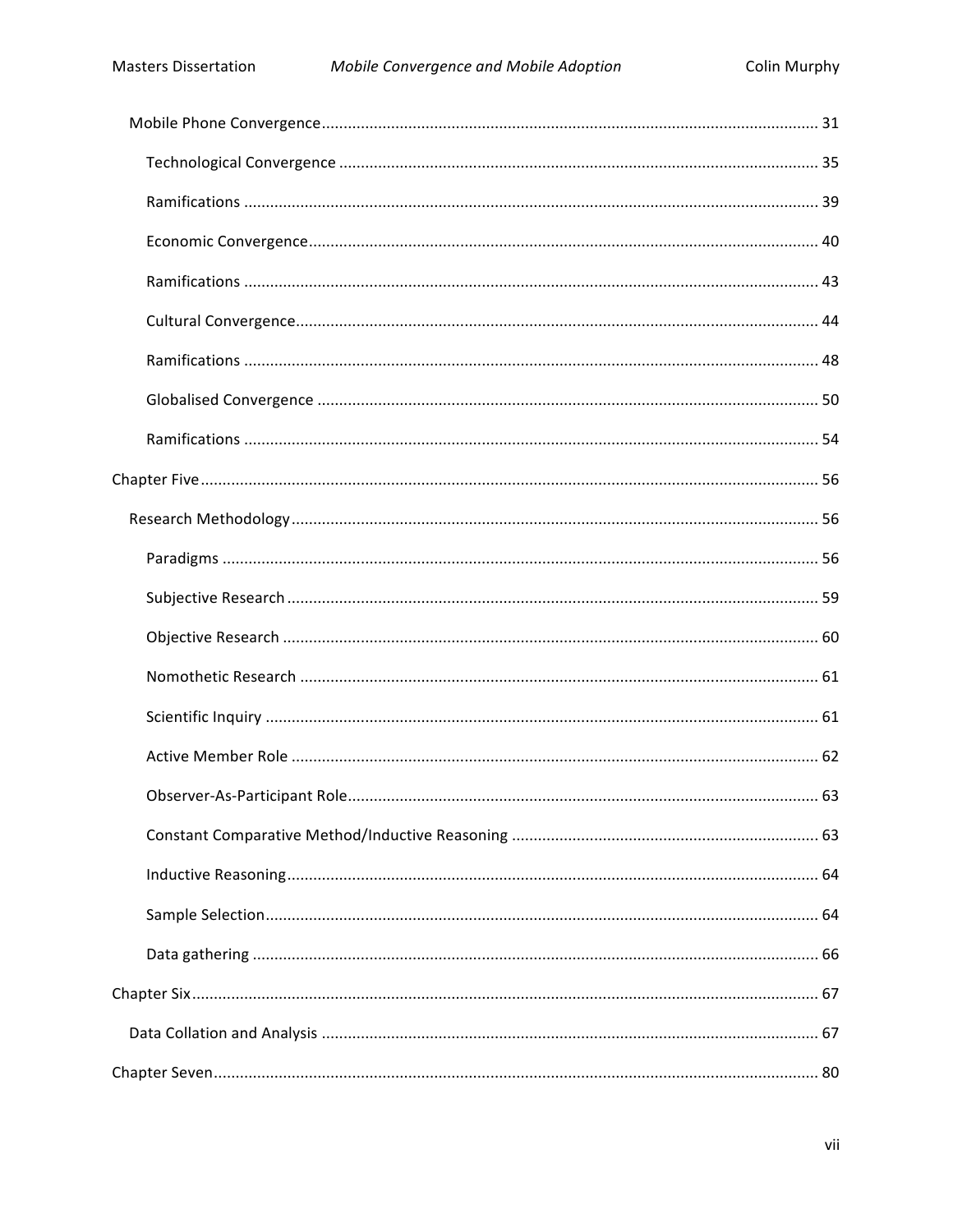- Mobile Phone Convergence .......... 31
  - Technological Convergence .......... 35
  - Ramifications .......... 39
  - Economic Convergence .......... 40
  - Ramifications .......... 43
  - Cultural Convergence .......... 44
  - Ramifications .......... 48
  - Globalised Convergence .......... 50
  - Ramifications .......... 54

Chapter Five .......... 56

- Research Methodology .......... 56
  - Paradigms .......... 56
  - Subjective Research .......... 59
  - Objective Research .......... 60
  - Nomothetic Research .......... 61
  - Scientific Inquiry .......... 61
  - Active Member Role .......... 62
  - Observer-As-Participant Role .......... 63
  - Constant Comparative Method/Inductive Reasoning .......... 63
  - Inductive Reasoning .......... 64
  - Sample Selection .......... 64
  - Data gathering .......... 66

Chapter Six .......... 67

- Data Collation and Analysis .......... 67

Chapter Seven .......... 80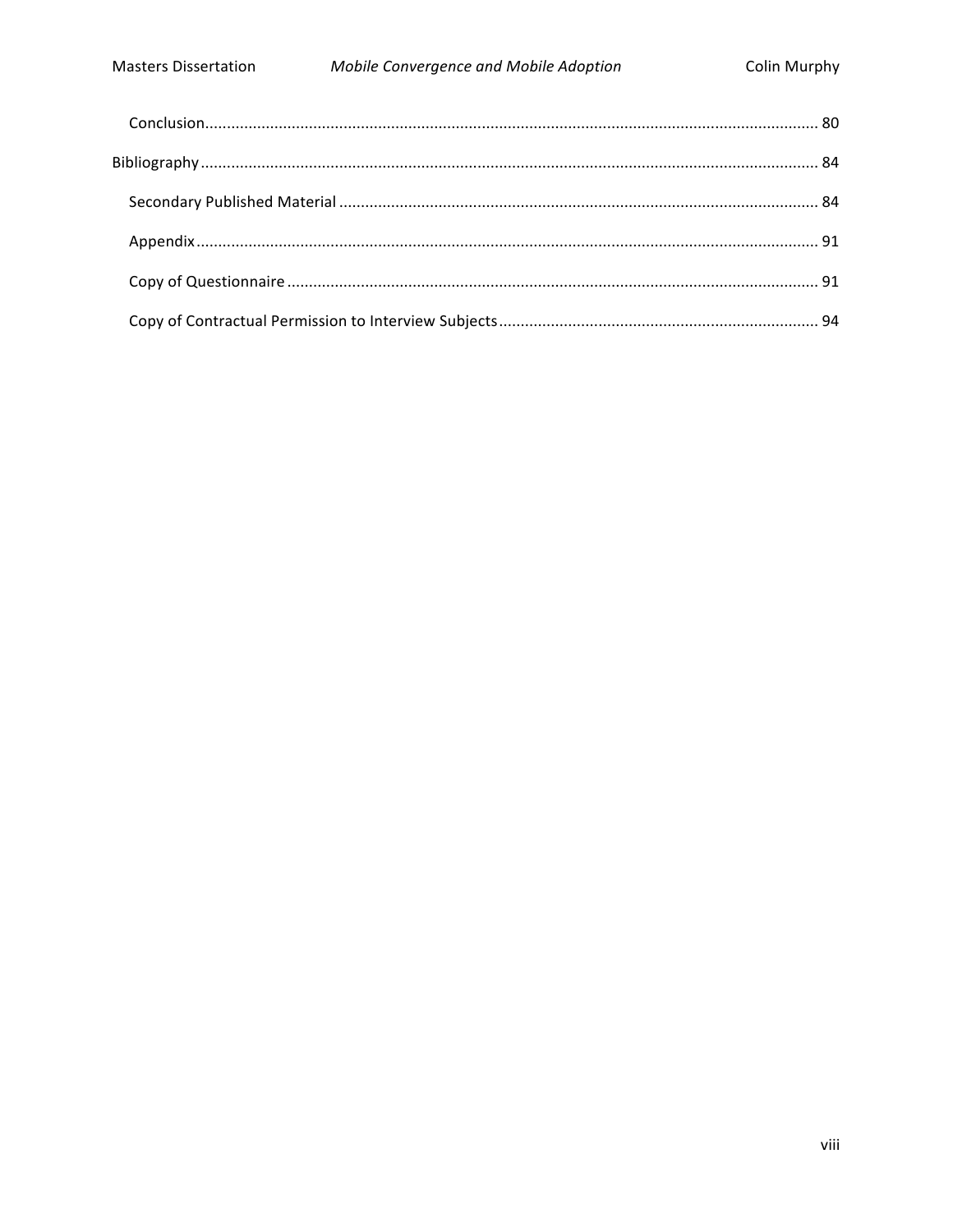Conclusion........................................................................................................................................ 80

Bibliography........................................................................................................................................ 84

Secondary Published Material ........................................................................................................... 84

Appendix........................................................................................................................................ 91

Copy of Questionnaire ........................................................................................................................ 91

Copy of Contractual Permission to Interview Subjects........................................................................ 94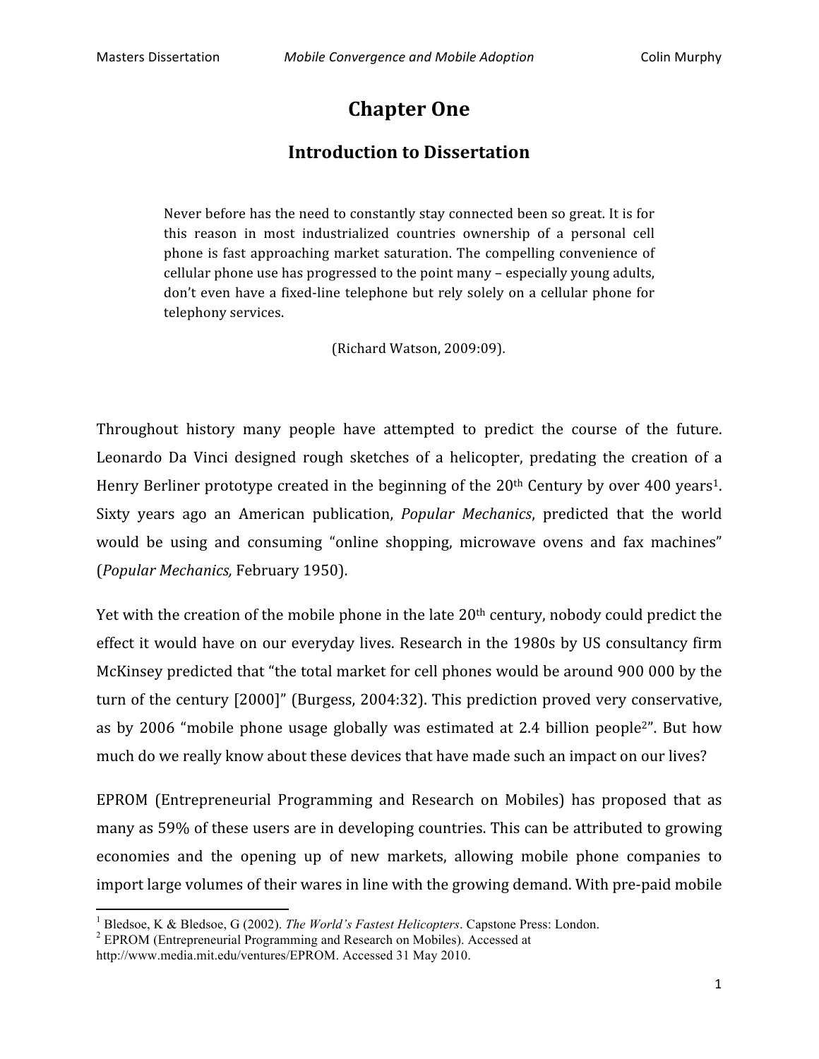# Chapter One

## Introduction to Dissertation

> Never before has the need to constantly stay connected been so great. It is for this reason in most industrialized countries ownership of a personal cell phone is fast approaching market saturation. The compelling convenience of cellular phone use has progressed to the point many – especially young adults, don't even have a fixed-line telephone but rely solely on a cellular phone for telephony services.
>
> (Richard Watson, 2009:09).

Throughout history many people have attempted to predict the course of the future. Leonardo Da Vinci designed rough sketches of a helicopter, predating the creation of a Henry Berliner prototype created in the beginning of the 20th Century by over 400 years[1]. Sixty years ago an American publication, *Popular Mechanics*, predicted that the world would be using and consuming "online shopping, microwave ovens and fax machines" (*Popular Mechanics,* February 1950).

Yet with the creation of the mobile phone in the late 20th century, nobody could predict the effect it would have on our everyday lives. Research in the 1980s by US consultancy firm McKinsey predicted that "the total market for cell phones would be around 900 000 by the turn of the century [2000]" (Burgess, 2004:32). This prediction proved very conservative, as by 2006 "mobile phone usage globally was estimated at 2.4 billion people[2]". But how much do we really know about these devices that have made such an impact on our lives?

EPROM (Entrepreneurial Programming and Research on Mobiles) has proposed that as many as 59% of these users are in developing countries. This can be attributed to growing economies and the opening up of new markets, allowing mobile phone companies to import large volumes of their wares in line with the growing demand. With pre-paid mobile

---

[1] Bledsoe, K & Bledsoe, G (2002). *The World's Fastest Helicopters*. Capstone Press: London.

[2] EPROM (Entrepreneurial Programming and Research on Mobiles). Accessed at http://www.media.mit.edu/ventures/EPROM. Accessed 31 May 2010.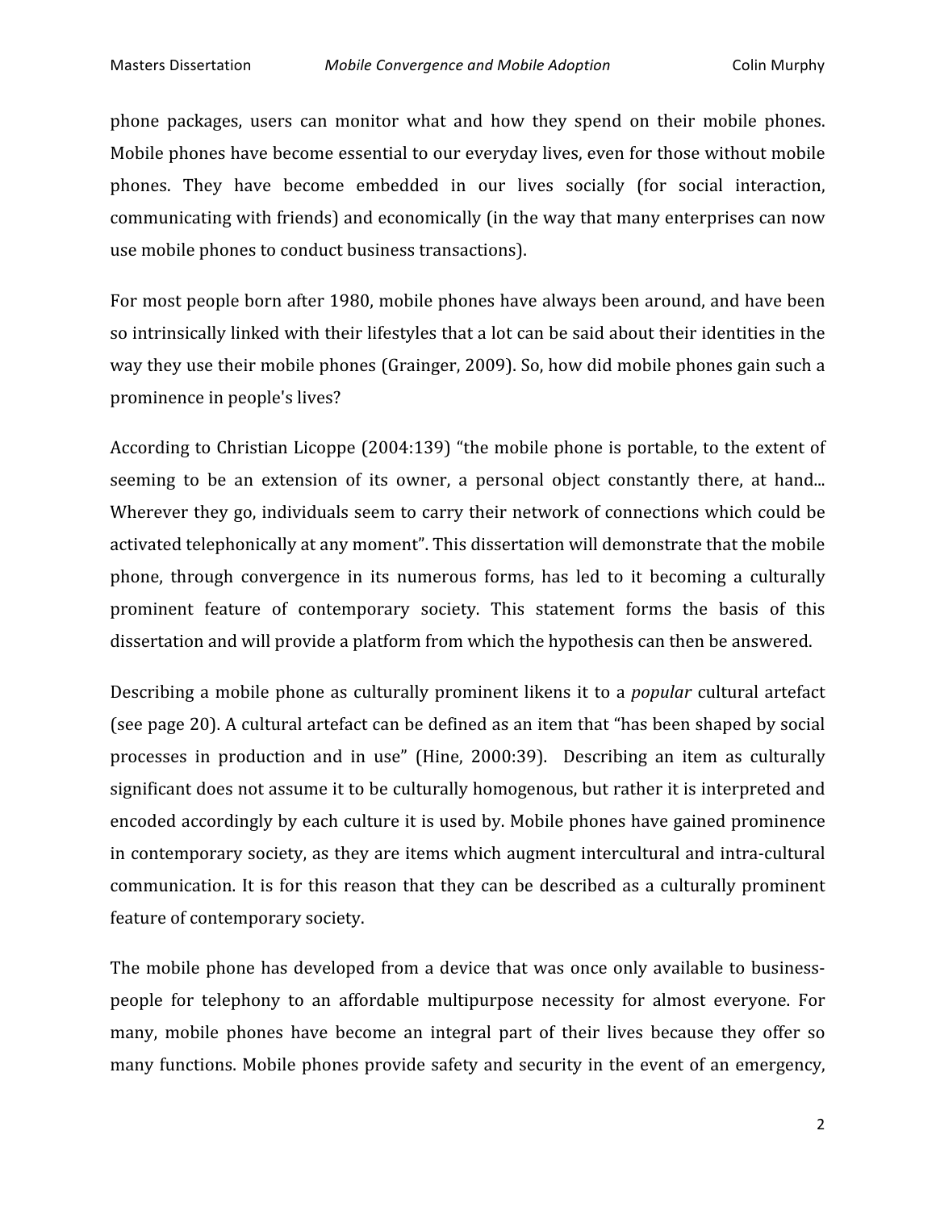phone packages, users can monitor what and how they spend on their mobile phones. Mobile phones have become essential to our everyday lives, even for those without mobile phones. They have become embedded in our lives socially (for social interaction, communicating with friends) and economically (in the way that many enterprises can now use mobile phones to conduct business transactions).

For most people born after 1980, mobile phones have always been around, and have been so intrinsically linked with their lifestyles that a lot can be said about their identities in the way they use their mobile phones (Grainger, 2009). So, how did mobile phones gain such a prominence in people's lives?

According to Christian Licoppe (2004:139) "the mobile phone is portable, to the extent of seeming to be an extension of its owner, a personal object constantly there, at hand... Wherever they go, individuals seem to carry their network of connections which could be activated telephonically at any moment". This dissertation will demonstrate that the mobile phone, through convergence in its numerous forms, has led to it becoming a culturally prominent feature of contemporary society. This statement forms the basis of this dissertation and will provide a platform from which the hypothesis can then be answered.

Describing a mobile phone as culturally prominent likens it to a *popular* cultural artefact (see page 20). A cultural artefact can be defined as an item that "has been shaped by social processes in production and in use" (Hine, 2000:39). Describing an item as culturally significant does not assume it to be culturally homogenous, but rather it is interpreted and encoded accordingly by each culture it is used by. Mobile phones have gained prominence in contemporary society, as they are items which augment intercultural and intra-cultural communication. It is for this reason that they can be described as a culturally prominent feature of contemporary society.

The mobile phone has developed from a device that was once only available to business-people for telephony to an affordable multipurpose necessity for almost everyone. For many, mobile phones have become an integral part of their lives because they offer so many functions. Mobile phones provide safety and security in the event of an emergency,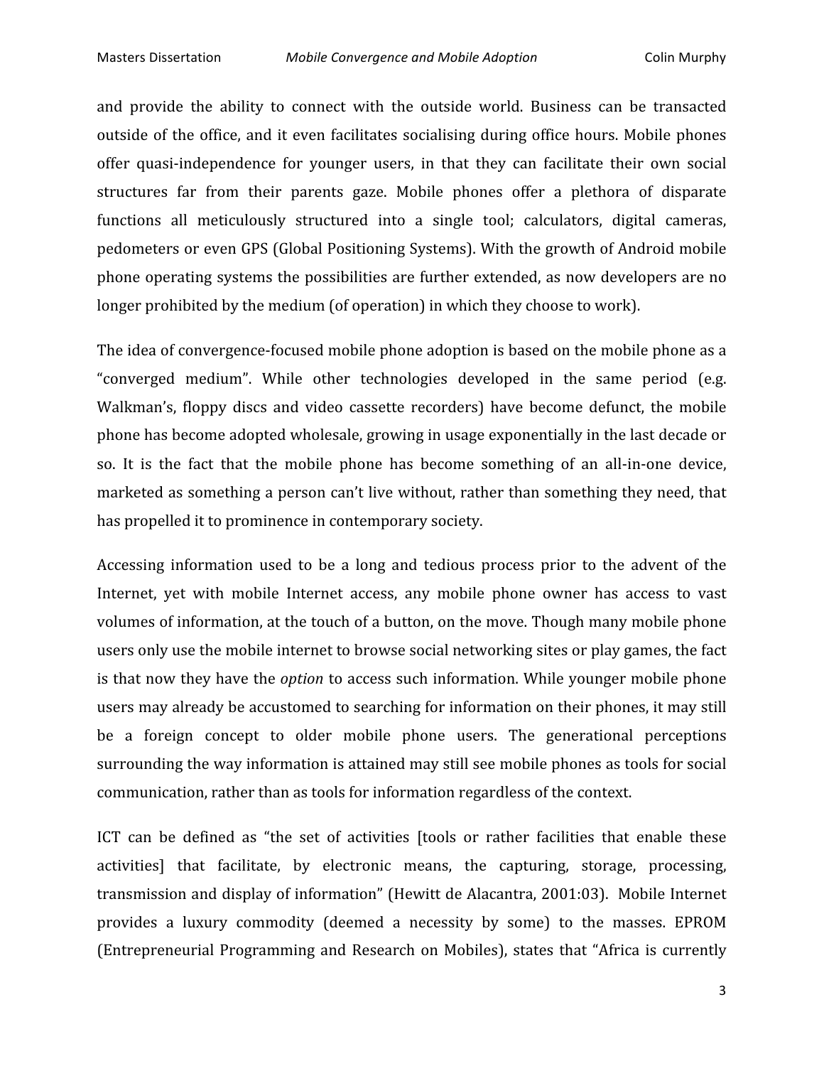and provide the ability to connect with the outside world. Business can be transacted outside of the office, and it even facilitates socialising during office hours. Mobile phones offer quasi-independence for younger users, in that they can facilitate their own social structures far from their parents gaze. Mobile phones offer a plethora of disparate functions all meticulously structured into a single tool; calculators, digital cameras, pedometers or even GPS (Global Positioning Systems). With the growth of Android mobile phone operating systems the possibilities are further extended, as now developers are no longer prohibited by the medium (of operation) in which they choose to work).

The idea of convergence-focused mobile phone adoption is based on the mobile phone as a "converged medium". While other technologies developed in the same period (e.g. Walkman's, floppy discs and video cassette recorders) have become defunct, the mobile phone has become adopted wholesale, growing in usage exponentially in the last decade or so. It is the fact that the mobile phone has become something of an all-in-one device, marketed as something a person can't live without, rather than something they need, that has propelled it to prominence in contemporary society.

Accessing information used to be a long and tedious process prior to the advent of the Internet, yet with mobile Internet access, any mobile phone owner has access to vast volumes of information, at the touch of a button, on the move. Though many mobile phone users only use the mobile internet to browse social networking sites or play games, the fact is that now they have the *option* to access such information. While younger mobile phone users may already be accustomed to searching for information on their phones, it may still be a foreign concept to older mobile phone users. The generational perceptions surrounding the way information is attained may still see mobile phones as tools for social communication, rather than as tools for information regardless of the context.

ICT can be defined as "the set of activities [tools or rather facilities that enable these activities] that facilitate, by electronic means, the capturing, storage, processing, transmission and display of information" (Hewitt de Alacantra, 2001:03). Mobile Internet provides a luxury commodity (deemed a necessity by some) to the masses. EPROM (Entrepreneurial Programming and Research on Mobiles), states that "Africa is currently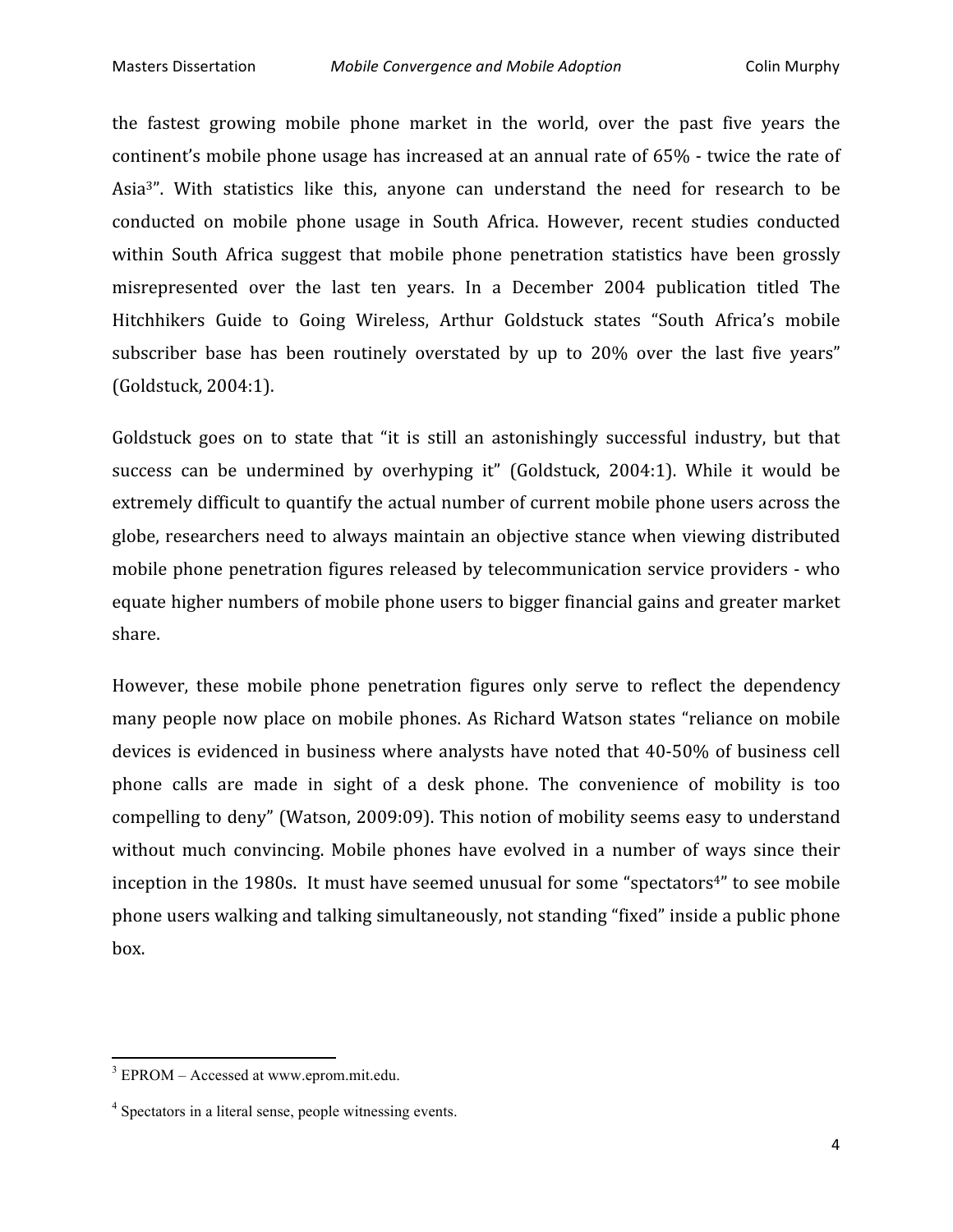the fastest growing mobile phone market in the world, over the past five years the continent's mobile phone usage has increased at an annual rate of 65% - twice the rate of Asia[3]". With statistics like this, anyone can understand the need for research to be conducted on mobile phone usage in South Africa. However, recent studies conducted within South Africa suggest that mobile phone penetration statistics have been grossly misrepresented over the last ten years. In a December 2004 publication titled The Hitchhikers Guide to Going Wireless, Arthur Goldstuck states "South Africa's mobile subscriber base has been routinely overstated by up to 20% over the last five years" (Goldstuck, 2004:1).

Goldstuck goes on to state that "it is still an astonishingly successful industry, but that success can be undermined by overhyping it" (Goldstuck, 2004:1). While it would be extremely difficult to quantify the actual number of current mobile phone users across the globe, researchers need to always maintain an objective stance when viewing distributed mobile phone penetration figures released by telecommunication service providers - who equate higher numbers of mobile phone users to bigger financial gains and greater market share.

However, these mobile phone penetration figures only serve to reflect the dependency many people now place on mobile phones. As Richard Watson states "reliance on mobile devices is evidenced in business where analysts have noted that 40-50% of business cell phone calls are made in sight of a desk phone. The convenience of mobility is too compelling to deny" (Watson, 2009:09). This notion of mobility seems easy to understand without much convincing. Mobile phones have evolved in a number of ways since their inception in the 1980s. It must have seemed unusual for some "spectators[4]" to see mobile phone users walking and talking simultaneously, not standing "fixed" inside a public phone box.

---

[3] EPROM – Accessed at www.eprom.mit.edu.

[4] Spectators in a literal sense, people witnessing events.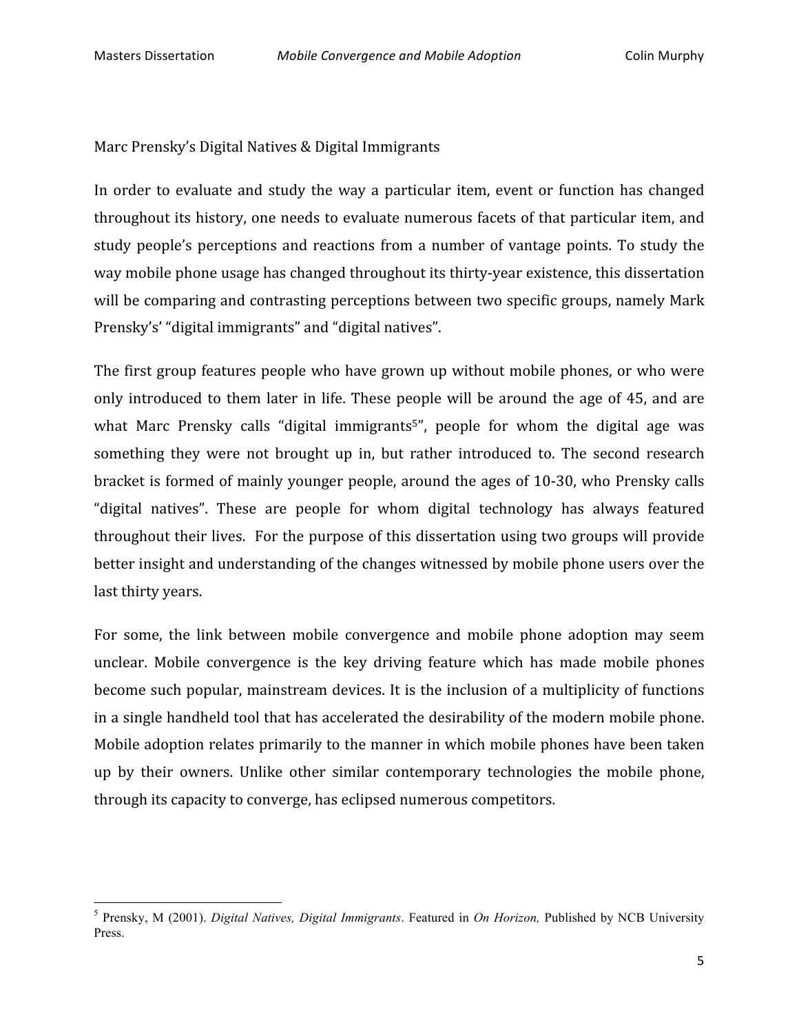## Marc Prensky's Digital Natives & Digital Immigrants

In order to evaluate and study the way a particular item, event or function has changed throughout its history, one needs to evaluate numerous facets of that particular item, and study people's perceptions and reactions from a number of vantage points. To study the way mobile phone usage has changed throughout its thirty-year existence, this dissertation will be comparing and contrasting perceptions between two specific groups, namely Mark Prensky's' "digital immigrants" and "digital natives".

The first group features people who have grown up without mobile phones, or who were only introduced to them later in life. These people will be around the age of 45, and are what Marc Prensky calls "digital immigrants[5]", people for whom the digital age was something they were not brought up in, but rather introduced to. The second research bracket is formed of mainly younger people, around the ages of 10-30, who Prensky calls "digital natives". These are people for whom digital technology has always featured throughout their lives. For the purpose of this dissertation using two groups will provide better insight and understanding of the changes witnessed by mobile phone users over the last thirty years.

For some, the link between mobile convergence and mobile phone adoption may seem unclear. Mobile convergence is the key driving feature which has made mobile phones become such popular, mainstream devices. It is the inclusion of a multiplicity of functions in a single handheld tool that has accelerated the desirability of the modern mobile phone. Mobile adoption relates primarily to the manner in which mobile phones have been taken up by their owners. Unlike other similar contemporary technologies the mobile phone, through its capacity to converge, has eclipsed numerous competitors.

---

[5] Prensky, M (2001). *Digital Natives, Digital Immigrants*. Featured in *On Horizon,* Published by NCB University Press.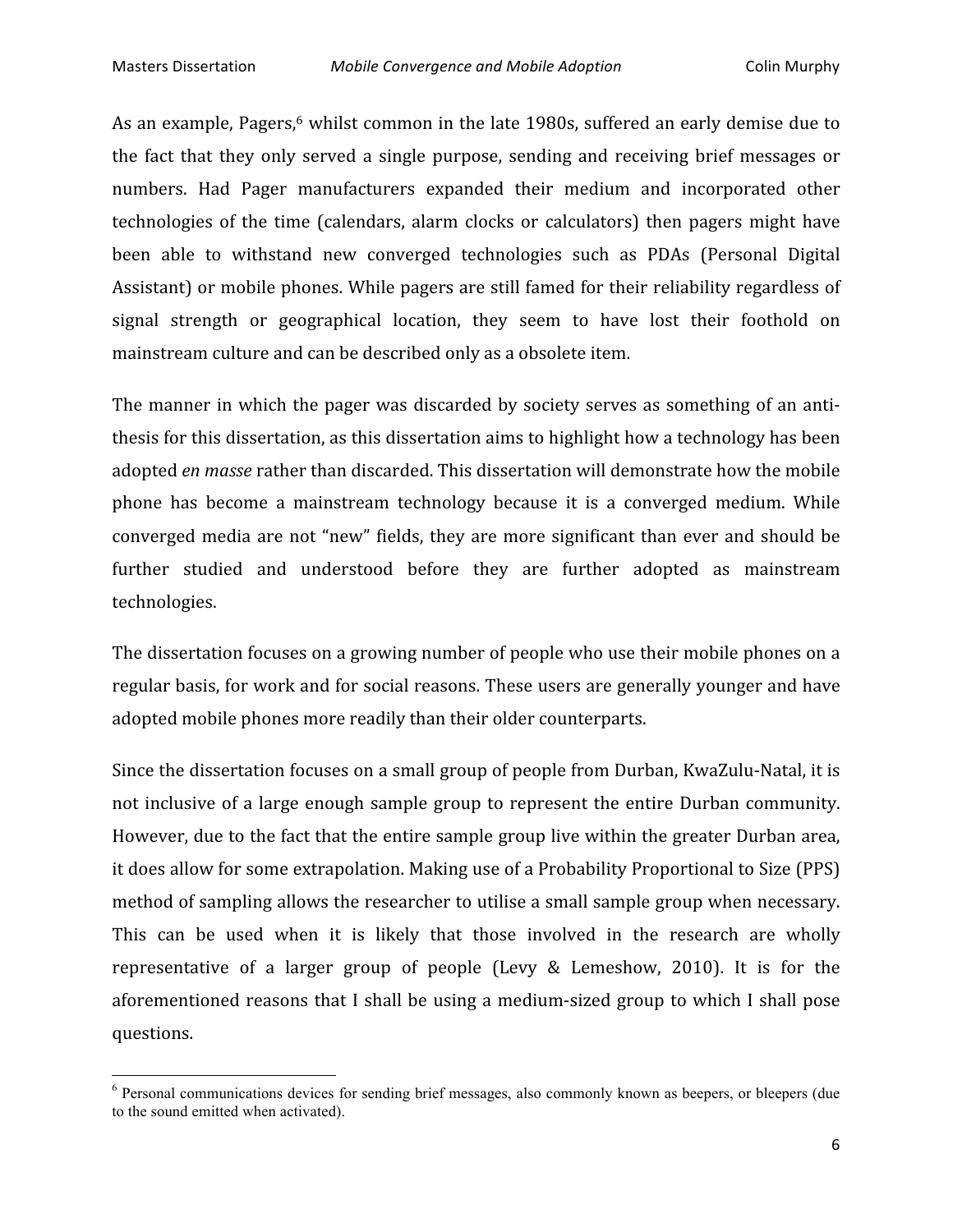As an example, Pagers,[6] whilst common in the late 1980s, suffered an early demise due to the fact that they only served a single purpose, sending and receiving brief messages or numbers. Had Pager manufacturers expanded their medium and incorporated other technologies of the time (calendars, alarm clocks or calculators) then pagers might have been able to withstand new converged technologies such as PDAs (Personal Digital Assistant) or mobile phones. While pagers are still famed for their reliability regardless of signal strength or geographical location, they seem to have lost their foothold on mainstream culture and can be described only as a obsolete item.

The manner in which the pager was discarded by society serves as something of an anti-thesis for this dissertation, as this dissertation aims to highlight how a technology has been adopted *en masse* rather than discarded. This dissertation will demonstrate how the mobile phone has become a mainstream technology because it is a converged medium. While converged media are not "new" fields, they are more significant than ever and should be further studied and understood before they are further adopted as mainstream technologies.

The dissertation focuses on a growing number of people who use their mobile phones on a regular basis, for work and for social reasons. These users are generally younger and have adopted mobile phones more readily than their older counterparts.

Since the dissertation focuses on a small group of people from Durban, KwaZulu-Natal, it is not inclusive of a large enough sample group to represent the entire Durban community. However, due to the fact that the entire sample group live within the greater Durban area, it does allow for some extrapolation. Making use of a Probability Proportional to Size (PPS) method of sampling allows the researcher to utilise a small sample group when necessary. This can be used when it is likely that those involved in the research are wholly representative of a larger group of people (Levy & Lemeshow, 2010). It is for the aforementioned reasons that I shall be using a medium-sized group to which I shall pose questions.

[6] Personal communications devices for sending brief messages, also commonly known as beepers, or bleepers (due to the sound emitted when activated).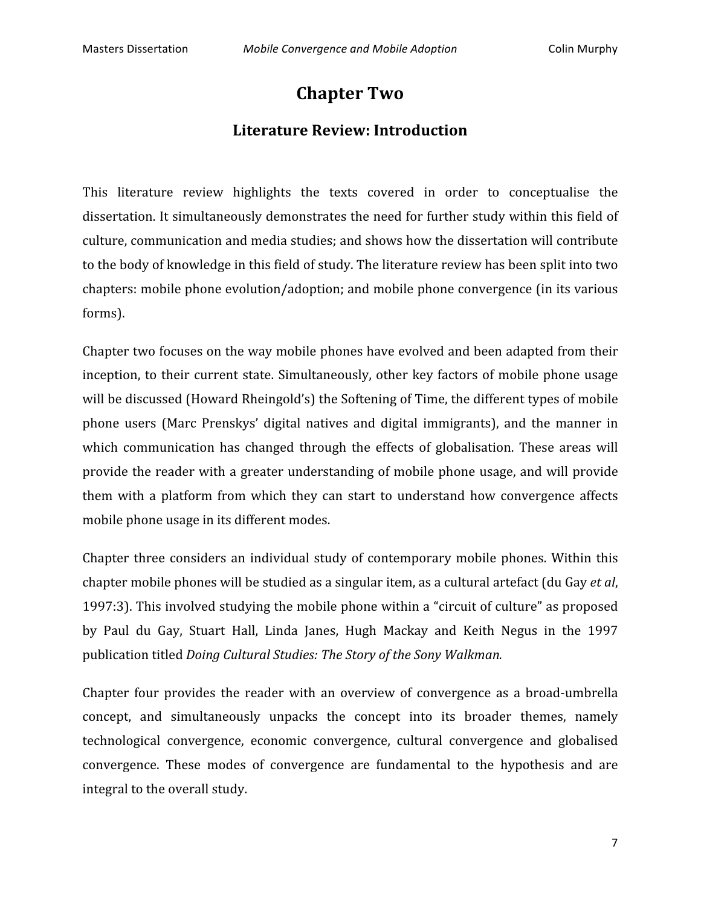# Chapter Two

## Literature Review: Introduction

This literature review highlights the texts covered in order to conceptualise the dissertation. It simultaneously demonstrates the need for further study within this field of culture, communication and media studies; and shows how the dissertation will contribute to the body of knowledge in this field of study. The literature review has been split into two chapters: mobile phone evolution/adoption; and mobile phone convergence (in its various forms).

Chapter two focuses on the way mobile phones have evolved and been adapted from their inception, to their current state. Simultaneously, other key factors of mobile phone usage will be discussed (Howard Rheingold's) the Softening of Time, the different types of mobile phone users (Marc Prenskys' digital natives and digital immigrants), and the manner in which communication has changed through the effects of globalisation. These areas will provide the reader with a greater understanding of mobile phone usage, and will provide them with a platform from which they can start to understand how convergence affects mobile phone usage in its different modes.

Chapter three considers an individual study of contemporary mobile phones. Within this chapter mobile phones will be studied as a singular item, as a cultural artefact (du Gay *et al*, 1997:3). This involved studying the mobile phone within a "circuit of culture" as proposed by Paul du Gay, Stuart Hall, Linda Janes, Hugh Mackay and Keith Negus in the 1997 publication titled *Doing Cultural Studies: The Story of the Sony Walkman.*

Chapter four provides the reader with an overview of convergence as a broad-umbrella concept, and simultaneously unpacks the concept into its broader themes, namely technological convergence, economic convergence, cultural convergence and globalised convergence. These modes of convergence are fundamental to the hypothesis and are integral to the overall study.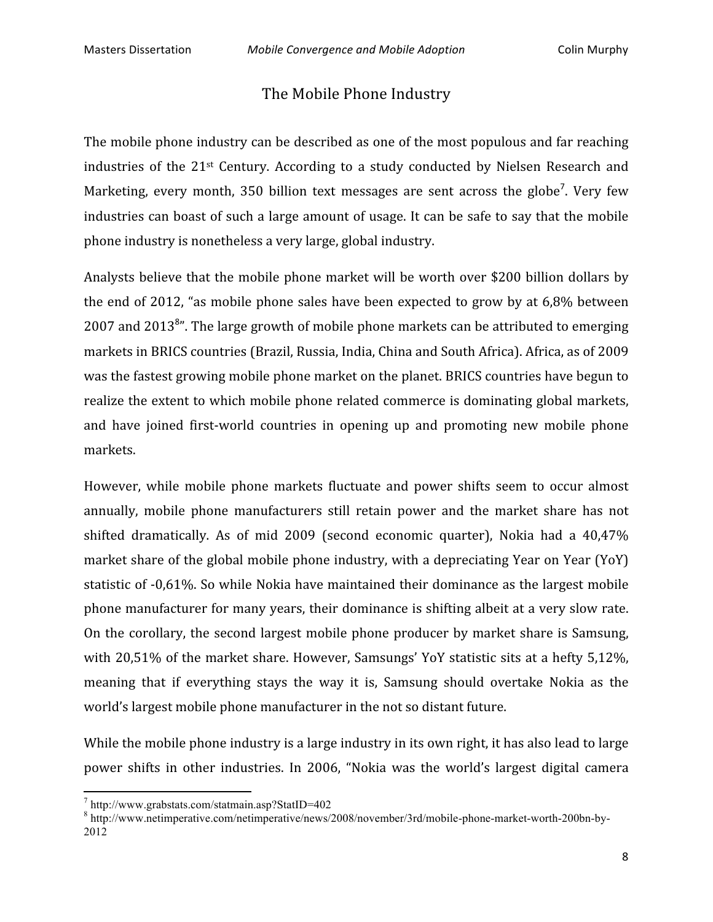# The Mobile Phone Industry

The mobile phone industry can be described as one of the most populous and far reaching industries of the 21st Century. According to a study conducted by Nielsen Research and Marketing, every month, 350 billion text messages are sent across the globe[7]. Very few industries can boast of such a large amount of usage. It can be safe to say that the mobile phone industry is nonetheless a very large, global industry.

Analysts believe that the mobile phone market will be worth over $200 billion dollars by the end of 2012, "as mobile phone sales have been expected to grow by at 6,8% between 2007 and 2013[8]". The large growth of mobile phone markets can be attributed to emerging markets in BRICS countries (Brazil, Russia, India, China and South Africa). Africa, as of 2009 was the fastest growing mobile phone market on the planet. BRICS countries have begun to realize the extent to which mobile phone related commerce is dominating global markets, and have joined first-world countries in opening up and promoting new mobile phone markets.

However, while mobile phone markets fluctuate and power shifts seem to occur almost annually, mobile phone manufacturers still retain power and the market share has not shifted dramatically. As of mid 2009 (second economic quarter), Nokia had a 40,47% market share of the global mobile phone industry, with a depreciating Year on Year (YoY) statistic of -0,61%. So while Nokia have maintained their dominance as the largest mobile phone manufacturer for many years, their dominance is shifting albeit at a very slow rate. On the corollary, the second largest mobile phone producer by market share is Samsung, with 20,51% of the market share. However, Samsungs' YoY statistic sits at a hefty 5,12%, meaning that if everything stays the way it is, Samsung should overtake Nokia as the world's largest mobile phone manufacturer in the not so distant future.

While the mobile phone industry is a large industry in its own right, it has also lead to large power shifts in other industries. In 2006, "Nokia was the world's largest digital camera

---

[7] http://www.grabstats.com/statmain.asp?StatID=402

[8] http://www.netimperative.com/netimperative/news/2008/november/3rd/mobile-phone-market-worth-200bn-by-2012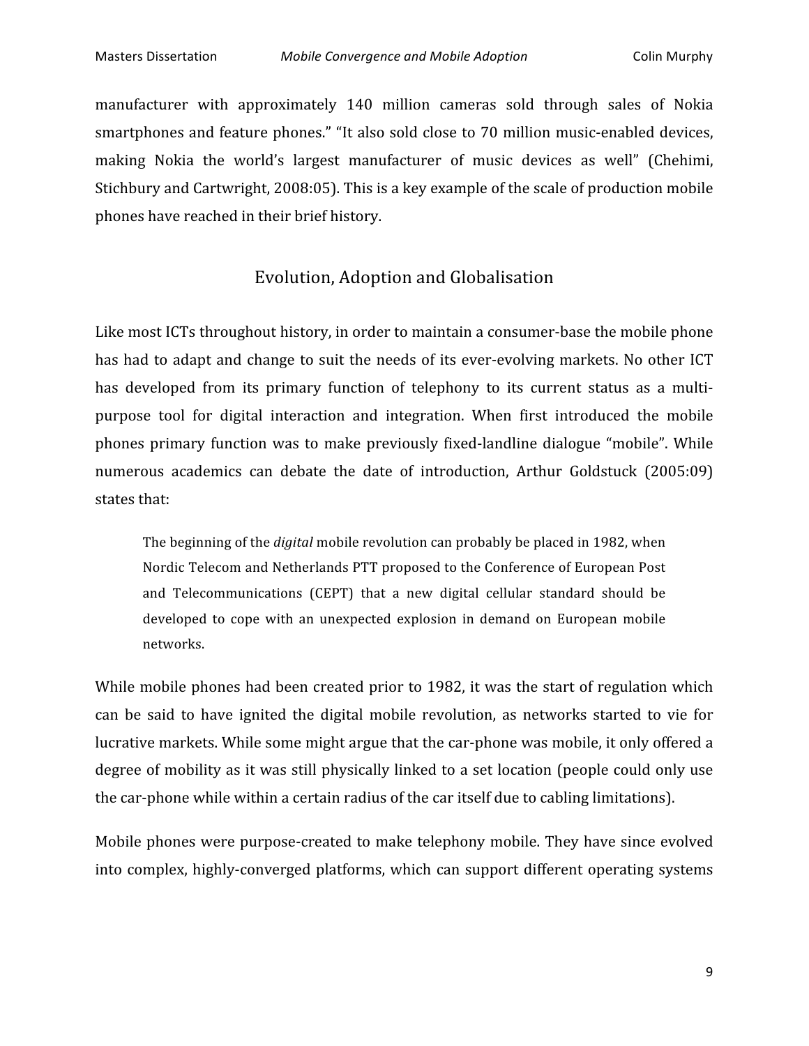manufacturer with approximately 140 million cameras sold through sales of Nokia smartphones and feature phones." "It also sold close to 70 million music-enabled devices, making Nokia the world's largest manufacturer of music devices as well" (Chehimi, Stichbury and Cartwright, 2008:05). This is a key example of the scale of production mobile phones have reached in their brief history.

## Evolution, Adoption and Globalisation

Like most ICTs throughout history, in order to maintain a consumer-base the mobile phone has had to adapt and change to suit the needs of its ever-evolving markets. No other ICT has developed from its primary function of telephony to its current status as a multi-purpose tool for digital interaction and integration. When first introduced the mobile phones primary function was to make previously fixed-landline dialogue "mobile". While numerous academics can debate the date of introduction, Arthur Goldstuck (2005:09) states that:

> The beginning of the *digital* mobile revolution can probably be placed in 1982, when Nordic Telecom and Netherlands PTT proposed to the Conference of European Post and Telecommunications (CEPT) that a new digital cellular standard should be developed to cope with an unexpected explosion in demand on European mobile networks.

While mobile phones had been created prior to 1982, it was the start of regulation which can be said to have ignited the digital mobile revolution, as networks started to vie for lucrative markets. While some might argue that the car-phone was mobile, it only offered a degree of mobility as it was still physically linked to a set location (people could only use the car-phone while within a certain radius of the car itself due to cabling limitations).

Mobile phones were purpose-created to make telephony mobile. They have since evolved into complex, highly-converged platforms, which can support different operating systems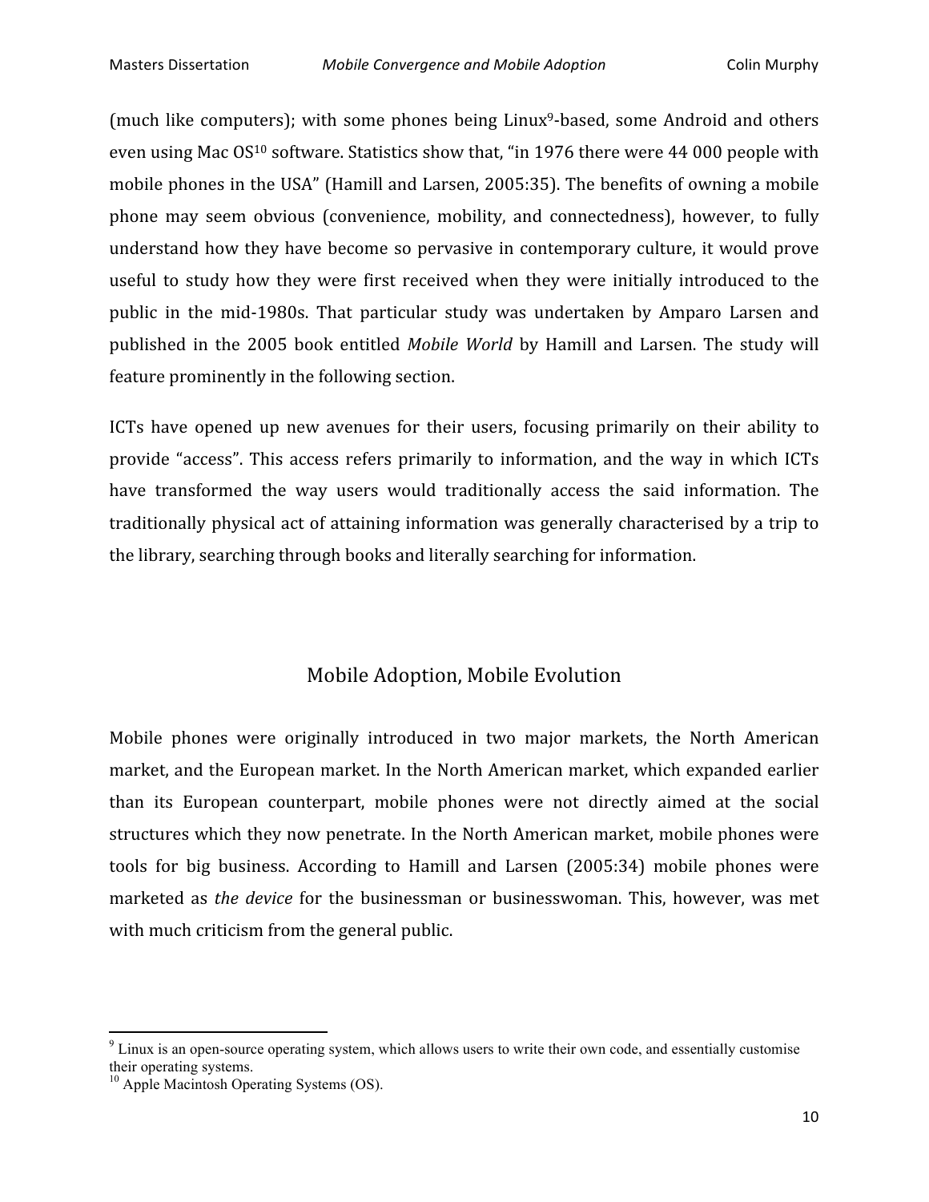(much like computers); with some phones being Linux[9]-based, some Android and others even using Mac OS[10] software. Statistics show that, "in 1976 there were 44 000 people with mobile phones in the USA" (Hamill and Larsen, 2005:35). The benefits of owning a mobile phone may seem obvious (convenience, mobility, and connectedness), however, to fully understand how they have become so pervasive in contemporary culture, it would prove useful to study how they were first received when they were initially introduced to the public in the mid-1980s. That particular study was undertaken by Amparo Larsen and published in the 2005 book entitled *Mobile World* by Hamill and Larsen. The study will feature prominently in the following section.

ICTs have opened up new avenues for their users, focusing primarily on their ability to provide "access". This access refers primarily to information, and the way in which ICTs have transformed the way users would traditionally access the said information. The traditionally physical act of attaining information was generally characterised by a trip to the library, searching through books and literally searching for information.

## Mobile Adoption, Mobile Evolution

Mobile phones were originally introduced in two major markets, the North American market, and the European market. In the North American market, which expanded earlier than its European counterpart, mobile phones were not directly aimed at the social structures which they now penetrate. In the North American market, mobile phones were tools for big business. According to Hamill and Larsen (2005:34) mobile phones were marketed as *the device* for the businessman or businesswoman. This, however, was met with much criticism from the general public.

---

[9] Linux is an open-source operating system, which allows users to write their own code, and essentially customise their operating systems.

[10] Apple Macintosh Operating Systems (OS).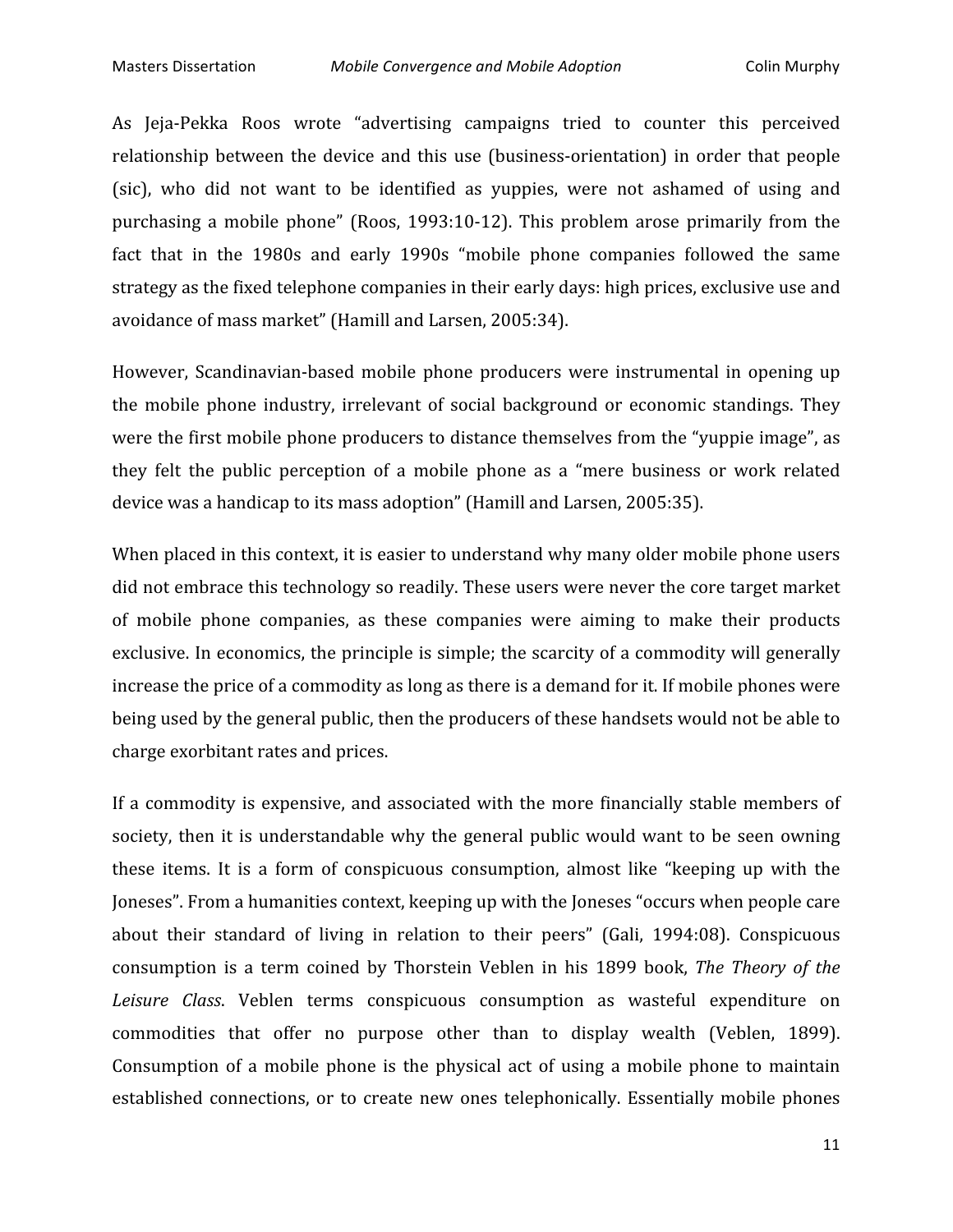As Jeja-Pekka Roos wrote "advertising campaigns tried to counter this perceived relationship between the device and this use (business-orientation) in order that people (sic), who did not want to be identified as yuppies, were not ashamed of using and purchasing a mobile phone" (Roos, 1993:10-12). This problem arose primarily from the fact that in the 1980s and early 1990s "mobile phone companies followed the same strategy as the fixed telephone companies in their early days: high prices, exclusive use and avoidance of mass market" (Hamill and Larsen, 2005:34).

However, Scandinavian-based mobile phone producers were instrumental in opening up the mobile phone industry, irrelevant of social background or economic standings. They were the first mobile phone producers to distance themselves from the "yuppie image", as they felt the public perception of a mobile phone as a "mere business or work related device was a handicap to its mass adoption" (Hamill and Larsen, 2005:35).

When placed in this context, it is easier to understand why many older mobile phone users did not embrace this technology so readily. These users were never the core target market of mobile phone companies, as these companies were aiming to make their products exclusive. In economics, the principle is simple; the scarcity of a commodity will generally increase the price of a commodity as long as there is a demand for it. If mobile phones were being used by the general public, then the producers of these handsets would not be able to charge exorbitant rates and prices.

If a commodity is expensive, and associated with the more financially stable members of society, then it is understandable why the general public would want to be seen owning these items. It is a form of conspicuous consumption, almost like "keeping up with the Joneses". From a humanities context, keeping up with the Joneses "occurs when people care about their standard of living in relation to their peers" (Gali, 1994:08). Conspicuous consumption is a term coined by Thorstein Veblen in his 1899 book, *The Theory of the Leisure Class*. Veblen terms conspicuous consumption as wasteful expenditure on commodities that offer no purpose other than to display wealth (Veblen, 1899). Consumption of a mobile phone is the physical act of using a mobile phone to maintain established connections, or to create new ones telephonically. Essentially mobile phones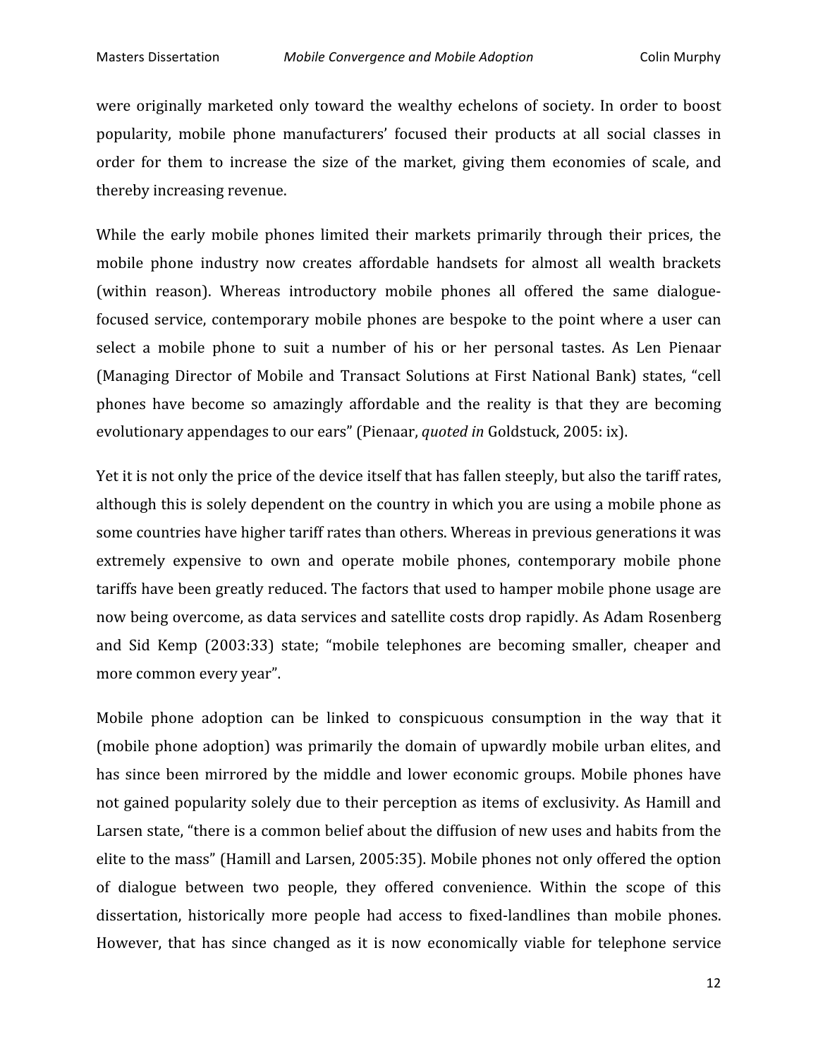were originally marketed only toward the wealthy echelons of society. In order to boost popularity, mobile phone manufacturers' focused their products at all social classes in order for them to increase the size of the market, giving them economies of scale, and thereby increasing revenue.

While the early mobile phones limited their markets primarily through their prices, the mobile phone industry now creates affordable handsets for almost all wealth brackets (within reason). Whereas introductory mobile phones all offered the same dialogue-focused service, contemporary mobile phones are bespoke to the point where a user can select a mobile phone to suit a number of his or her personal tastes. As Len Pienaar (Managing Director of Mobile and Transact Solutions at First National Bank) states, "cell phones have become so amazingly affordable and the reality is that they are becoming evolutionary appendages to our ears" (Pienaar, *quoted in* Goldstuck, 2005: ix).

Yet it is not only the price of the device itself that has fallen steeply, but also the tariff rates, although this is solely dependent on the country in which you are using a mobile phone as some countries have higher tariff rates than others. Whereas in previous generations it was extremely expensive to own and operate mobile phones, contemporary mobile phone tariffs have been greatly reduced. The factors that used to hamper mobile phone usage are now being overcome, as data services and satellite costs drop rapidly. As Adam Rosenberg and Sid Kemp (2003:33) state; "mobile telephones are becoming smaller, cheaper and more common every year".

Mobile phone adoption can be linked to conspicuous consumption in the way that it (mobile phone adoption) was primarily the domain of upwardly mobile urban elites, and has since been mirrored by the middle and lower economic groups. Mobile phones have not gained popularity solely due to their perception as items of exclusivity. As Hamill and Larsen state, "there is a common belief about the diffusion of new uses and habits from the elite to the mass" (Hamill and Larsen, 2005:35). Mobile phones not only offered the option of dialogue between two people, they offered convenience. Within the scope of this dissertation, historically more people had access to fixed-landlines than mobile phones. However, that has since changed as it is now economically viable for telephone service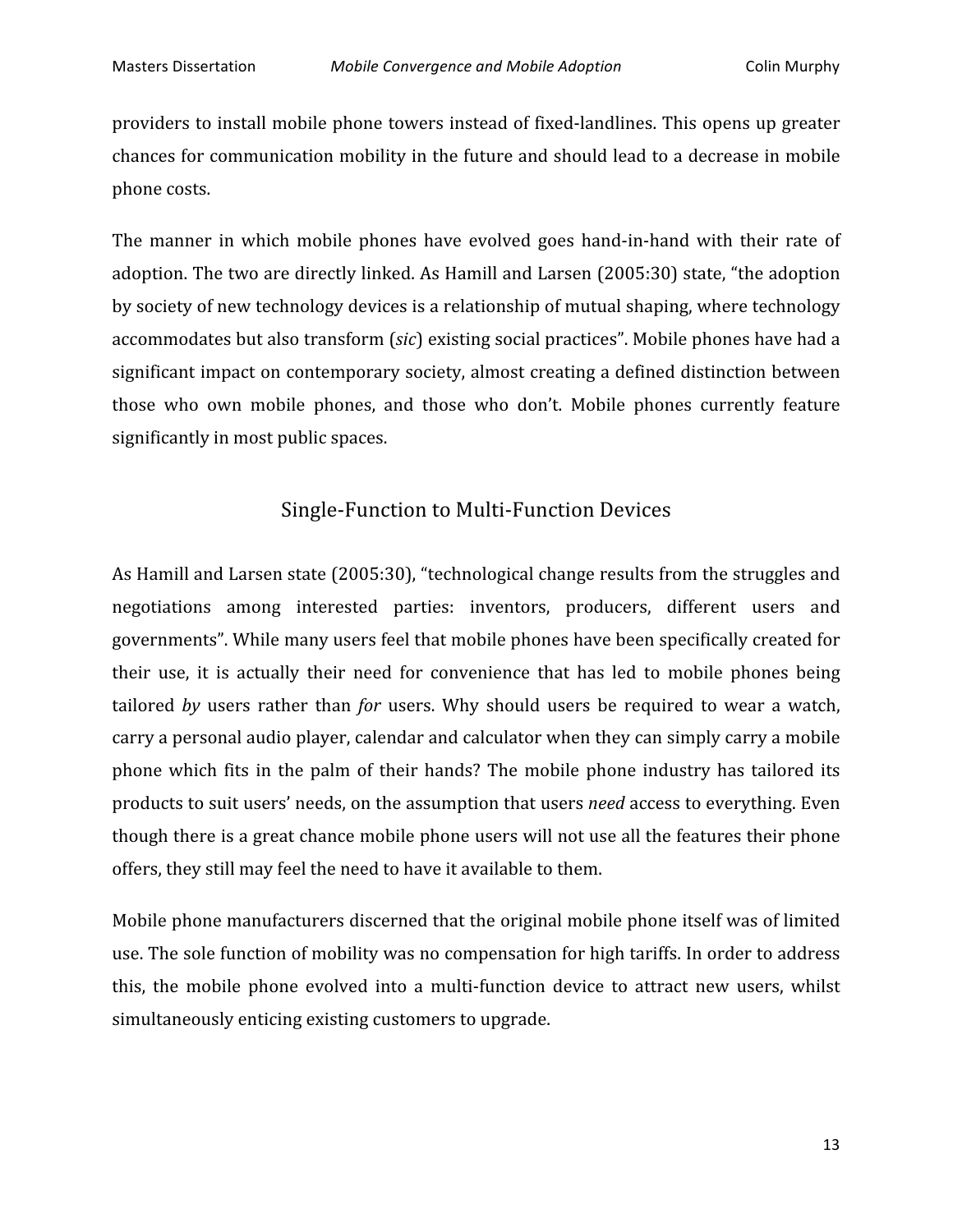providers to install mobile phone towers instead of fixed-landlines. This opens up greater chances for communication mobility in the future and should lead to a decrease in mobile phone costs.

The manner in which mobile phones have evolved goes hand-in-hand with their rate of adoption. The two are directly linked. As Hamill and Larsen (2005:30) state, "the adoption by society of new technology devices is a relationship of mutual shaping, where technology accommodates but also transform (*sic*) existing social practices". Mobile phones have had a significant impact on contemporary society, almost creating a defined distinction between those who own mobile phones, and those who don't. Mobile phones currently feature significantly in most public spaces.

## Single-Function to Multi-Function Devices

As Hamill and Larsen state (2005:30), "technological change results from the struggles and negotiations among interested parties: inventors, producers, different users and governments". While many users feel that mobile phones have been specifically created for their use, it is actually their need for convenience that has led to mobile phones being tailored *by* users rather than *for* users. Why should users be required to wear a watch, carry a personal audio player, calendar and calculator when they can simply carry a mobile phone which fits in the palm of their hands? The mobile phone industry has tailored its products to suit users' needs, on the assumption that users *need* access to everything. Even though there is a great chance mobile phone users will not use all the features their phone offers, they still may feel the need to have it available to them.

Mobile phone manufacturers discerned that the original mobile phone itself was of limited use. The sole function of mobility was no compensation for high tariffs. In order to address this, the mobile phone evolved into a multi-function device to attract new users, whilst simultaneously enticing existing customers to upgrade.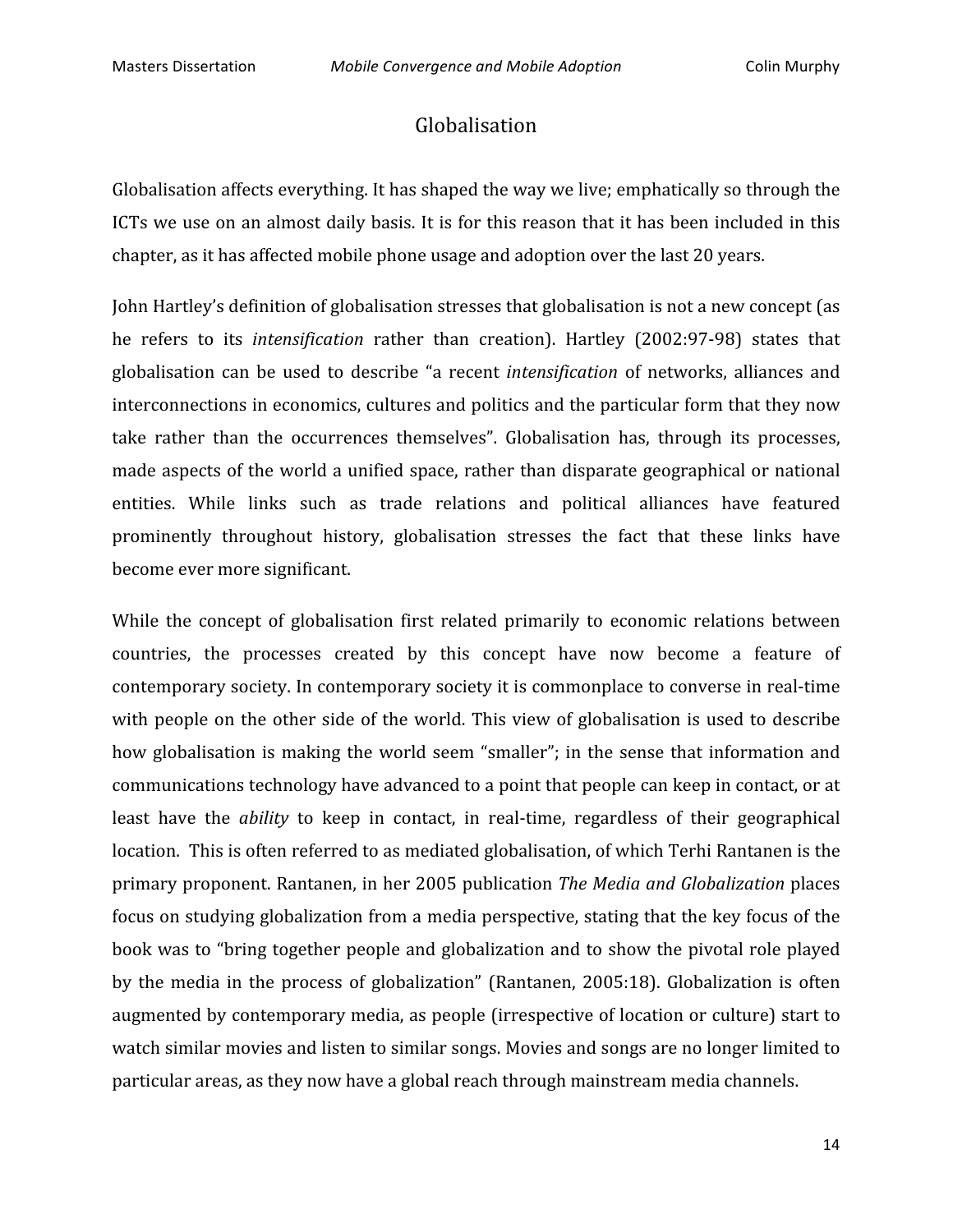## Globalisation

Globalisation affects everything. It has shaped the way we live; emphatically so through the ICTs we use on an almost daily basis. It is for this reason that it has been included in this chapter, as it has affected mobile phone usage and adoption over the last 20 years.

John Hartley's definition of globalisation stresses that globalisation is not a new concept (as he refers to its *intensification* rather than creation). Hartley (2002:97-98) states that globalisation can be used to describe "a recent *intensification* of networks, alliances and interconnections in economics, cultures and politics and the particular form that they now take rather than the occurrences themselves". Globalisation has, through its processes, made aspects of the world a unified space, rather than disparate geographical or national entities. While links such as trade relations and political alliances have featured prominently throughout history, globalisation stresses the fact that these links have become ever more significant.

While the concept of globalisation first related primarily to economic relations between countries, the processes created by this concept have now become a feature of contemporary society. In contemporary society it is commonplace to converse in real-time with people on the other side of the world. This view of globalisation is used to describe how globalisation is making the world seem "smaller"; in the sense that information and communications technology have advanced to a point that people can keep in contact, or at least have the *ability* to keep in contact, in real-time, regardless of their geographical location. This is often referred to as mediated globalisation, of which Terhi Rantanen is the primary proponent. Rantanen, in her 2005 publication *The Media and Globalization* places focus on studying globalization from a media perspective, stating that the key focus of the book was to "bring together people and globalization and to show the pivotal role played by the media in the process of globalization" (Rantanen, 2005:18). Globalization is often augmented by contemporary media, as people (irrespective of location or culture) start to watch similar movies and listen to similar songs. Movies and songs are no longer limited to particular areas, as they now have a global reach through mainstream media channels.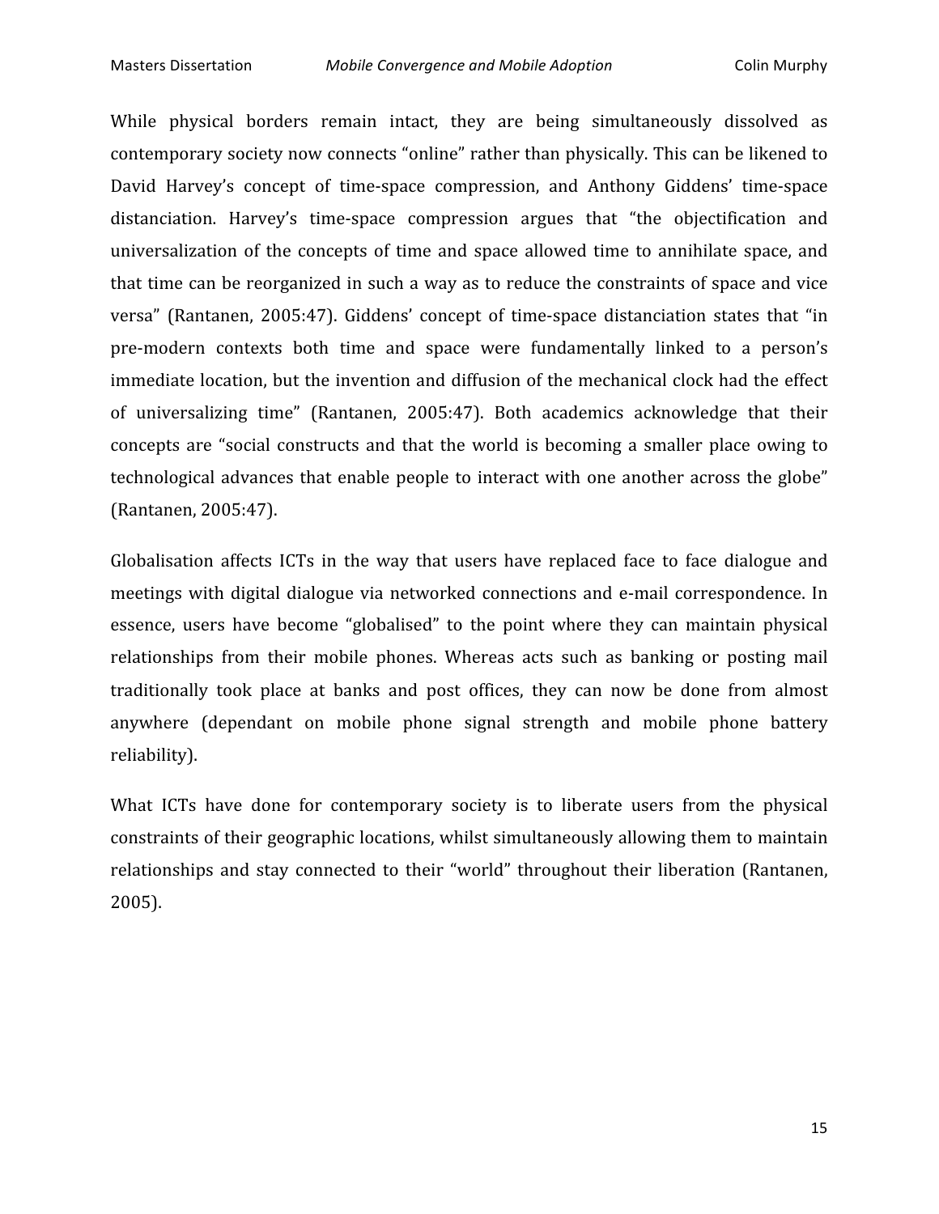While physical borders remain intact, they are being simultaneously dissolved as contemporary society now connects "online" rather than physically. This can be likened to David Harvey's concept of time-space compression, and Anthony Giddens' time-space distanciation. Harvey's time-space compression argues that "the objectification and universalization of the concepts of time and space allowed time to annihilate space, and that time can be reorganized in such a way as to reduce the constraints of space and vice versa" (Rantanen, 2005:47). Giddens' concept of time-space distanciation states that "in pre-modern contexts both time and space were fundamentally linked to a person's immediate location, but the invention and diffusion of the mechanical clock had the effect of universalizing time" (Rantanen, 2005:47). Both academics acknowledge that their concepts are "social constructs and that the world is becoming a smaller place owing to technological advances that enable people to interact with one another across the globe" (Rantanen, 2005:47).

Globalisation affects ICTs in the way that users have replaced face to face dialogue and meetings with digital dialogue via networked connections and e-mail correspondence. In essence, users have become "globalised" to the point where they can maintain physical relationships from their mobile phones. Whereas acts such as banking or posting mail traditionally took place at banks and post offices, they can now be done from almost anywhere (dependant on mobile phone signal strength and mobile phone battery reliability).

What ICTs have done for contemporary society is to liberate users from the physical constraints of their geographic locations, whilst simultaneously allowing them to maintain relationships and stay connected to their "world" throughout their liberation (Rantanen, 2005).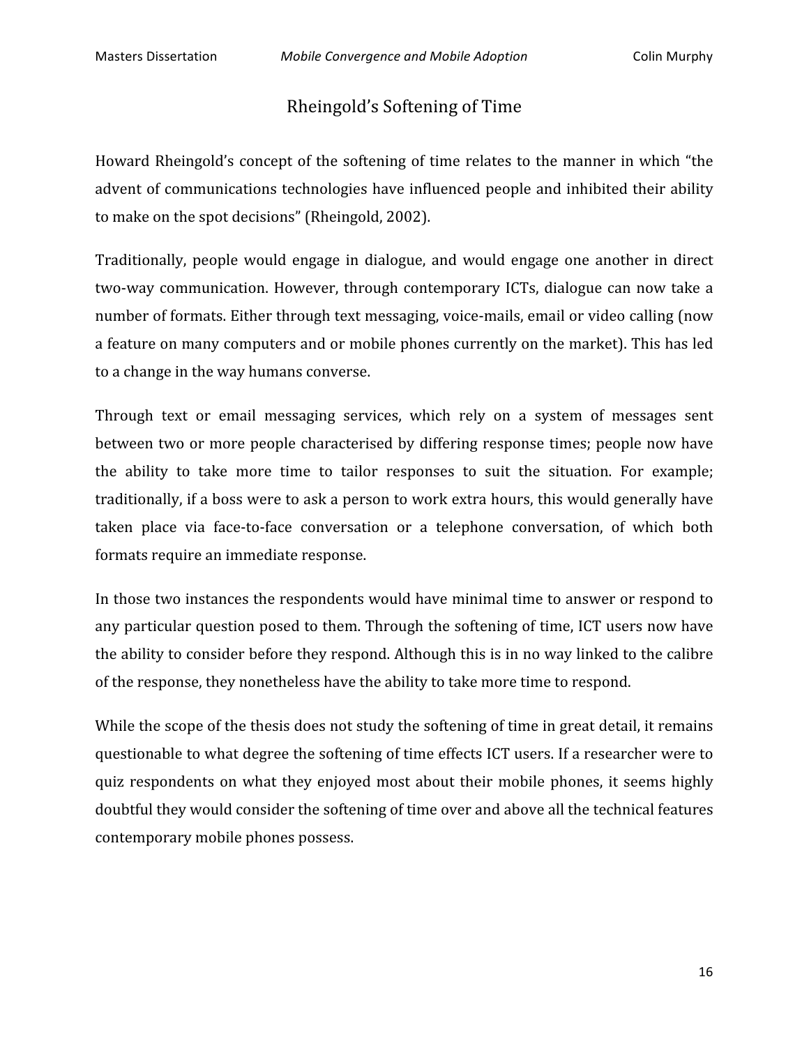## Rheingold's Softening of Time

Howard Rheingold's concept of the softening of time relates to the manner in which "the advent of communications technologies have influenced people and inhibited their ability to make on the spot decisions" (Rheingold, 2002).

Traditionally, people would engage in dialogue, and would engage one another in direct two-way communication. However, through contemporary ICTs, dialogue can now take a number of formats. Either through text messaging, voice-mails, email or video calling (now a feature on many computers and or mobile phones currently on the market). This has led to a change in the way humans converse.

Through text or email messaging services, which rely on a system of messages sent between two or more people characterised by differing response times; people now have the ability to take more time to tailor responses to suit the situation. For example; traditionally, if a boss were to ask a person to work extra hours, this would generally have taken place via face-to-face conversation or a telephone conversation, of which both formats require an immediate response.

In those two instances the respondents would have minimal time to answer or respond to any particular question posed to them. Through the softening of time, ICT users now have the ability to consider before they respond. Although this is in no way linked to the calibre of the response, they nonetheless have the ability to take more time to respond.

While the scope of the thesis does not study the softening of time in great detail, it remains questionable to what degree the softening of time effects ICT users. If a researcher were to quiz respondents on what they enjoyed most about their mobile phones, it seems highly doubtful they would consider the softening of time over and above all the technical features contemporary mobile phones possess.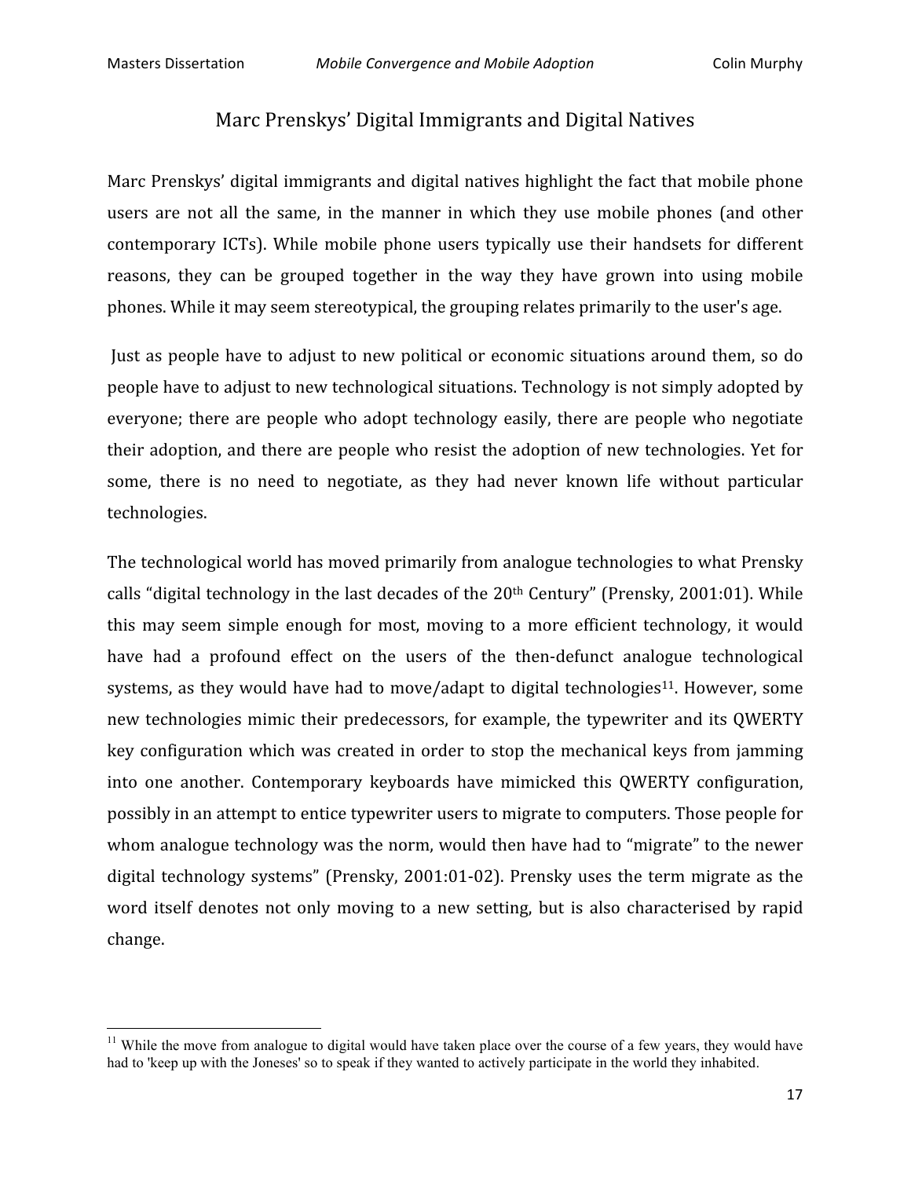## Marc Prenskys' Digital Immigrants and Digital Natives

Marc Prenskys' digital immigrants and digital natives highlight the fact that mobile phone users are not all the same, in the manner in which they use mobile phones (and other contemporary ICTs). While mobile phone users typically use their handsets for different reasons, they can be grouped together in the way they have grown into using mobile phones. While it may seem stereotypical, the grouping relates primarily to the user's age.

Just as people have to adjust to new political or economic situations around them, so do people have to adjust to new technological situations. Technology is not simply adopted by everyone; there are people who adopt technology easily, there are people who negotiate their adoption, and there are people who resist the adoption of new technologies. Yet for some, there is no need to negotiate, as they had never known life without particular technologies.

The technological world has moved primarily from analogue technologies to what Prensky calls "digital technology in the last decades of the 20th Century" (Prensky, 2001:01). While this may seem simple enough for most, moving to a more efficient technology, it would have had a profound effect on the users of the then-defunct analogue technological systems, as they would have had to move/adapt to digital technologies[11]. However, some new technologies mimic their predecessors, for example, the typewriter and its QWERTY key configuration which was created in order to stop the mechanical keys from jamming into one another. Contemporary keyboards have mimicked this QWERTY configuration, possibly in an attempt to entice typewriter users to migrate to computers. Those people for whom analogue technology was the norm, would then have had to "migrate" to the newer digital technology systems" (Prensky, 2001:01-02). Prensky uses the term migrate as the word itself denotes not only moving to a new setting, but is also characterised by rapid change.

---

[11] While the move from analogue to digital would have taken place over the course of a few years, they would have had to 'keep up with the Joneses' so to speak if they wanted to actively participate in the world they inhabited.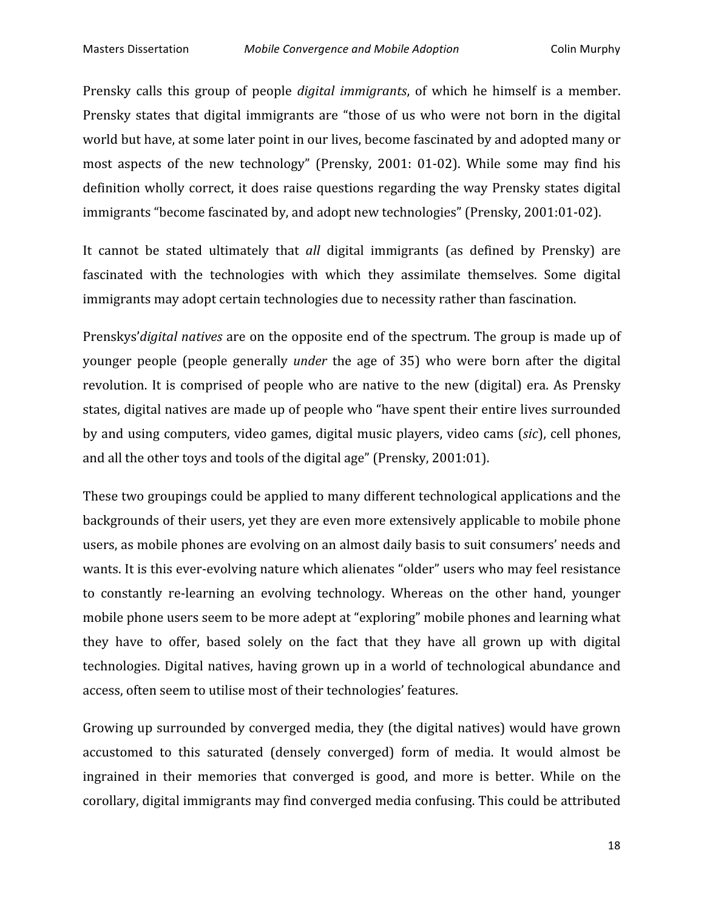Prensky calls this group of people *digital immigrants*, of which he himself is a member. Prensky states that digital immigrants are "those of us who were not born in the digital world but have, at some later point in our lives, become fascinated by and adopted many or most aspects of the new technology" (Prensky, 2001: 01-02). While some may find his definition wholly correct, it does raise questions regarding the way Prensky states digital immigrants "become fascinated by, and adopt new technologies" (Prensky, 2001:01-02).

It cannot be stated ultimately that *all* digital immigrants (as defined by Prensky) are fascinated with the technologies with which they assimilate themselves. Some digital immigrants may adopt certain technologies due to necessity rather than fascination.

Prenskys'*digital natives* are on the opposite end of the spectrum. The group is made up of younger people (people generally *under* the age of 35) who were born after the digital revolution. It is comprised of people who are native to the new (digital) era. As Prensky states, digital natives are made up of people who "have spent their entire lives surrounded by and using computers, video games, digital music players, video cams (*sic*), cell phones, and all the other toys and tools of the digital age" (Prensky, 2001:01).

These two groupings could be applied to many different technological applications and the backgrounds of their users, yet they are even more extensively applicable to mobile phone users, as mobile phones are evolving on an almost daily basis to suit consumers' needs and wants. It is this ever-evolving nature which alienates "older" users who may feel resistance to constantly re-learning an evolving technology. Whereas on the other hand, younger mobile phone users seem to be more adept at "exploring" mobile phones and learning what they have to offer, based solely on the fact that they have all grown up with digital technologies. Digital natives, having grown up in a world of technological abundance and access, often seem to utilise most of their technologies' features.

Growing up surrounded by converged media, they (the digital natives) would have grown accustomed to this saturated (densely converged) form of media. It would almost be ingrained in their memories that converged is good, and more is better. While on the corollary, digital immigrants may find converged media confusing. This could be attributed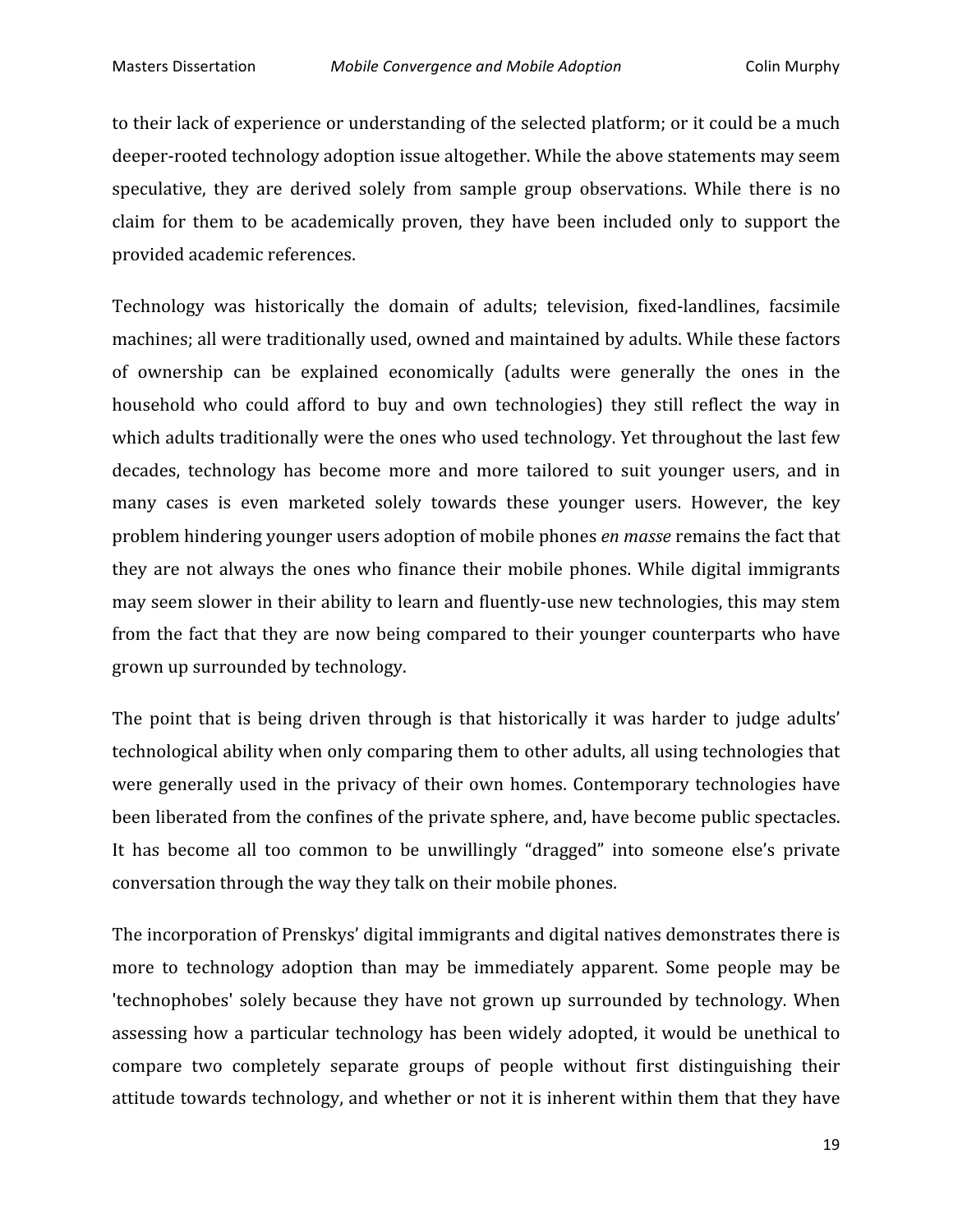to their lack of experience or understanding of the selected platform; or it could be a much deeper-rooted technology adoption issue altogether. While the above statements may seem speculative, they are derived solely from sample group observations. While there is no claim for them to be academically proven, they have been included only to support the provided academic references.

Technology was historically the domain of adults; television, fixed-landlines, facsimile machines; all were traditionally used, owned and maintained by adults. While these factors of ownership can be explained economically (adults were generally the ones in the household who could afford to buy and own technologies) they still reflect the way in which adults traditionally were the ones who used technology. Yet throughout the last few decades, technology has become more and more tailored to suit younger users, and in many cases is even marketed solely towards these younger users. However, the key problem hindering younger users adoption of mobile phones *en masse* remains the fact that they are not always the ones who finance their mobile phones. While digital immigrants may seem slower in their ability to learn and fluently-use new technologies, this may stem from the fact that they are now being compared to their younger counterparts who have grown up surrounded by technology.

The point that is being driven through is that historically it was harder to judge adults' technological ability when only comparing them to other adults, all using technologies that were generally used in the privacy of their own homes. Contemporary technologies have been liberated from the confines of the private sphere, and, have become public spectacles. It has become all too common to be unwillingly "dragged" into someone else's private conversation through the way they talk on their mobile phones.

The incorporation of Prenskys' digital immigrants and digital natives demonstrates there is more to technology adoption than may be immediately apparent. Some people may be 'technophobes' solely because they have not grown up surrounded by technology. When assessing how a particular technology has been widely adopted, it would be unethical to compare two completely separate groups of people without first distinguishing their attitude towards technology, and whether or not it is inherent within them that they have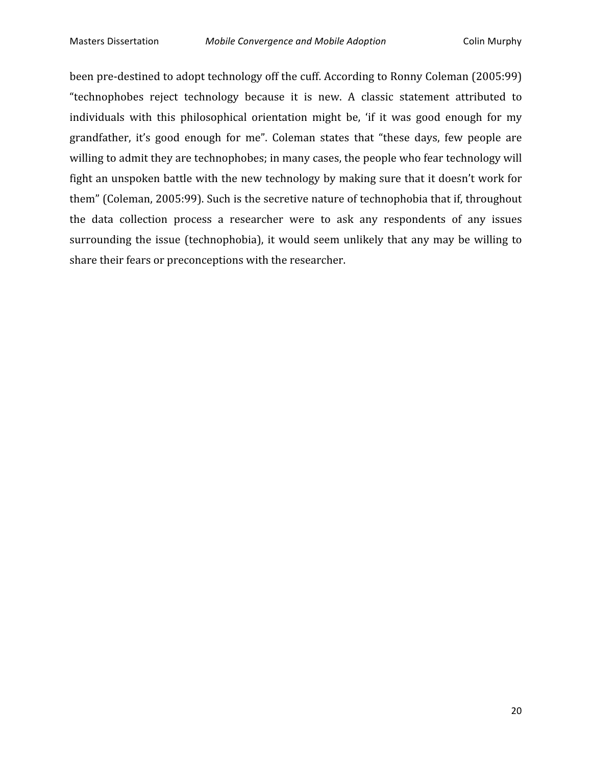been pre-destined to adopt technology off the cuff. According to Ronny Coleman (2005:99) “technophobes reject technology because it is new. A classic statement attributed to individuals with this philosophical orientation might be, ‘if it was good enough for my grandfather, it’s good enough for me”. Coleman states that “these days, few people are willing to admit they are technophobes; in many cases, the people who fear technology will fight an unspoken battle with the new technology by making sure that it doesn’t work for them” (Coleman, 2005:99). Such is the secretive nature of technophobia that if, throughout the data collection process a researcher were to ask any respondents of any issues surrounding the issue (technophobia), it would seem unlikely that any may be willing to share their fears or preconceptions with the researcher.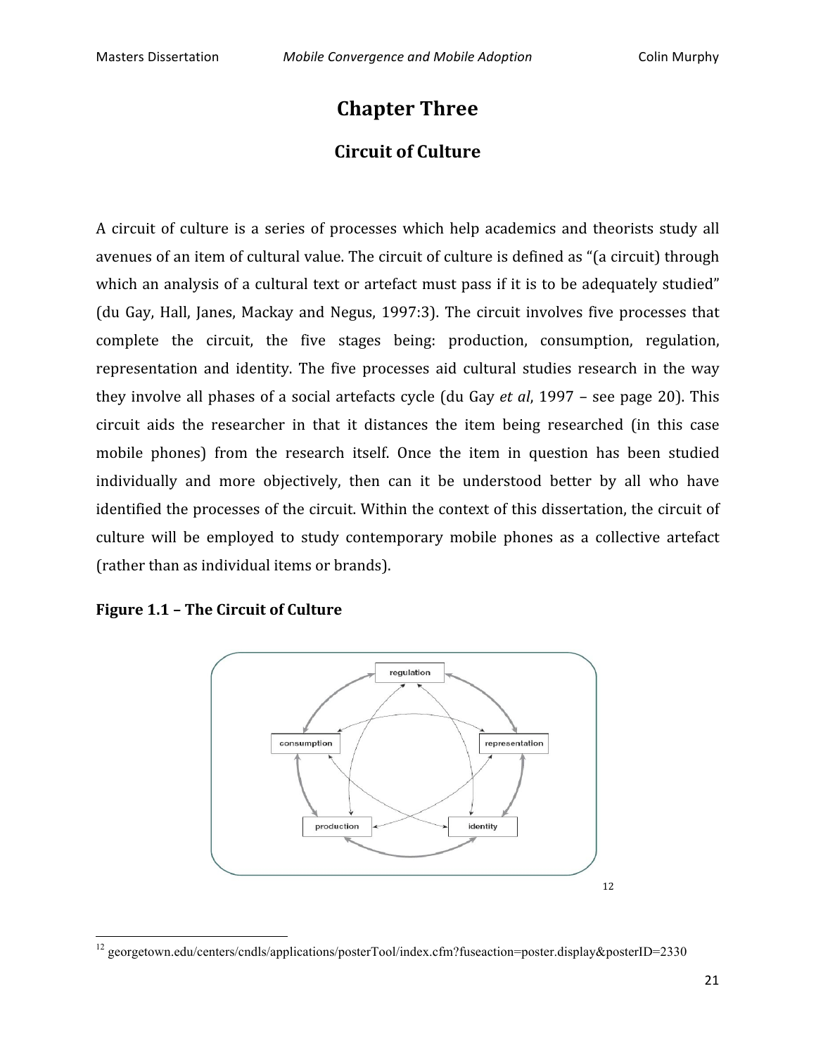# Chapter Three

## Circuit of Culture

A circuit of culture is a series of processes which help academics and theorists study all avenues of an item of cultural value. The circuit of culture is defined as "(a circuit) through which an analysis of a cultural text or artefact must pass if it is to be adequately studied" (du Gay, Hall, Janes, Mackay and Negus, 1997:3). The circuit involves five processes that complete the circuit, the five stages being: production, consumption, regulation, representation and identity. The five processes aid cultural studies research in the way they involve all phases of a social artefacts cycle (du Gay *et al*, 1997 – see page 20). This circuit aids the researcher in that it distances the item being researched (in this case mobile phones) from the research itself. Once the item in question has been studied individually and more objectively, then can it be understood better by all who have identified the processes of the circuit. Within the context of this dissertation, the circuit of culture will be employed to study contemporary mobile phones as a collective artefact (rather than as individual items or brands).

**Figure 1.1 – The Circuit of Culture**

regulation, consumption, representation, production, identity

[12]

---

[12] georgetown.edu/centers/cndls/applications/posterTool/index.cfm?fuseaction=poster.display&posterID=2330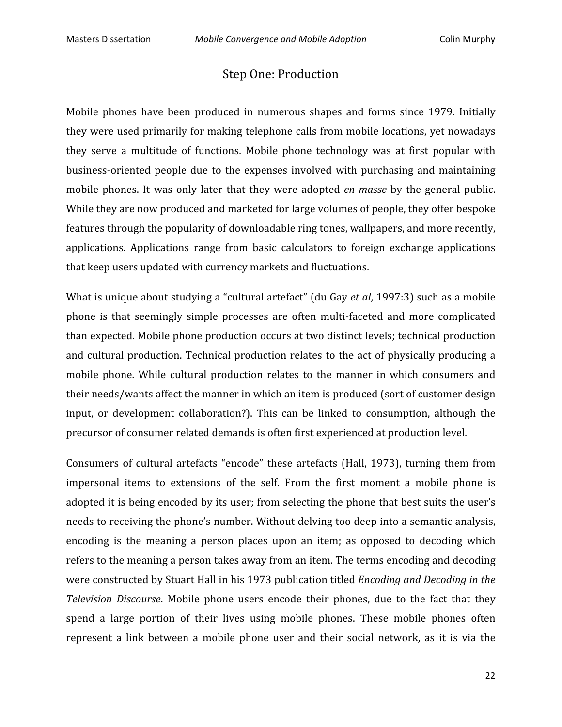## Step One: Production

Mobile phones have been produced in numerous shapes and forms since 1979. Initially they were used primarily for making telephone calls from mobile locations, yet nowadays they serve a multitude of functions. Mobile phone technology was at first popular with business-oriented people due to the expenses involved with purchasing and maintaining mobile phones. It was only later that they were adopted *en masse* by the general public. While they are now produced and marketed for large volumes of people, they offer bespoke features through the popularity of downloadable ring tones, wallpapers, and more recently, applications. Applications range from basic calculators to foreign exchange applications that keep users updated with currency markets and fluctuations.

What is unique about studying a "cultural artefact" (du Gay *et al*, 1997:3) such as a mobile phone is that seemingly simple processes are often multi-faceted and more complicated than expected. Mobile phone production occurs at two distinct levels; technical production and cultural production. Technical production relates to the act of physically producing a mobile phone. While cultural production relates to the manner in which consumers and their needs/wants affect the manner in which an item is produced (sort of customer design input, or development collaboration?). This can be linked to consumption, although the precursor of consumer related demands is often first experienced at production level.

Consumers of cultural artefacts "encode" these artefacts (Hall, 1973), turning them from impersonal items to extensions of the self. From the first moment a mobile phone is adopted it is being encoded by its user; from selecting the phone that best suits the user's needs to receiving the phone's number. Without delving too deep into a semantic analysis, encoding is the meaning a person places upon an item; as opposed to decoding which refers to the meaning a person takes away from an item. The terms encoding and decoding were constructed by Stuart Hall in his 1973 publication titled *Encoding and Decoding in the Television Discourse*. Mobile phone users encode their phones, due to the fact that they spend a large portion of their lives using mobile phones. These mobile phones often represent a link between a mobile phone user and their social network, as it is via the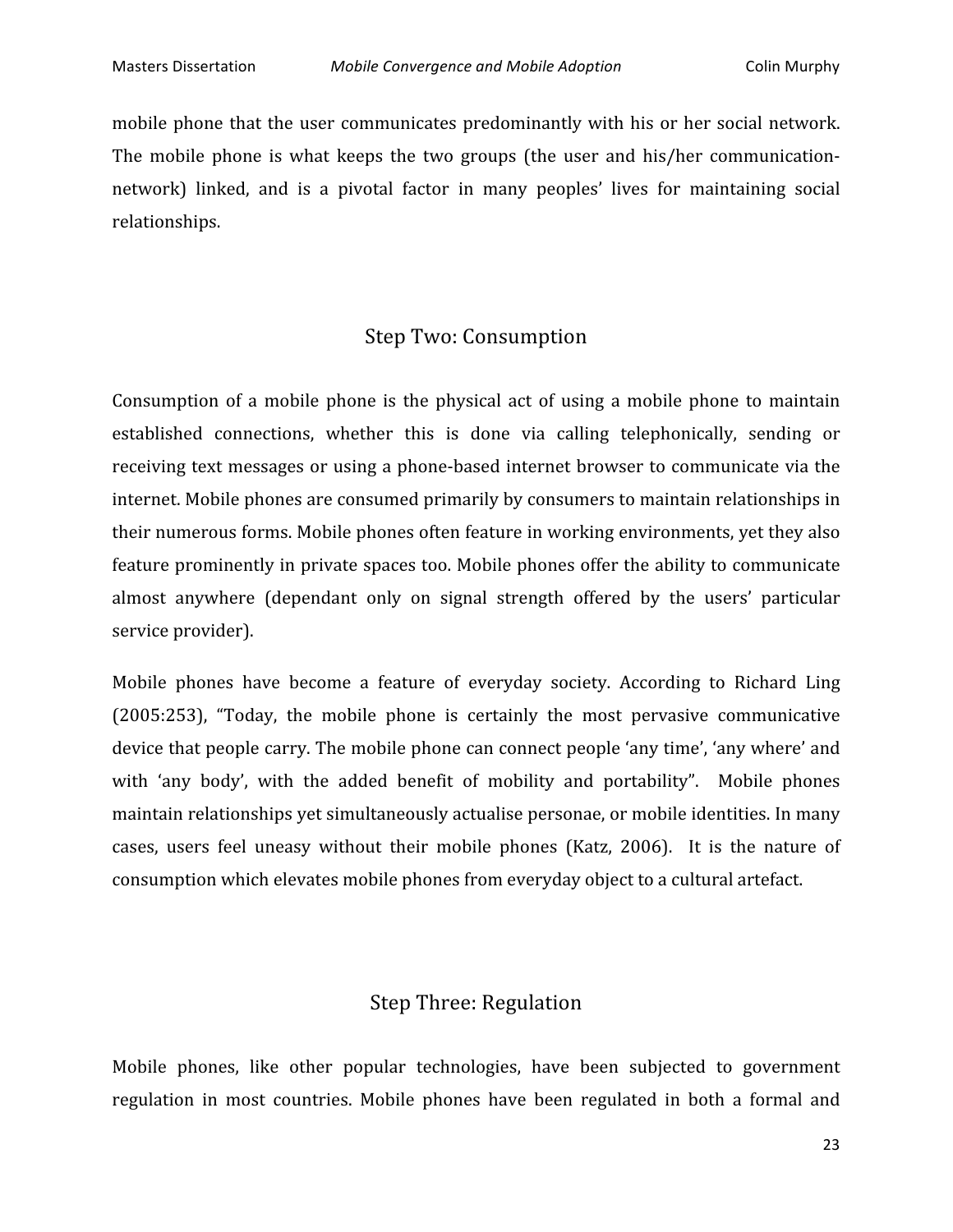mobile phone that the user communicates predominantly with his or her social network. The mobile phone is what keeps the two groups (the user and his/her communication-network) linked, and is a pivotal factor in many peoples' lives for maintaining social relationships.

## Step Two: Consumption

Consumption of a mobile phone is the physical act of using a mobile phone to maintain established connections, whether this is done via calling telephonically, sending or receiving text messages or using a phone-based internet browser to communicate via the internet. Mobile phones are consumed primarily by consumers to maintain relationships in their numerous forms. Mobile phones often feature in working environments, yet they also feature prominently in private spaces too. Mobile phones offer the ability to communicate almost anywhere (dependant only on signal strength offered by the users' particular service provider).

Mobile phones have become a feature of everyday society. According to Richard Ling (2005:253), "Today, the mobile phone is certainly the most pervasive communicative device that people carry. The mobile phone can connect people 'any time', 'any where' and with 'any body', with the added benefit of mobility and portability". Mobile phones maintain relationships yet simultaneously actualise personae, or mobile identities. In many cases, users feel uneasy without their mobile phones (Katz, 2006). It is the nature of consumption which elevates mobile phones from everyday object to a cultural artefact.

## Step Three: Regulation

Mobile phones, like other popular technologies, have been subjected to government regulation in most countries. Mobile phones have been regulated in both a formal and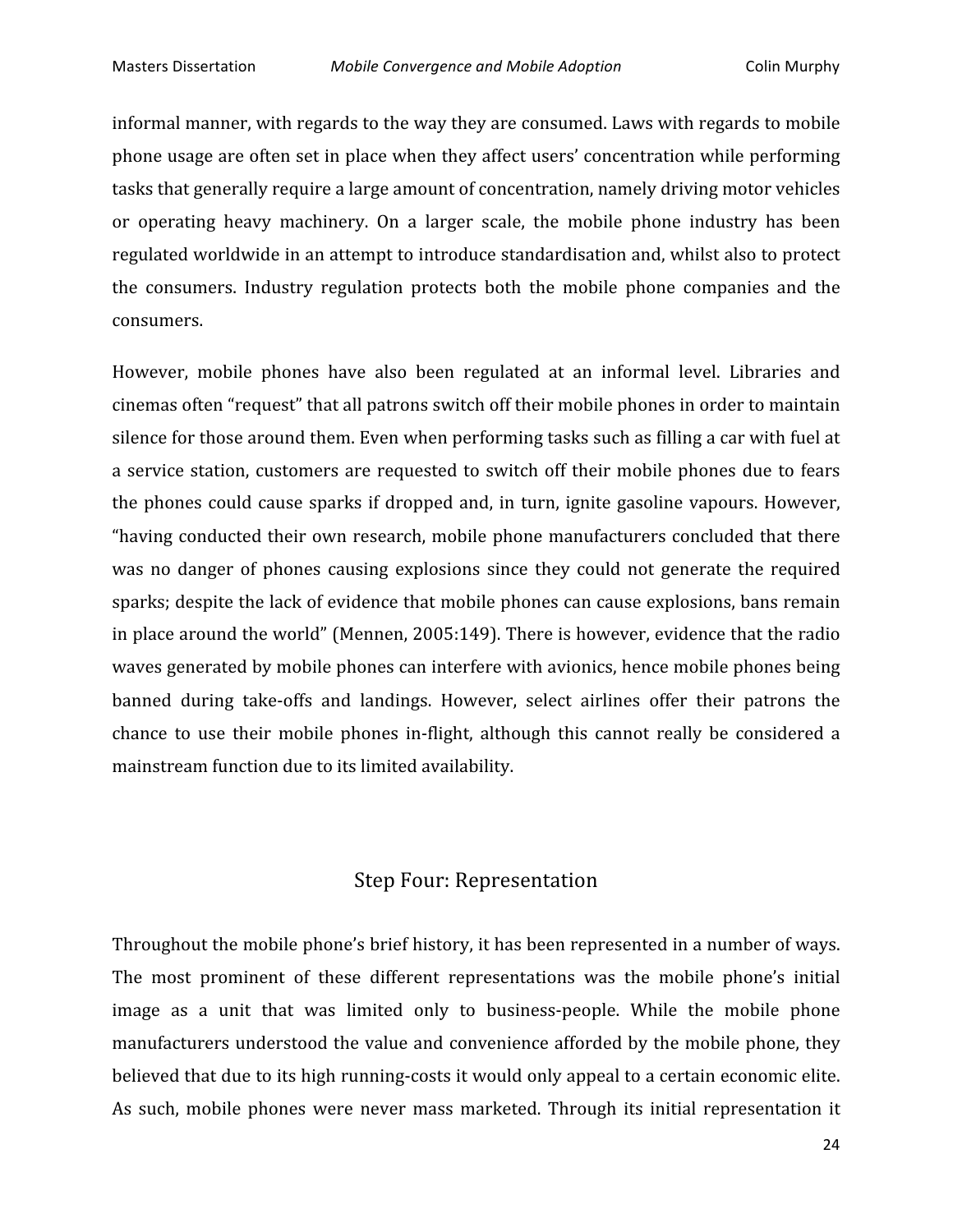informal manner, with regards to the way they are consumed. Laws with regards to mobile phone usage are often set in place when they affect users' concentration while performing tasks that generally require a large amount of concentration, namely driving motor vehicles or operating heavy machinery. On a larger scale, the mobile phone industry has been regulated worldwide in an attempt to introduce standardisation and, whilst also to protect the consumers. Industry regulation protects both the mobile phone companies and the consumers.

However, mobile phones have also been regulated at an informal level. Libraries and cinemas often "request" that all patrons switch off their mobile phones in order to maintain silence for those around them. Even when performing tasks such as filling a car with fuel at a service station, customers are requested to switch off their mobile phones due to fears the phones could cause sparks if dropped and, in turn, ignite gasoline vapours. However, "having conducted their own research, mobile phone manufacturers concluded that there was no danger of phones causing explosions since they could not generate the required sparks; despite the lack of evidence that mobile phones can cause explosions, bans remain in place around the world" (Mennen, 2005:149). There is however, evidence that the radio waves generated by mobile phones can interfere with avionics, hence mobile phones being banned during take-offs and landings. However, select airlines offer their patrons the chance to use their mobile phones in-flight, although this cannot really be considered a mainstream function due to its limited availability.

## Step Four: Representation

Throughout the mobile phone's brief history, it has been represented in a number of ways. The most prominent of these different representations was the mobile phone's initial image as a unit that was limited only to business-people. While the mobile phone manufacturers understood the value and convenience afforded by the mobile phone, they believed that due to its high running-costs it would only appeal to a certain economic elite. As such, mobile phones were never mass marketed. Through its initial representation it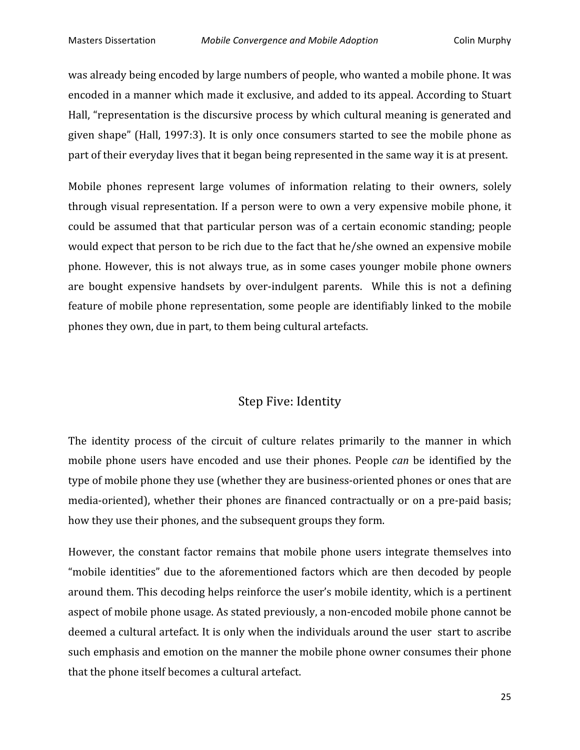was already being encoded by large numbers of people, who wanted a mobile phone. It was encoded in a manner which made it exclusive, and added to its appeal. According to Stuart Hall, "representation is the discursive process by which cultural meaning is generated and given shape" (Hall, 1997:3). It is only once consumers started to see the mobile phone as part of their everyday lives that it began being represented in the same way it is at present.

Mobile phones represent large volumes of information relating to their owners, solely through visual representation. If a person were to own a very expensive mobile phone, it could be assumed that that particular person was of a certain economic standing; people would expect that person to be rich due to the fact that he/she owned an expensive mobile phone. However, this is not always true, as in some cases younger mobile phone owners are bought expensive handsets by over-indulgent parents. While this is not a defining feature of mobile phone representation, some people are identifiably linked to the mobile phones they own, due in part, to them being cultural artefacts.

## Step Five: Identity

The identity process of the circuit of culture relates primarily to the manner in which mobile phone users have encoded and use their phones. People *can* be identified by the type of mobile phone they use (whether they are business-oriented phones or ones that are media-oriented), whether their phones are financed contractually or on a pre-paid basis; how they use their phones, and the subsequent groups they form.

However, the constant factor remains that mobile phone users integrate themselves into "mobile identities" due to the aforementioned factors which are then decoded by people around them. This decoding helps reinforce the user's mobile identity, which is a pertinent aspect of mobile phone usage. As stated previously, a non-encoded mobile phone cannot be deemed a cultural artefact. It is only when the individuals around the user start to ascribe such emphasis and emotion on the manner the mobile phone owner consumes their phone that the phone itself becomes a cultural artefact.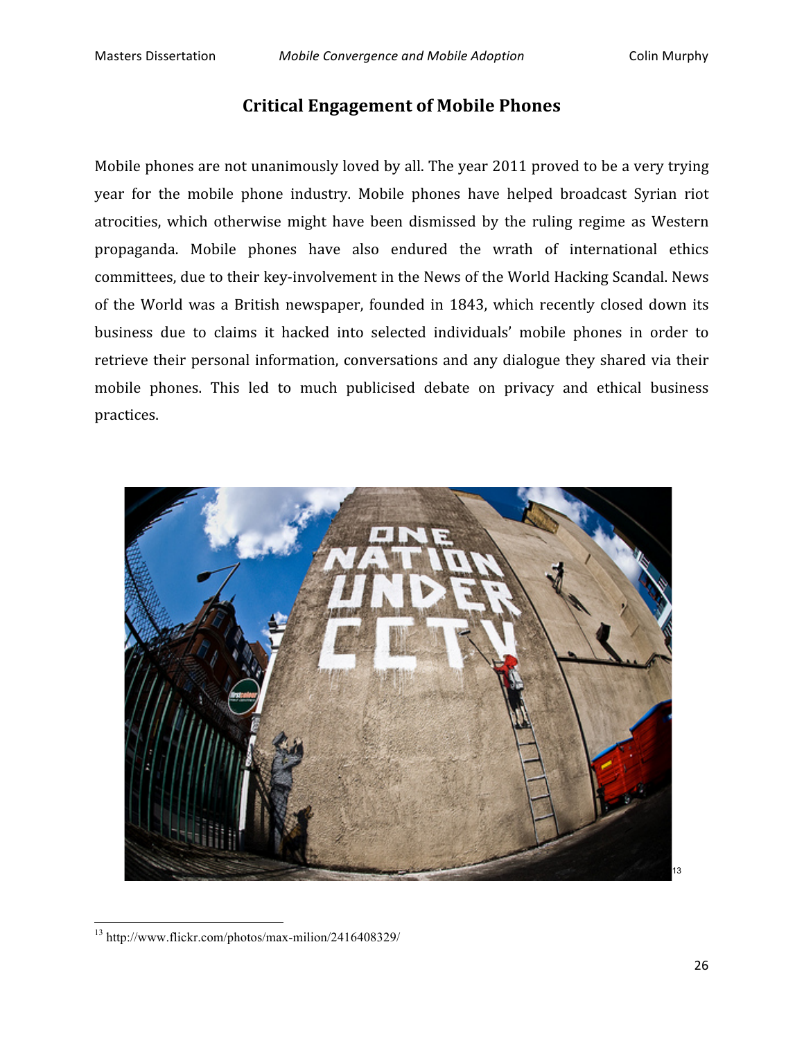## Critical Engagement of Mobile Phones

Mobile phones are not unanimously loved by all. The year 2011 proved to be a very trying year for the mobile phone industry. Mobile phones have helped broadcast Syrian riot atrocities, which otherwise might have been dismissed by the ruling regime as Western propaganda. Mobile phones have also endured the wrath of international ethics committees, due to their key-involvement in the News of the World Hacking Scandal. News of the World was a British newspaper, founded in 1843, which recently closed down its business due to claims it hacked into selected individuals' mobile phones in order to retrieve their personal information, conversations and any dialogue they shared via their mobile phones. This led to much publicised debate on privacy and ethical business practices.

[13]

---

[13] http://www.flickr.com/photos/max-milion/2416408329/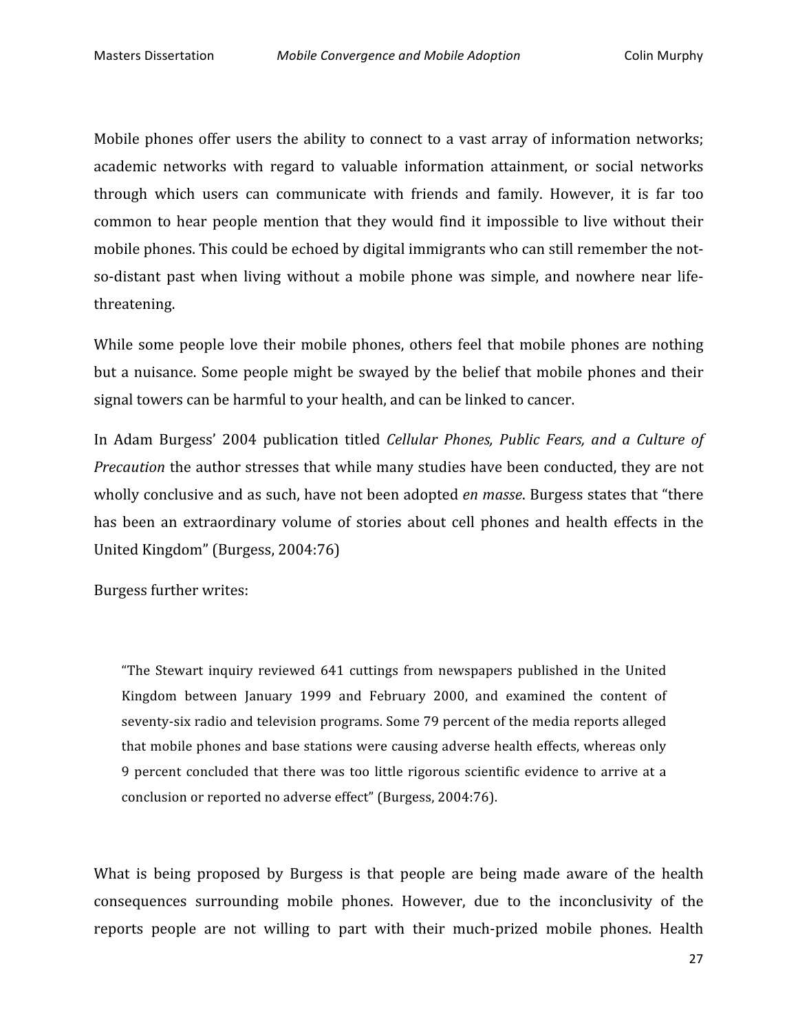Mobile phones offer users the ability to connect to a vast array of information networks; academic networks with regard to valuable information attainment, or social networks through which users can communicate with friends and family. However, it is far too common to hear people mention that they would find it impossible to live without their mobile phones. This could be echoed by digital immigrants who can still remember the not-so-distant past when living without a mobile phone was simple, and nowhere near life-threatening.

While some people love their mobile phones, others feel that mobile phones are nothing but a nuisance. Some people might be swayed by the belief that mobile phones and their signal towers can be harmful to your health, and can be linked to cancer.

In Adam Burgess' 2004 publication titled *Cellular Phones, Public Fears, and a Culture of Precaution* the author stresses that while many studies have been conducted, they are not wholly conclusive and as such, have not been adopted *en masse*. Burgess states that "there has been an extraordinary volume of stories about cell phones and health effects in the United Kingdom" (Burgess, 2004:76)

Burgess further writes:

> "The Stewart inquiry reviewed 641 cuttings from newspapers published in the United Kingdom between January 1999 and February 2000, and examined the content of seventy-six radio and television programs. Some 79 percent of the media reports alleged that mobile phones and base stations were causing adverse health effects, whereas only 9 percent concluded that there was too little rigorous scientific evidence to arrive at a conclusion or reported no adverse effect" (Burgess, 2004:76).

What is being proposed by Burgess is that people are being made aware of the health consequences surrounding mobile phones. However, due to the inconclusivity of the reports people are not willing to part with their much-prized mobile phones. Health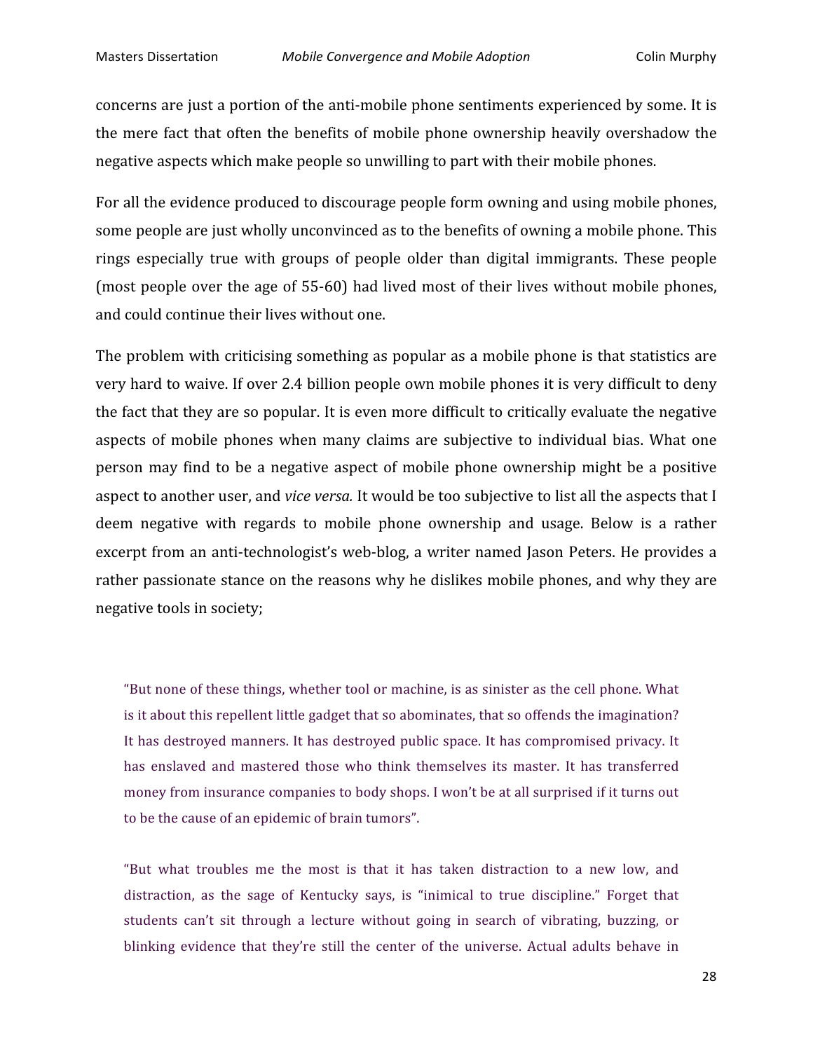concerns are just a portion of the anti-mobile phone sentiments experienced by some. It is the mere fact that often the benefits of mobile phone ownership heavily overshadow the negative aspects which make people so unwilling to part with their mobile phones.

For all the evidence produced to discourage people form owning and using mobile phones, some people are just wholly unconvinced as to the benefits of owning a mobile phone. This rings especially true with groups of people older than digital immigrants. These people (most people over the age of 55-60) had lived most of their lives without mobile phones, and could continue their lives without one.

The problem with criticising something as popular as a mobile phone is that statistics are very hard to waive. If over 2.4 billion people own mobile phones it is very difficult to deny the fact that they are so popular. It is even more difficult to critically evaluate the negative aspects of mobile phones when many claims are subjective to individual bias. What one person may find to be a negative aspect of mobile phone ownership might be a positive aspect to another user, and *vice versa.* It would be too subjective to list all the aspects that I deem negative with regards to mobile phone ownership and usage. Below is a rather excerpt from an anti-technologist's web-blog, a writer named Jason Peters. He provides a rather passionate stance on the reasons why he dislikes mobile phones, and why they are negative tools in society;

> "But none of these things, whether tool or machine, is as sinister as the cell phone. What is it about this repellent little gadget that so abominates, that so offends the imagination? It has destroyed manners. It has destroyed public space. It has compromised privacy. It has enslaved and mastered those who think themselves its master. It has transferred money from insurance companies to body shops. I won't be at all surprised if it turns out to be the cause of an epidemic of brain tumors".
>
> "But what troubles me the most is that it has taken distraction to a new low, and distraction, as the sage of Kentucky says, is "inimical to true discipline." Forget that students can't sit through a lecture without going in search of vibrating, buzzing, or blinking evidence that they're still the center of the universe. Actual adults behave in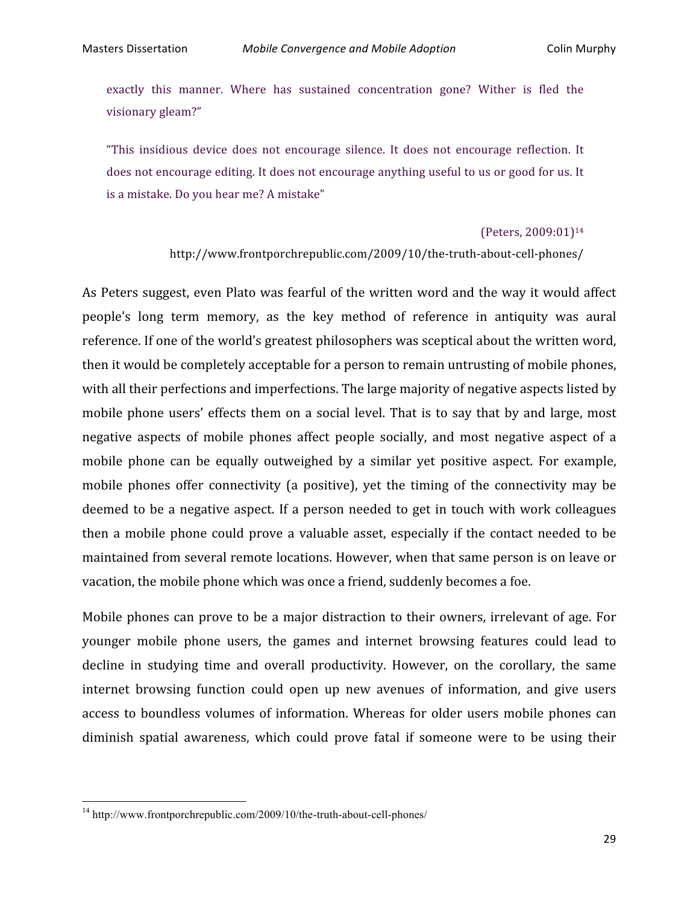> exactly this manner. Where has sustained concentration gone? Wither is fled the visionary gleam?"
>
> "This insidious device does not encourage silence. It does not encourage reflection. It does not encourage editing. It does not encourage anything useful to us or good for us. It is a mistake. Do you hear me? A mistake"
>
> (Peters, 2009:01)[14]
>
> http://www.frontporchrepublic.com/2009/10/the-truth-about-cell-phones/

As Peters suggest, even Plato was fearful of the written word and the way it would affect people's long term memory, as the key method of reference in antiquity was aural reference. If one of the world's greatest philosophers was sceptical about the written word, then it would be completely acceptable for a person to remain untrusting of mobile phones, with all their perfections and imperfections. The large majority of negative aspects listed by mobile phone users' effects them on a social level. That is to say that by and large, most negative aspects of mobile phones affect people socially, and most negative aspect of a mobile phone can be equally outweighed by a similar yet positive aspect. For example, mobile phones offer connectivity (a positive), yet the timing of the connectivity may be deemed to be a negative aspect. If a person needed to get in touch with work colleagues then a mobile phone could prove a valuable asset, especially if the contact needed to be maintained from several remote locations. However, when that same person is on leave or vacation, the mobile phone which was once a friend, suddenly becomes a foe.

Mobile phones can prove to be a major distraction to their owners, irrelevant of age. For younger mobile phone users, the games and internet browsing features could lead to decline in studying time and overall productivity. However, on the corollary, the same internet browsing function could open up new avenues of information, and give users access to boundless volumes of information. Whereas for older users mobile phones can diminish spatial awareness, which could prove fatal if someone were to be using their

[14] http://www.frontporchrepublic.com/2009/10/the-truth-about-cell-phones/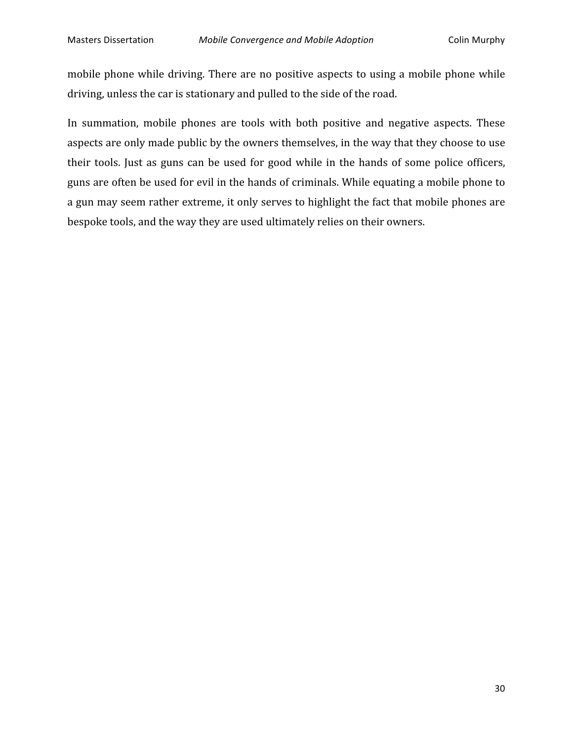mobile phone while driving. There are no positive aspects to using a mobile phone while driving, unless the car is stationary and pulled to the side of the road.

In summation, mobile phones are tools with both positive and negative aspects. These aspects are only made public by the owners themselves, in the way that they choose to use their tools. Just as guns can be used for good while in the hands of some police officers, guns are often be used for evil in the hands of criminals. While equating a mobile phone to a gun may seem rather extreme, it only serves to highlight the fact that mobile phones are bespoke tools, and the way they are used ultimately relies on their owners.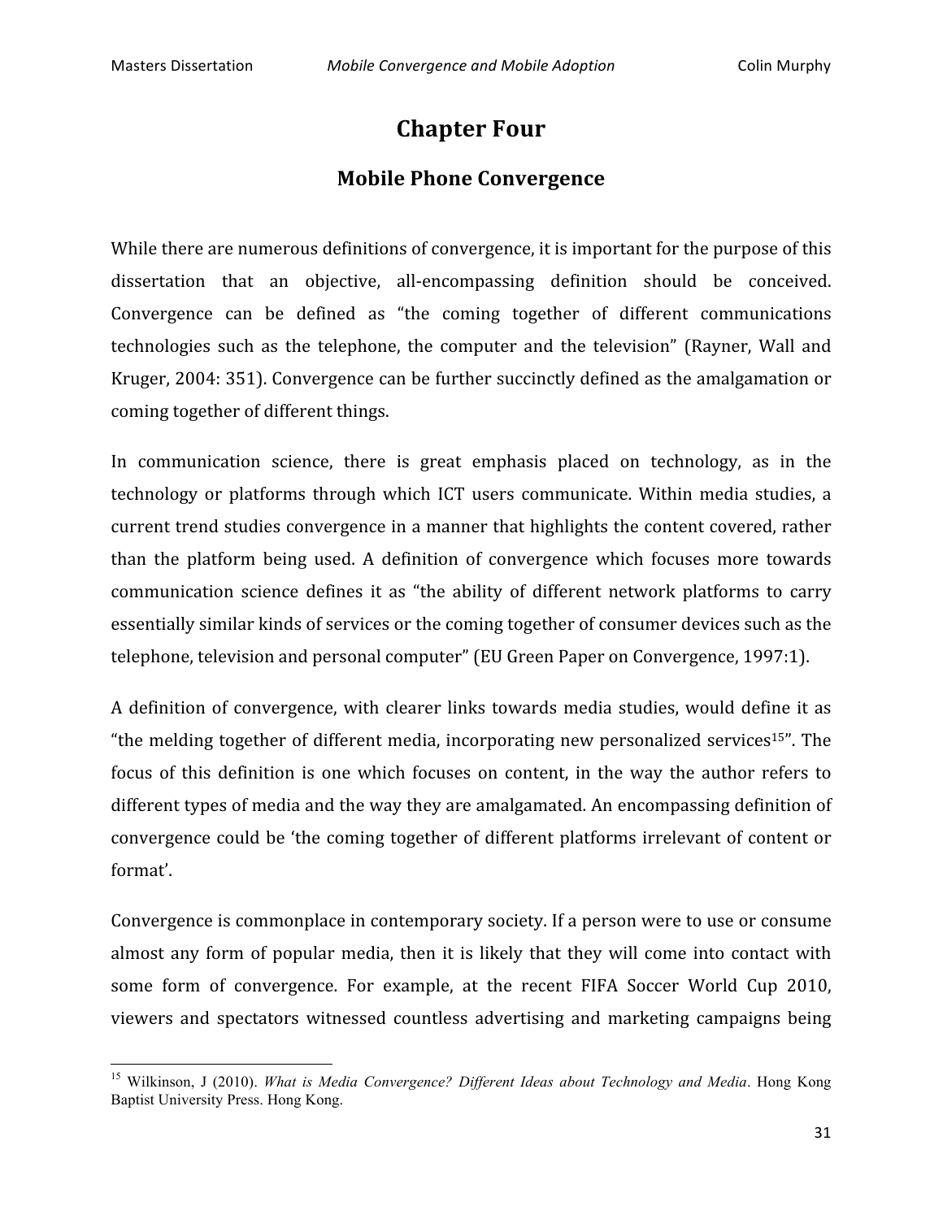# Chapter Four

## Mobile Phone Convergence

While there are numerous definitions of convergence, it is important for the purpose of this dissertation that an objective, all-encompassing definition should be conceived. Convergence can be defined as "the coming together of different communications technologies such as the telephone, the computer and the television" (Rayner, Wall and Kruger, 2004: 351). Convergence can be further succinctly defined as the amalgamation or coming together of different things.

In communication science, there is great emphasis placed on technology, as in the technology or platforms through which ICT users communicate. Within media studies, a current trend studies convergence in a manner that highlights the content covered, rather than the platform being used. A definition of convergence which focuses more towards communication science defines it as "the ability of different network platforms to carry essentially similar kinds of services or the coming together of consumer devices such as the telephone, television and personal computer" (EU Green Paper on Convergence, 1997:1).

A definition of convergence, with clearer links towards media studies, would define it as "the melding together of different media, incorporating new personalized services[15]". The focus of this definition is one which focuses on content, in the way the author refers to different types of media and the way they are amalgamated. An encompassing definition of convergence could be 'the coming together of different platforms irrelevant of content or format'.

Convergence is commonplace in contemporary society. If a person were to use or consume almost any form of popular media, then it is likely that they will come into contact with some form of convergence. For example, at the recent FIFA Soccer World Cup 2010, viewers and spectators witnessed countless advertising and marketing campaigns being

---

[15] Wilkinson, J (2010). *What is Media Convergence? Different Ideas about Technology and Media*. Hong Kong Baptist University Press. Hong Kong.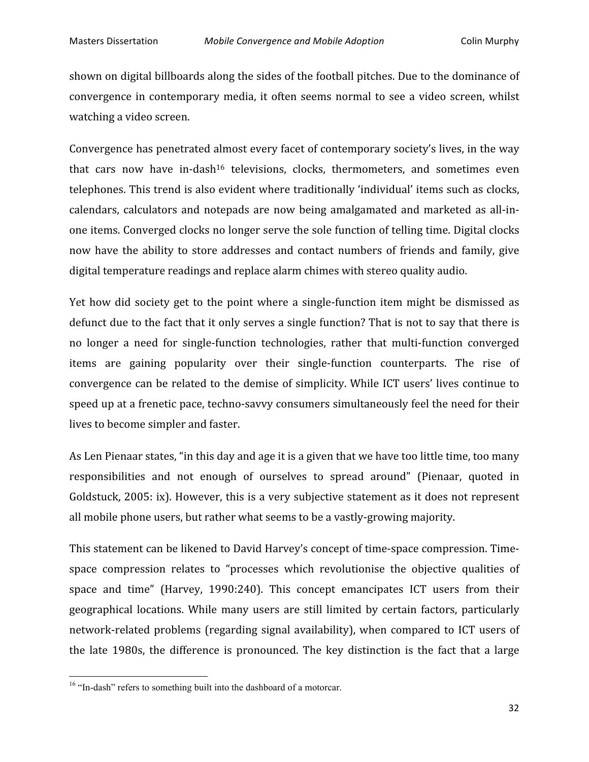shown on digital billboards along the sides of the football pitches. Due to the dominance of convergence in contemporary media, it often seems normal to see a video screen, whilst watching a video screen.

Convergence has penetrated almost every facet of contemporary society's lives, in the way that cars now have in-dash[16] televisions, clocks, thermometers, and sometimes even telephones. This trend is also evident where traditionally 'individual' items such as clocks, calendars, calculators and notepads are now being amalgamated and marketed as all-in-one items. Converged clocks no longer serve the sole function of telling time. Digital clocks now have the ability to store addresses and contact numbers of friends and family, give digital temperature readings and replace alarm chimes with stereo quality audio.

Yet how did society get to the point where a single-function item might be dismissed as defunct due to the fact that it only serves a single function? That is not to say that there is no longer a need for single-function technologies, rather that multi-function converged items are gaining popularity over their single-function counterparts. The rise of convergence can be related to the demise of simplicity. While ICT users' lives continue to speed up at a frenetic pace, techno-savvy consumers simultaneously feel the need for their lives to become simpler and faster.

As Len Pienaar states, "in this day and age it is a given that we have too little time, too many responsibilities and not enough of ourselves to spread around" (Pienaar, quoted in Goldstuck, 2005: ix). However, this is a very subjective statement as it does not represent all mobile phone users, but rather what seems to be a vastly-growing majority.

This statement can be likened to David Harvey's concept of time-space compression. Time-space compression relates to "processes which revolutionise the objective qualities of space and time" (Harvey, 1990:240). This concept emancipates ICT users from their geographical locations. While many users are still limited by certain factors, particularly network-related problems (regarding signal availability), when compared to ICT users of the late 1980s, the difference is pronounced. The key distinction is the fact that a large

[16] "In-dash" refers to something built into the dashboard of a motorcar.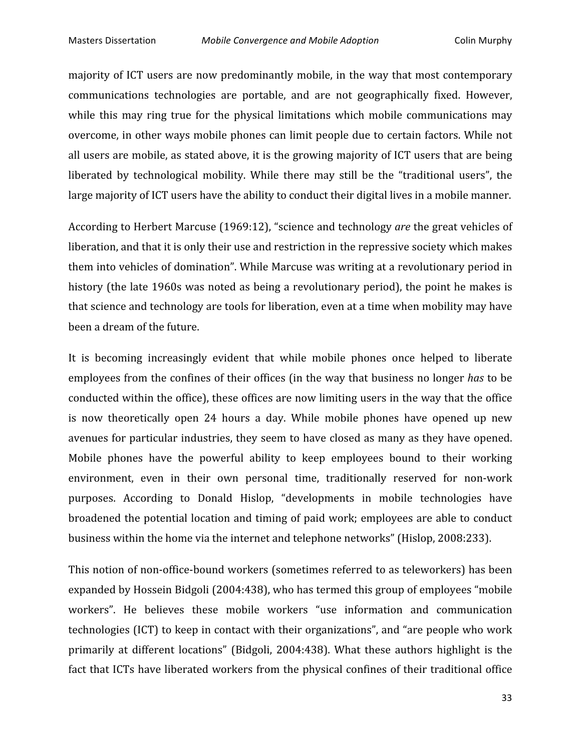majority of ICT users are now predominantly mobile, in the way that most contemporary communications technologies are portable, and are not geographically fixed. However, while this may ring true for the physical limitations which mobile communications may overcome, in other ways mobile phones can limit people due to certain factors. While not all users are mobile, as stated above, it is the growing majority of ICT users that are being liberated by technological mobility. While there may still be the "traditional users", the large majority of ICT users have the ability to conduct their digital lives in a mobile manner.

According to Herbert Marcuse (1969:12), "science and technology *are* the great vehicles of liberation, and that it is only their use and restriction in the repressive society which makes them into vehicles of domination". While Marcuse was writing at a revolutionary period in history (the late 1960s was noted as being a revolutionary period), the point he makes is that science and technology are tools for liberation, even at a time when mobility may have been a dream of the future.

It is becoming increasingly evident that while mobile phones once helped to liberate employees from the confines of their offices (in the way that business no longer *has* to be conducted within the office), these offices are now limiting users in the way that the office is now theoretically open 24 hours a day. While mobile phones have opened up new avenues for particular industries, they seem to have closed as many as they have opened. Mobile phones have the powerful ability to keep employees bound to their working environment, even in their own personal time, traditionally reserved for non-work purposes. According to Donald Hislop, "developments in mobile technologies have broadened the potential location and timing of paid work; employees are able to conduct business within the home via the internet and telephone networks" (Hislop, 2008:233).

This notion of non-office-bound workers (sometimes referred to as teleworkers) has been expanded by Hossein Bidgoli (2004:438), who has termed this group of employees "mobile workers". He believes these mobile workers "use information and communication technologies (ICT) to keep in contact with their organizations", and "are people who work primarily at different locations" (Bidgoli, 2004:438). What these authors highlight is the fact that ICTs have liberated workers from the physical confines of their traditional office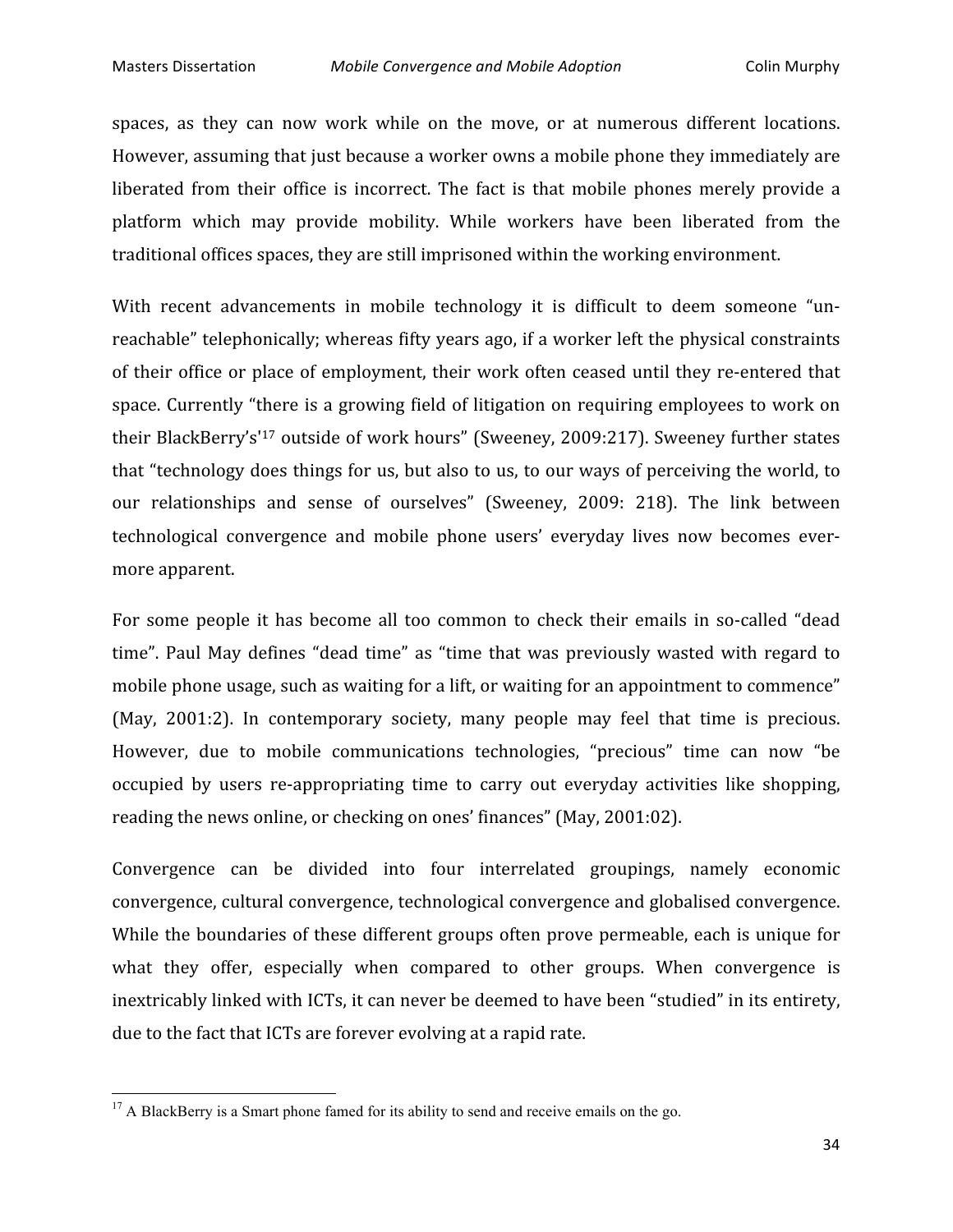spaces, as they can now work while on the move, or at numerous different locations. However, assuming that just because a worker owns a mobile phone they immediately are liberated from their office is incorrect. The fact is that mobile phones merely provide a platform which may provide mobility. While workers have been liberated from the traditional offices spaces, they are still imprisoned within the working environment.

With recent advancements in mobile technology it is difficult to deem someone "un-reachable" telephonically; whereas fifty years ago, if a worker left the physical constraints of their office or place of employment, their work often ceased until they re-entered that space. Currently "there is a growing field of litigation on requiring employees to work on their BlackBerry's'[17] outside of work hours" (Sweeney, 2009:217). Sweeney further states that "technology does things for us, but also to us, to our ways of perceiving the world, to our relationships and sense of ourselves" (Sweeney, 2009: 218). The link between technological convergence and mobile phone users' everyday lives now becomes ever-more apparent.

For some people it has become all too common to check their emails in so-called "dead time". Paul May defines "dead time" as "time that was previously wasted with regard to mobile phone usage, such as waiting for a lift, or waiting for an appointment to commence" (May, 2001:2). In contemporary society, many people may feel that time is precious. However, due to mobile communications technologies, "precious" time can now "be occupied by users re-appropriating time to carry out everyday activities like shopping, reading the news online, or checking on ones' finances" (May, 2001:02).

Convergence can be divided into four interrelated groupings, namely economic convergence, cultural convergence, technological convergence and globalised convergence. While the boundaries of these different groups often prove permeable, each is unique for what they offer, especially when compared to other groups. When convergence is inextricably linked with ICTs, it can never be deemed to have been "studied" in its entirety, due to the fact that ICTs are forever evolving at a rapid rate.

---

[17] A BlackBerry is a Smart phone famed for its ability to send and receive emails on the go.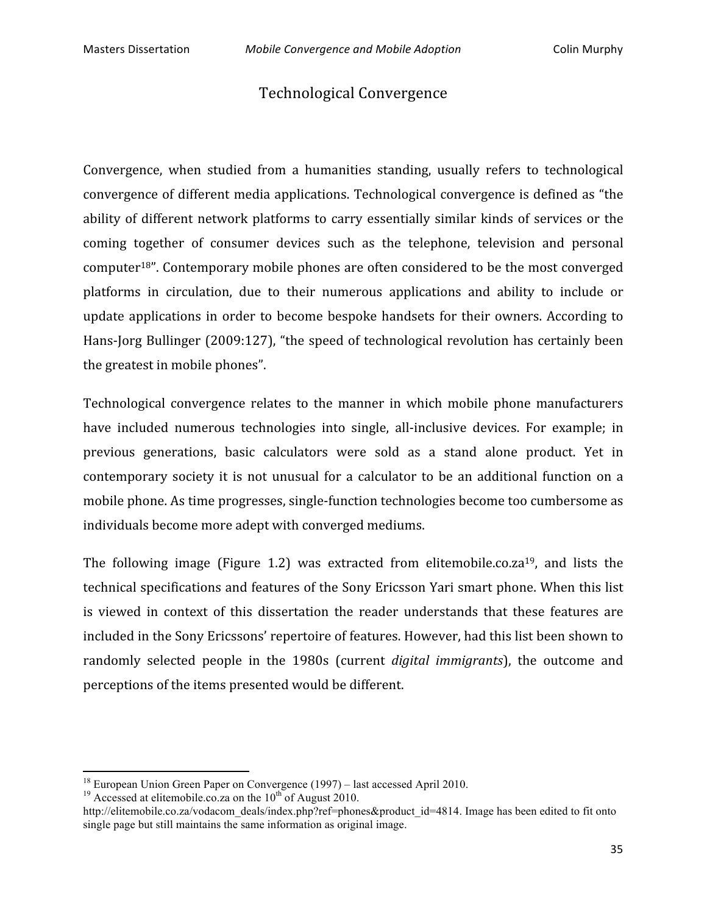## Technological Convergence

Convergence, when studied from a humanities standing, usually refers to technological convergence of different media applications. Technological convergence is defined as "the ability of different network platforms to carry essentially similar kinds of services or the coming together of consumer devices such as the telephone, television and personal computer[18]". Contemporary mobile phones are often considered to be the most converged platforms in circulation, due to their numerous applications and ability to include or update applications in order to become bespoke handsets for their owners. According to Hans-Jorg Bullinger (2009:127), "the speed of technological revolution has certainly been the greatest in mobile phones".

Technological convergence relates to the manner in which mobile phone manufacturers have included numerous technologies into single, all-inclusive devices. For example; in previous generations, basic calculators were sold as a stand alone product. Yet in contemporary society it is not unusual for a calculator to be an additional function on a mobile phone. As time progresses, single-function technologies become too cumbersome as individuals become more adept with converged mediums.

The following image (Figure 1.2) was extracted from elitemobile.co.za[19], and lists the technical specifications and features of the Sony Ericsson Yari smart phone. When this list is viewed in context of this dissertation the reader understands that these features are included in the Sony Ericssons' repertoire of features. However, had this list been shown to randomly selected people in the 1980s (current *digital immigrants*), the outcome and perceptions of the items presented would be different.

---

[18] European Union Green Paper on Convergence (1997) – last accessed April 2010.

[19] Accessed at elitemobile.co.za on the 10th of August 2010. http://elitemobile.co.za/vodacom_deals/index.php?ref=phones&product_id=4814. Image has been edited to fit onto single page but still maintains the same information as original image.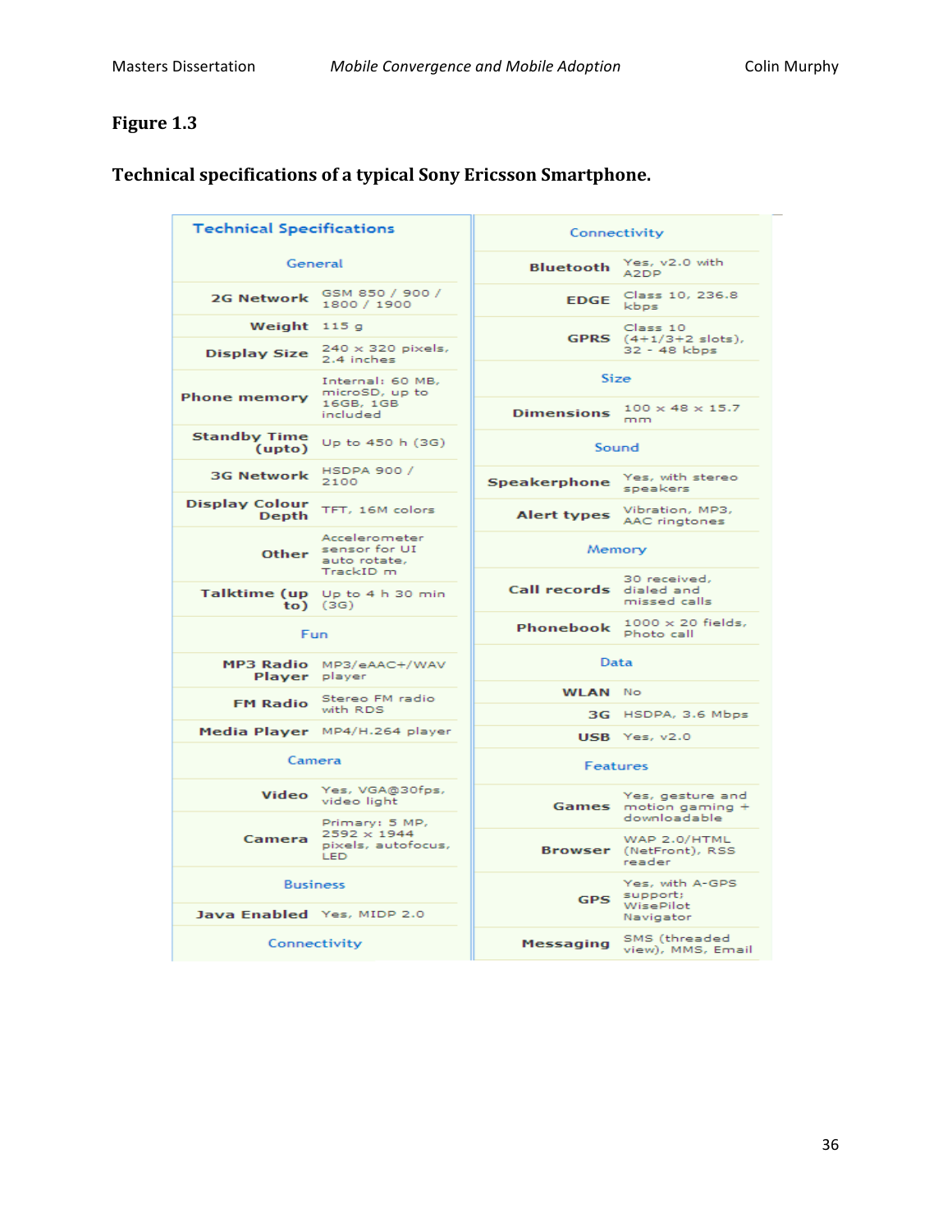**Figure 1.3**

**Technical specifications of a typical Sony Ericsson Smartphone.**

| Technical Specifications | |
|---|---|
| **General** | |
| 2G Network | GSM 850 / 900 / 1800 / 1900 |
| Weight | 115 g |
| Display Size | 240 x 320 pixels, 2.4 inches |
| Phone memory | Internal: 60 MB, microSD, up to 16GB, 1GB included |
| Standby Time (upto) | Up to 450 h (3G) |
| 3G Network | HSDPA 900 / 2100 |
| Display Colour Depth | TFT, 16M colors |
| Other | Accelerometer sensor for UI auto rotate, TrackID m |
| Talktime (up to) | Up to 4 h 30 min (3G) |
| **Fun** | |
| MP3 Radio Player | MP3/eAAC+/WAV player |
| FM Radio | Stereo FM radio with RDS |
| Media Player | MP4/H.264 player |
| **Camera** | |
| Video | Yes, VGA@30fps, video light |
| Camera | Primary: 5 MP, 2592 x 1944 pixels, autofocus, LED |
| **Business** | |
| Java Enabled | Yes, MIDP 2.0 |
| **Connectivity** | |
| Bluetooth | Yes, v2.0 with A2DP |
| EDGE | Class 10, 236.8 kbps |
| GPRS | Class 10 (4+1/3+2 slots), 32 - 48 kbps |
| **Size** | |
| Dimensions | 100 x 48 x 15.7 mm |
| **Sound** | |
| Speakerphone | Yes, with stereo speakers |
| Alert types | Vibration, MP3, AAC ringtones |
| **Memory** | |
| Call records | 30 received, dialed and missed calls |
| Phonebook | 1000 x 20 fields, Photo call |
| **Data** | |
| WLAN | No |
| 3G | HSDPA, 3.6 Mbps |
| USB | Yes, v2.0 |
| **Features** | |
| Games | Yes, gesture and motion gaming + downloadable |
| Browser | WAP 2.0/HTML (NetFront), RSS reader |
| GPS | Yes, with A-GPS support; WisePilot Navigator |
| Messaging | SMS (threaded view), MMS, Email |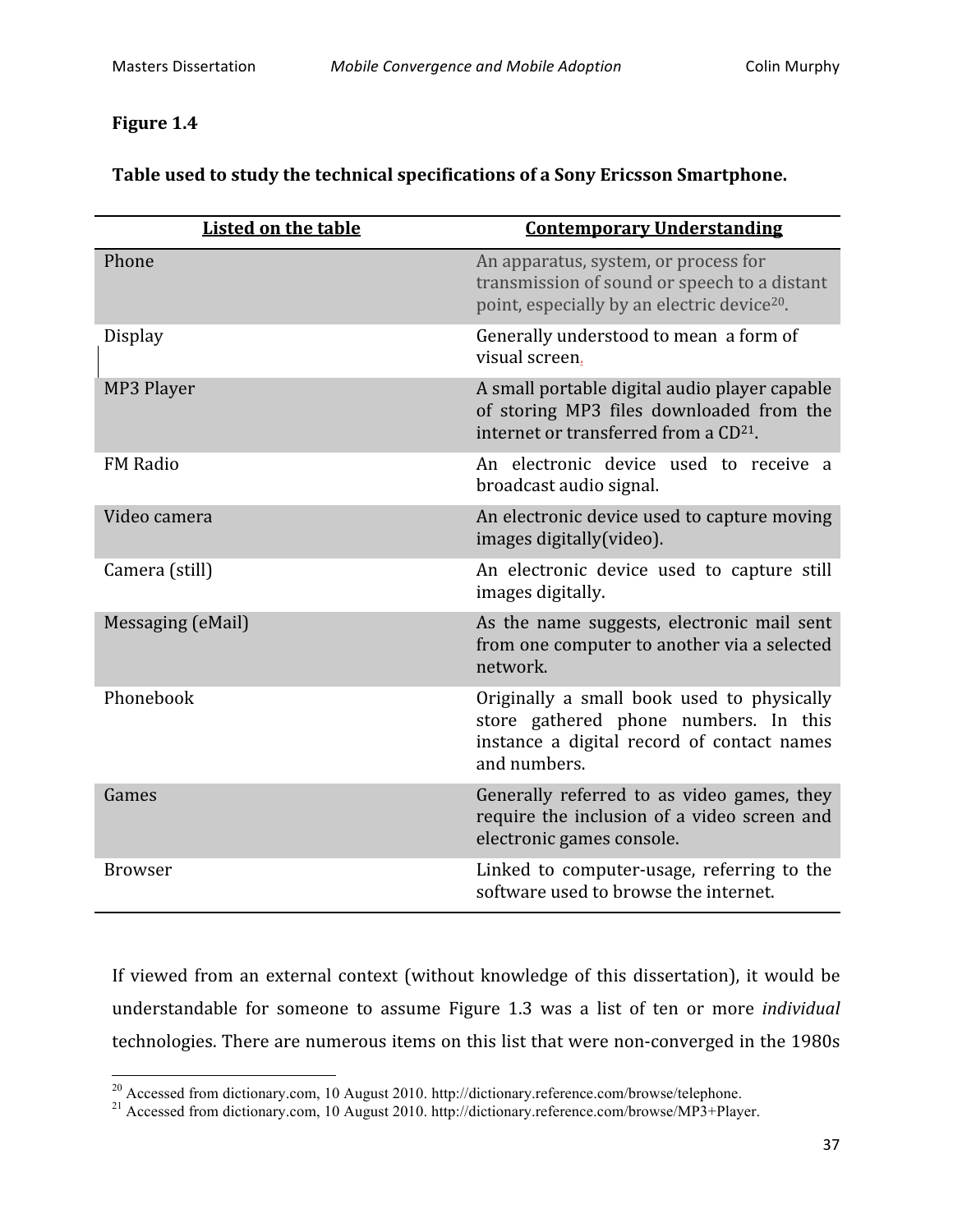**Figure 1.4**

**Table used to study the technical specifications of a Sony Ericsson Smartphone.**

| Listed on the table | Contemporary Understanding |
|---|---|
| Phone | An apparatus, system, or process for transmission of sound or speech to a distant point, especially by an electric device[20]. |
| Display | Generally understood to mean a form of visual screen. |
| MP3 Player | A small portable digital audio player capable of storing MP3 files downloaded from the internet or transferred from a CD[21]. |
| FM Radio | An electronic device used to receive a broadcast audio signal. |
| Video camera | An electronic device used to capture moving images digitally(video). |
| Camera (still) | An electronic device used to capture still images digitally. |
| Messaging (eMail) | As the name suggests, electronic mail sent from one computer to another via a selected network. |
| Phonebook | Originally a small book used to physically store gathered phone numbers. In this instance a digital record of contact names and numbers. |
| Games | Generally referred to as video games, they require the inclusion of a video screen and electronic games console. |
| Browser | Linked to computer-usage, referring to the software used to browse the internet. |

If viewed from an external context (without knowledge of this dissertation), it would be understandable for someone to assume Figure 1.3 was a list of ten or more *individual* technologies. There are numerous items on this list that were non-converged in the 1980s

[20] Accessed from dictionary.com, 10 August 2010. http://dictionary.reference.com/browse/telephone.
[21] Accessed from dictionary.com, 10 August 2010. http://dictionary.reference.com/browse/MP3+Player.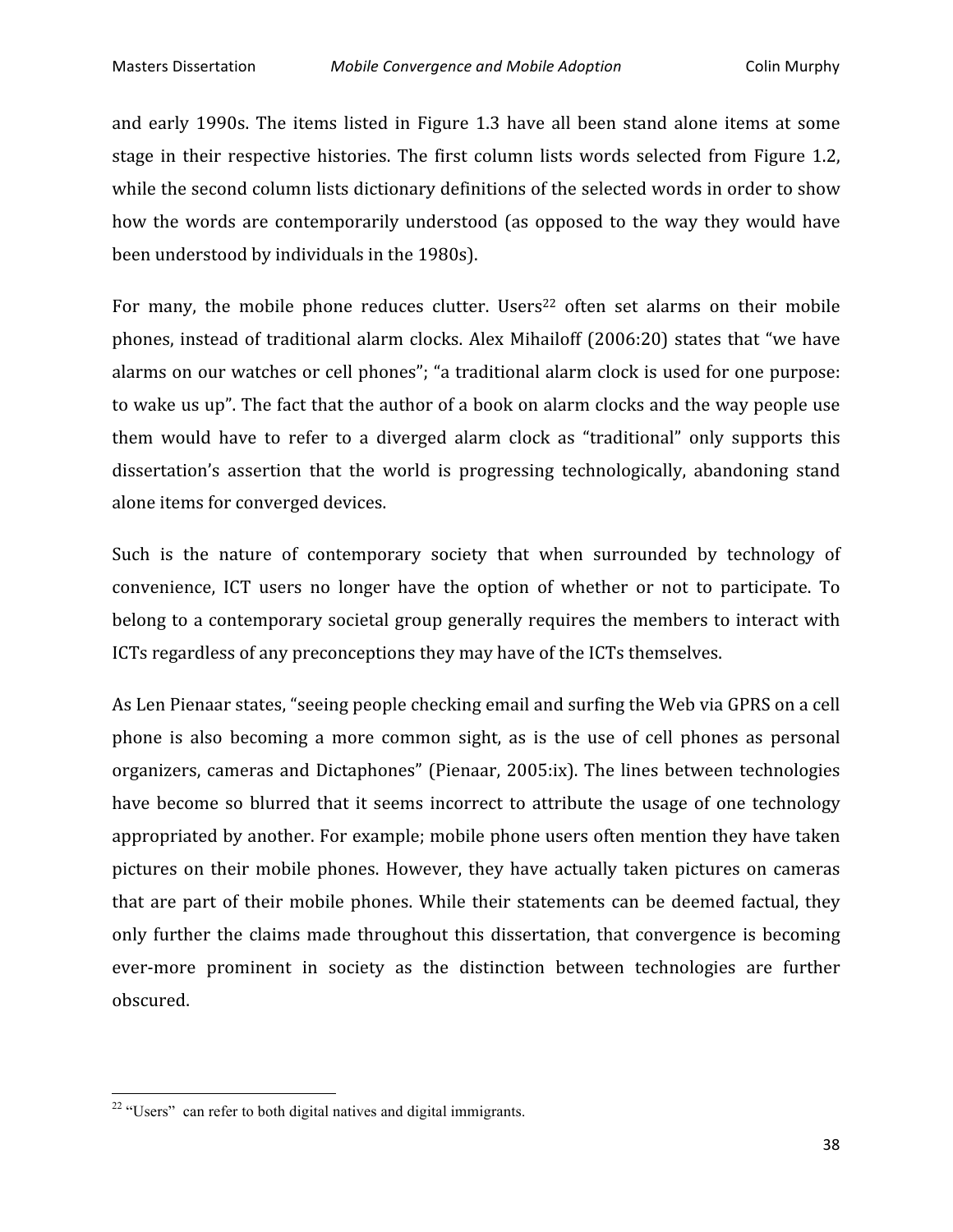and early 1990s. The items listed in Figure 1.3 have all been stand alone items at some stage in their respective histories. The first column lists words selected from Figure 1.2, while the second column lists dictionary definitions of the selected words in order to show how the words are contemporarily understood (as opposed to the way they would have been understood by individuals in the 1980s).

For many, the mobile phone reduces clutter. Users[22] often set alarms on their mobile phones, instead of traditional alarm clocks. Alex Mihailoff (2006:20) states that "we have alarms on our watches or cell phones"; "a traditional alarm clock is used for one purpose: to wake us up". The fact that the author of a book on alarm clocks and the way people use them would have to refer to a diverged alarm clock as "traditional" only supports this dissertation's assertion that the world is progressing technologically, abandoning stand alone items for converged devices.

Such is the nature of contemporary society that when surrounded by technology of convenience, ICT users no longer have the option of whether or not to participate. To belong to a contemporary societal group generally requires the members to interact with ICTs regardless of any preconceptions they may have of the ICTs themselves.

As Len Pienaar states, "seeing people checking email and surfing the Web via GPRS on a cell phone is also becoming a more common sight, as is the use of cell phones as personal organizers, cameras and Dictaphones" (Pienaar, 2005:ix). The lines between technologies have become so blurred that it seems incorrect to attribute the usage of one technology appropriated by another. For example; mobile phone users often mention they have taken pictures on their mobile phones. However, they have actually taken pictures on cameras that are part of their mobile phones. While their statements can be deemed factual, they only further the claims made throughout this dissertation, that convergence is becoming ever-more prominent in society as the distinction between technologies are further obscured.

---

[22] "Users" can refer to both digital natives and digital immigrants.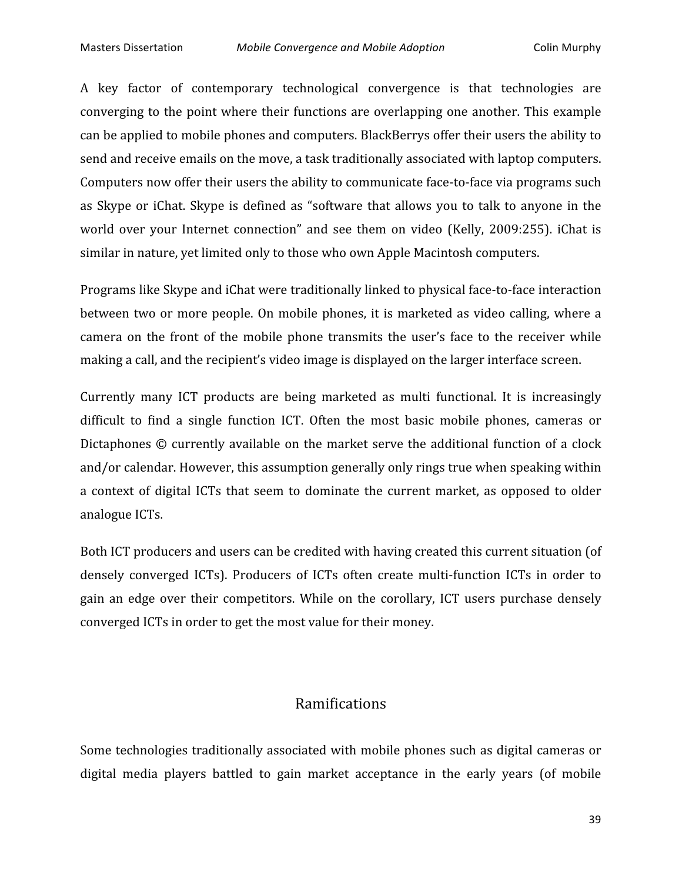A key factor of contemporary technological convergence is that technologies are converging to the point where their functions are overlapping one another. This example can be applied to mobile phones and computers. BlackBerrys offer their users the ability to send and receive emails on the move, a task traditionally associated with laptop computers. Computers now offer their users the ability to communicate face-to-face via programs such as Skype or iChat. Skype is defined as "software that allows you to talk to anyone in the world over your Internet connection" and see them on video (Kelly, 2009:255). iChat is similar in nature, yet limited only to those who own Apple Macintosh computers.

Programs like Skype and iChat were traditionally linked to physical face-to-face interaction between two or more people. On mobile phones, it is marketed as video calling, where a camera on the front of the mobile phone transmits the user's face to the receiver while making a call, and the recipient's video image is displayed on the larger interface screen.

Currently many ICT products are being marketed as multi functional. It is increasingly difficult to find a single function ICT. Often the most basic mobile phones, cameras or Dictaphones © currently available on the market serve the additional function of a clock and/or calendar. However, this assumption generally only rings true when speaking within a context of digital ICTs that seem to dominate the current market, as opposed to older analogue ICTs.

Both ICT producers and users can be credited with having created this current situation (of densely converged ICTs). Producers of ICTs often create multi-function ICTs in order to gain an edge over their competitors. While on the corollary, ICT users purchase densely converged ICTs in order to get the most value for their money.

## Ramifications

Some technologies traditionally associated with mobile phones such as digital cameras or digital media players battled to gain market acceptance in the early years (of mobile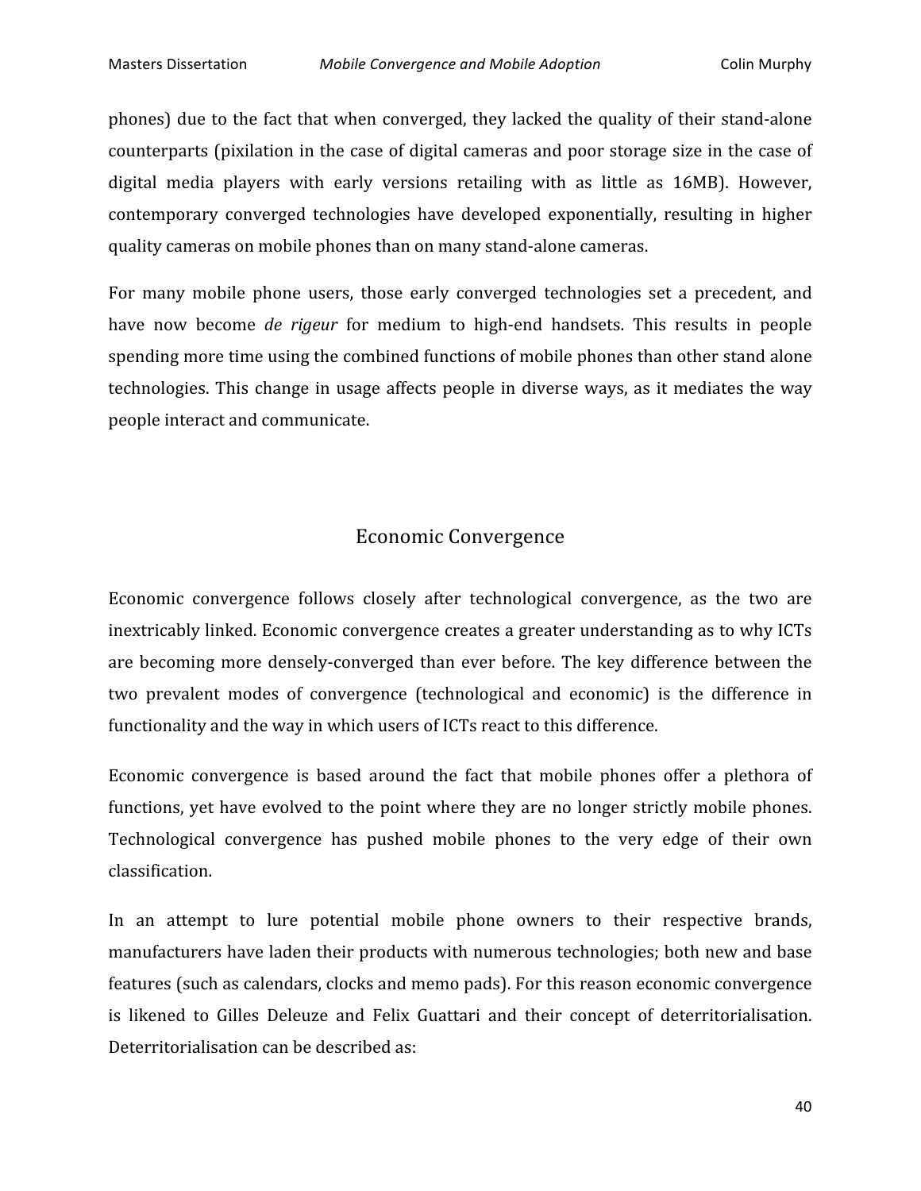phones) due to the fact that when converged, they lacked the quality of their stand-alone counterparts (pixilation in the case of digital cameras and poor storage size in the case of digital media players with early versions retailing with as little as 16MB). However, contemporary converged technologies have developed exponentially, resulting in higher quality cameras on mobile phones than on many stand-alone cameras.

For many mobile phone users, those early converged technologies set a precedent, and have now become *de rigeur* for medium to high-end handsets. This results in people spending more time using the combined functions of mobile phones than other stand alone technologies. This change in usage affects people in diverse ways, as it mediates the way people interact and communicate.

## Economic Convergence

Economic convergence follows closely after technological convergence, as the two are inextricably linked. Economic convergence creates a greater understanding as to why ICTs are becoming more densely-converged than ever before. The key difference between the two prevalent modes of convergence (technological and economic) is the difference in functionality and the way in which users of ICTs react to this difference.

Economic convergence is based around the fact that mobile phones offer a plethora of functions, yet have evolved to the point where they are no longer strictly mobile phones. Technological convergence has pushed mobile phones to the very edge of their own classification.

In an attempt to lure potential mobile phone owners to their respective brands, manufacturers have laden their products with numerous technologies; both new and base features (such as calendars, clocks and memo pads). For this reason economic convergence is likened to Gilles Deleuze and Felix Guattari and their concept of deterritorialisation. Deterritorialisation can be described as: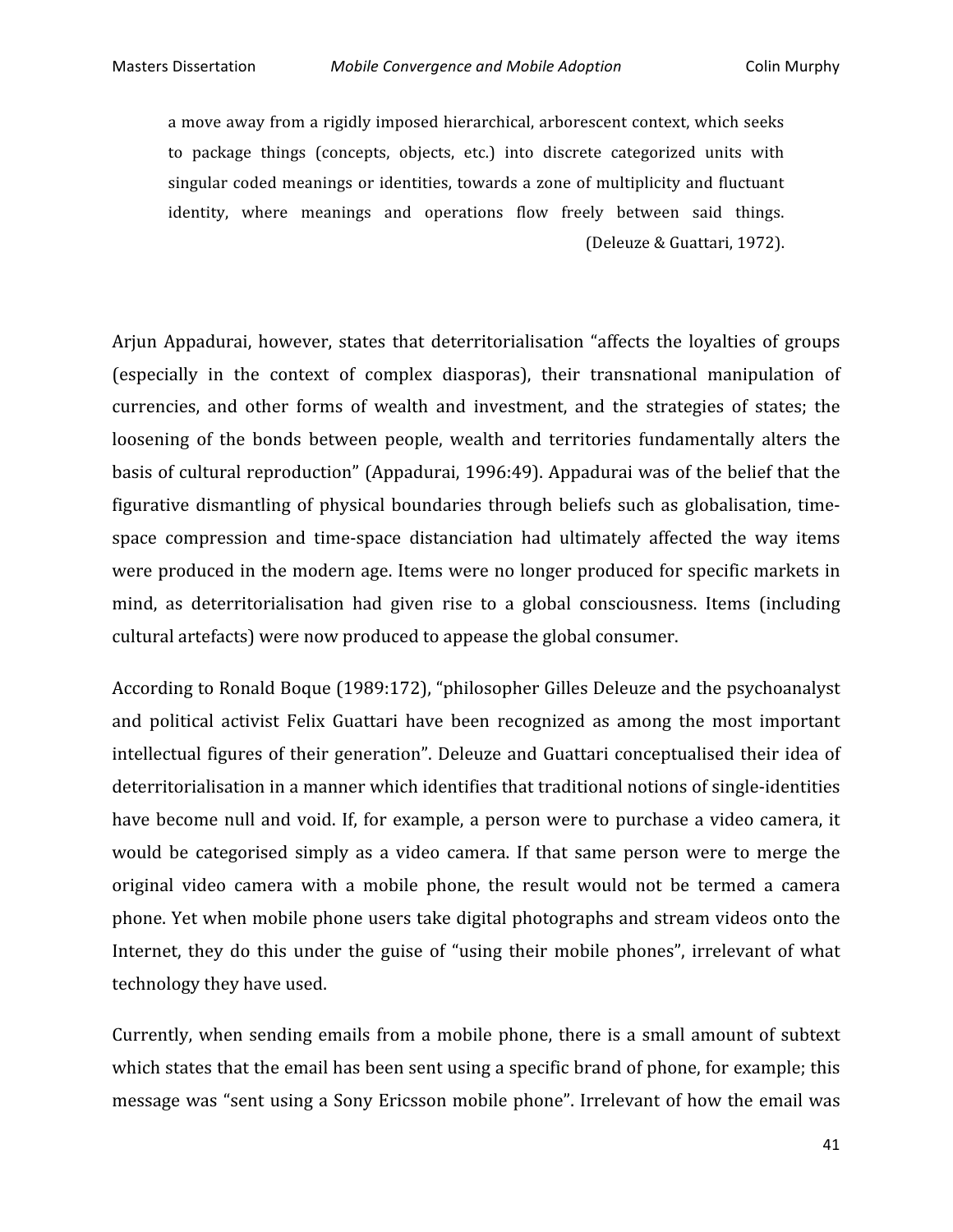> a move away from a rigidly imposed hierarchical, arborescent context, which seeks to package things (concepts, objects, etc.) into discrete categorized units with singular coded meanings or identities, towards a zone of multiplicity and fluctuant identity, where meanings and operations flow freely between said things. (Deleuze & Guattari, 1972).

Arjun Appadurai, however, states that deterritorialisation "affects the loyalties of groups (especially in the context of complex diasporas), their transnational manipulation of currencies, and other forms of wealth and investment, and the strategies of states; the loosening of the bonds between people, wealth and territories fundamentally alters the basis of cultural reproduction" (Appadurai, 1996:49). Appadurai was of the belief that the figurative dismantling of physical boundaries through beliefs such as globalisation, time-space compression and time-space distanciation had ultimately affected the way items were produced in the modern age. Items were no longer produced for specific markets in mind, as deterritorialisation had given rise to a global consciousness. Items (including cultural artefacts) were now produced to appease the global consumer.

According to Ronald Boque (1989:172), "philosopher Gilles Deleuze and the psychoanalyst and political activist Felix Guattari have been recognized as among the most important intellectual figures of their generation". Deleuze and Guattari conceptualised their idea of deterritorialisation in a manner which identifies that traditional notions of single-identities have become null and void. If, for example, a person were to purchase a video camera, it would be categorised simply as a video camera. If that same person were to merge the original video camera with a mobile phone, the result would not be termed a camera phone. Yet when mobile phone users take digital photographs and stream videos onto the Internet, they do this under the guise of "using their mobile phones", irrelevant of what technology they have used.

Currently, when sending emails from a mobile phone, there is a small amount of subtext which states that the email has been sent using a specific brand of phone, for example; this message was "sent using a Sony Ericsson mobile phone". Irrelevant of how the email was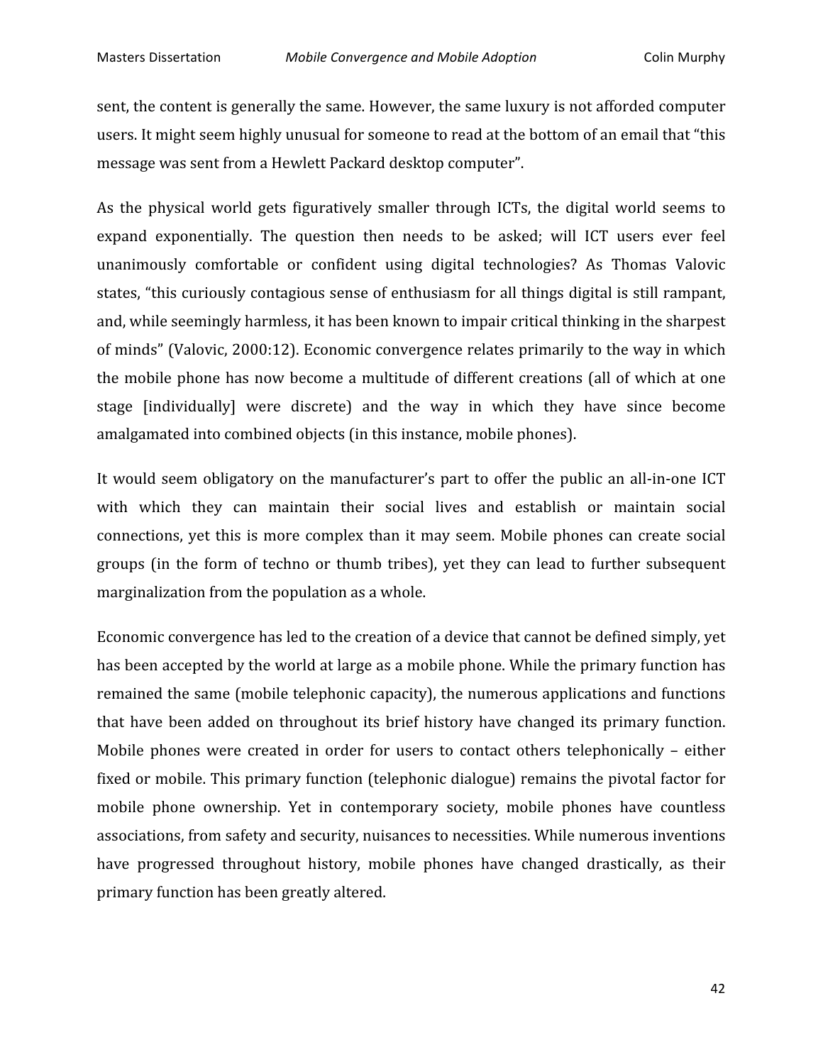sent, the content is generally the same. However, the same luxury is not afforded computer users. It might seem highly unusual for someone to read at the bottom of an email that "this message was sent from a Hewlett Packard desktop computer".

As the physical world gets figuratively smaller through ICTs, the digital world seems to expand exponentially. The question then needs to be asked; will ICT users ever feel unanimously comfortable or confident using digital technologies? As Thomas Valovic states, "this curiously contagious sense of enthusiasm for all things digital is still rampant, and, while seemingly harmless, it has been known to impair critical thinking in the sharpest of minds" (Valovic, 2000:12). Economic convergence relates primarily to the way in which the mobile phone has now become a multitude of different creations (all of which at one stage [individually] were discrete) and the way in which they have since become amalgamated into combined objects (in this instance, mobile phones).

It would seem obligatory on the manufacturer's part to offer the public an all-in-one ICT with which they can maintain their social lives and establish or maintain social connections, yet this is more complex than it may seem. Mobile phones can create social groups (in the form of techno or thumb tribes), yet they can lead to further subsequent marginalization from the population as a whole.

Economic convergence has led to the creation of a device that cannot be defined simply, yet has been accepted by the world at large as a mobile phone. While the primary function has remained the same (mobile telephonic capacity), the numerous applications and functions that have been added on throughout its brief history have changed its primary function. Mobile phones were created in order for users to contact others telephonically – either fixed or mobile. This primary function (telephonic dialogue) remains the pivotal factor for mobile phone ownership. Yet in contemporary society, mobile phones have countless associations, from safety and security, nuisances to necessities. While numerous inventions have progressed throughout history, mobile phones have changed drastically, as their primary function has been greatly altered.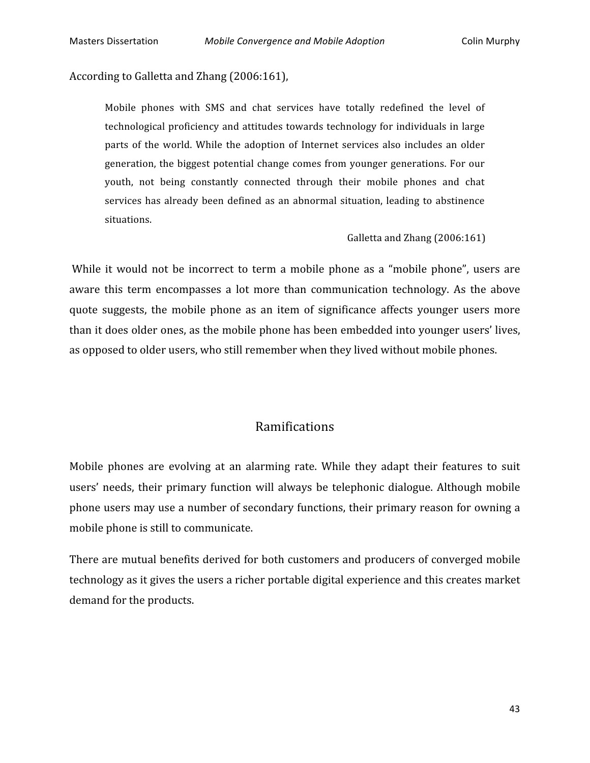According to Galletta and Zhang (2006:161),

> Mobile phones with SMS and chat services have totally redefined the level of technological proficiency and attitudes towards technology for individuals in large parts of the world. While the adoption of Internet services also includes an older generation, the biggest potential change comes from younger generations. For our youth, not being constantly connected through their mobile phones and chat services has already been defined as an abnormal situation, leading to abstinence situations.
>
> Galletta and Zhang (2006:161)

While it would not be incorrect to term a mobile phone as a "mobile phone", users are aware this term encompasses a lot more than communication technology. As the above quote suggests, the mobile phone as an item of significance affects younger users more than it does older ones, as the mobile phone has been embedded into younger users' lives, as opposed to older users, who still remember when they lived without mobile phones.

## Ramifications

Mobile phones are evolving at an alarming rate. While they adapt their features to suit users' needs, their primary function will always be telephonic dialogue. Although mobile phone users may use a number of secondary functions, their primary reason for owning a mobile phone is still to communicate.

There are mutual benefits derived for both customers and producers of converged mobile technology as it gives the users a richer portable digital experience and this creates market demand for the products.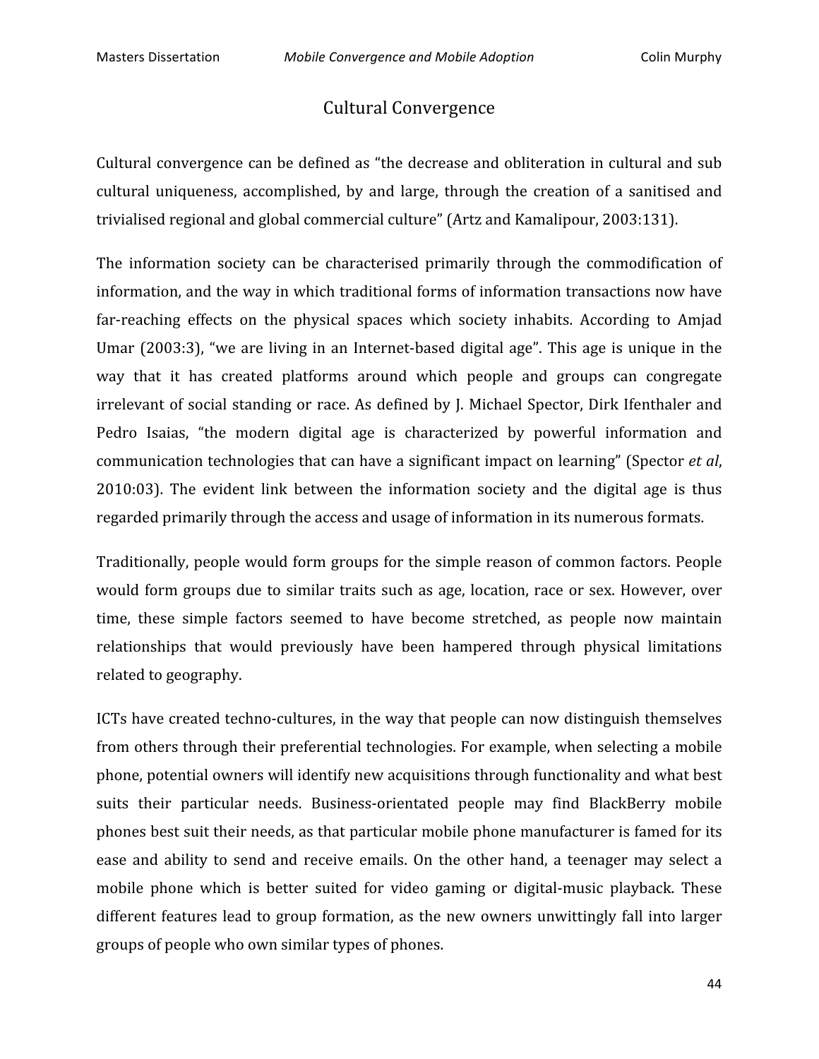## Cultural Convergence

Cultural convergence can be defined as "the decrease and obliteration in cultural and sub cultural uniqueness, accomplished, by and large, through the creation of a sanitised and trivialised regional and global commercial culture" (Artz and Kamalipour, 2003:131).

The information society can be characterised primarily through the commodification of information, and the way in which traditional forms of information transactions now have far-reaching effects on the physical spaces which society inhabits. According to Amjad Umar (2003:3), "we are living in an Internet-based digital age". This age is unique in the way that it has created platforms around which people and groups can congregate irrelevant of social standing or race. As defined by J. Michael Spector, Dirk Ifenthaler and Pedro Isaias, "the modern digital age is characterized by powerful information and communication technologies that can have a significant impact on learning" (Spector *et al*, 2010:03). The evident link between the information society and the digital age is thus regarded primarily through the access and usage of information in its numerous formats.

Traditionally, people would form groups for the simple reason of common factors. People would form groups due to similar traits such as age, location, race or sex. However, over time, these simple factors seemed to have become stretched, as people now maintain relationships that would previously have been hampered through physical limitations related to geography.

ICTs have created techno-cultures, in the way that people can now distinguish themselves from others through their preferential technologies. For example, when selecting a mobile phone, potential owners will identify new acquisitions through functionality and what best suits their particular needs. Business-orientated people may find BlackBerry mobile phones best suit their needs, as that particular mobile phone manufacturer is famed for its ease and ability to send and receive emails. On the other hand, a teenager may select a mobile phone which is better suited for video gaming or digital-music playback. These different features lead to group formation, as the new owners unwittingly fall into larger groups of people who own similar types of phones.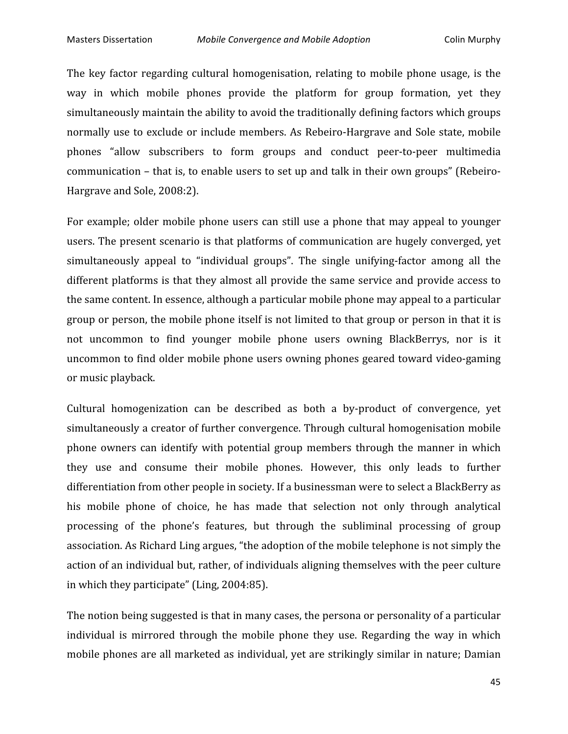The key factor regarding cultural homogenisation, relating to mobile phone usage, is the way in which mobile phones provide the platform for group formation, yet they simultaneously maintain the ability to avoid the traditionally defining factors which groups normally use to exclude or include members. As Rebeiro-Hargrave and Sole state, mobile phones "allow subscribers to form groups and conduct peer-to-peer multimedia communication – that is, to enable users to set up and talk in their own groups" (Rebeiro-Hargrave and Sole, 2008:2).

For example; older mobile phone users can still use a phone that may appeal to younger users. The present scenario is that platforms of communication are hugely converged, yet simultaneously appeal to "individual groups". The single unifying-factor among all the different platforms is that they almost all provide the same service and provide access to the same content. In essence, although a particular mobile phone may appeal to a particular group or person, the mobile phone itself is not limited to that group or person in that it is not uncommon to find younger mobile phone users owning BlackBerrys, nor is it uncommon to find older mobile phone users owning phones geared toward video-gaming or music playback.

Cultural homogenization can be described as both a by-product of convergence, yet simultaneously a creator of further convergence. Through cultural homogenisation mobile phone owners can identify with potential group members through the manner in which they use and consume their mobile phones. However, this only leads to further differentiation from other people in society. If a businessman were to select a BlackBerry as his mobile phone of choice, he has made that selection not only through analytical processing of the phone's features, but through the subliminal processing of group association. As Richard Ling argues, "the adoption of the mobile telephone is not simply the action of an individual but, rather, of individuals aligning themselves with the peer culture in which they participate" (Ling, 2004:85).

The notion being suggested is that in many cases, the persona or personality of a particular individual is mirrored through the mobile phone they use. Regarding the way in which mobile phones are all marketed as individual, yet are strikingly similar in nature; Damian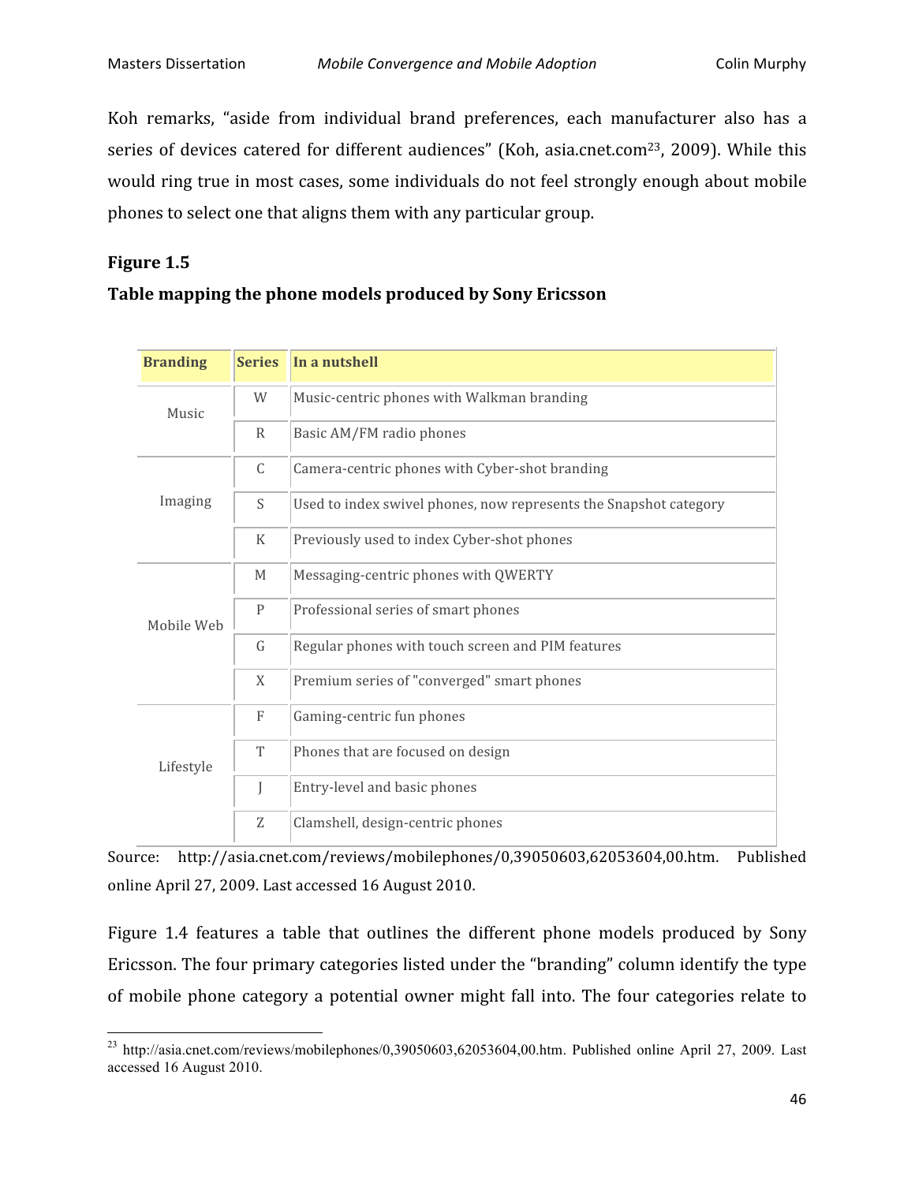Koh remarks, “aside from individual brand preferences, each manufacturer also has a series of devices catered for different audiences” (Koh, asia.cnet.com[23], 2009). While this would ring true in most cases, some individuals do not feel strongly enough about mobile phones to select one that aligns them with any particular group.

**Figure 1.5**

**Table mapping the phone models produced by Sony Ericsson**

| Branding | Series | In a nutshell |
|---|---|---|
| Music | W | Music-centric phones with Walkman branding |
| | R | Basic AM/FM radio phones |
| Imaging | C | Camera-centric phones with Cyber-shot branding |
| | S | Used to index swivel phones, now represents the Snapshot category |
| | K | Previously used to index Cyber-shot phones |
| Mobile Web | M | Messaging-centric phones with QWERTY |
| | P | Professional series of smart phones |
| | G | Regular phones with touch screen and PIM features |
| | X | Premium series of "converged" smart phones |
| Lifestyle | F | Gaming-centric fun phones |
| | T | Phones that are focused on design |
| | J | Entry-level and basic phones |
| | Z | Clamshell, design-centric phones |

Source: http://asia.cnet.com/reviews/mobilephones/0,39050603,62053604,00.htm. Published online April 27, 2009. Last accessed 16 August 2010.

Figure 1.4 features a table that outlines the different phone models produced by Sony Ericsson. The four primary categories listed under the “branding” column identify the type of mobile phone category a potential owner might fall into. The four categories relate to

[23] http://asia.cnet.com/reviews/mobilephones/0,39050603,62053604,00.htm. Published online April 27, 2009. Last accessed 16 August 2010.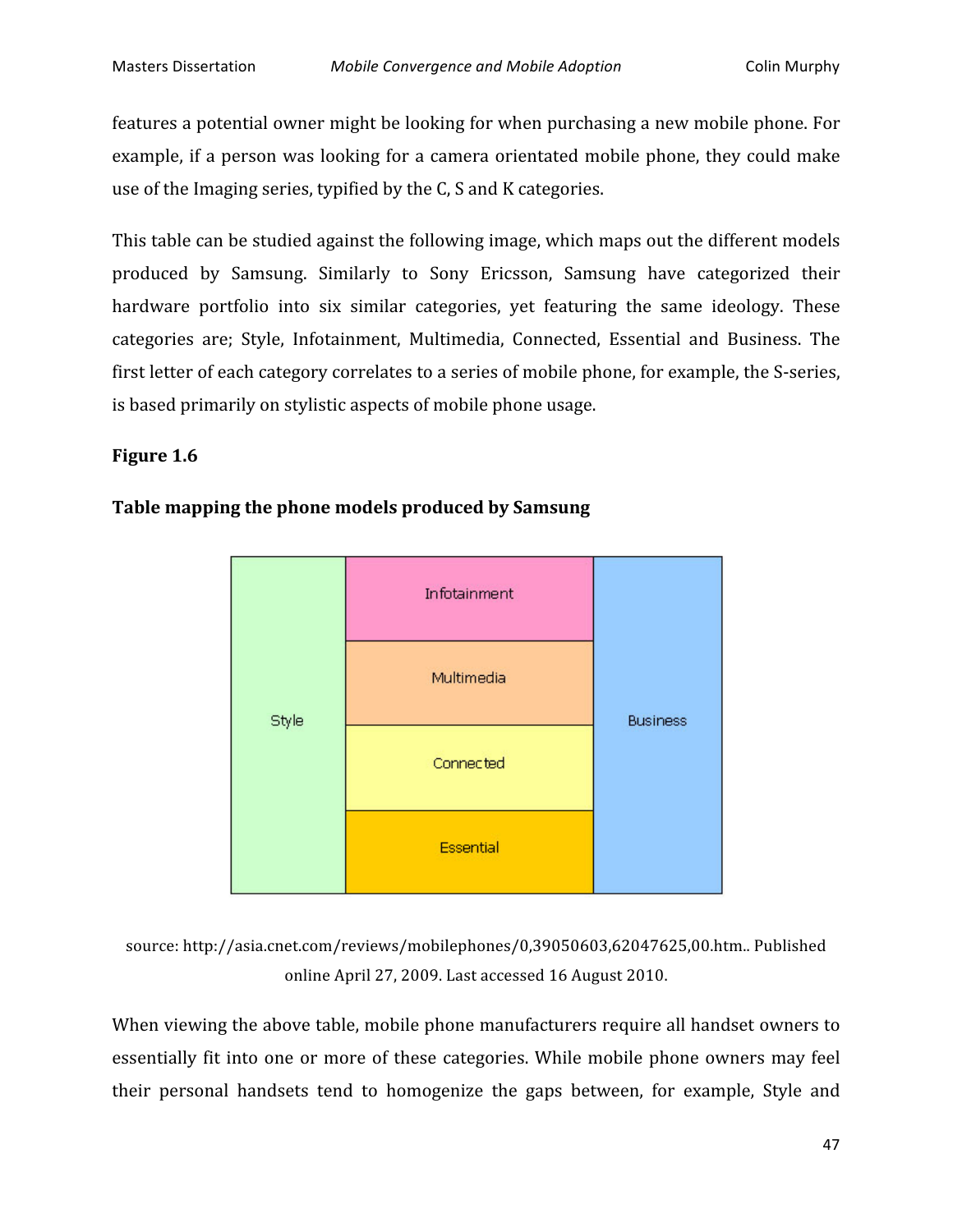features a potential owner might be looking for when purchasing a new mobile phone. For example, if a person was looking for a camera orientated mobile phone, they could make use of the Imaging series, typified by the C, S and K categories.

This table can be studied against the following image, which maps out the different models produced by Samsung. Similarly to Sony Ericsson, Samsung have categorized their hardware portfolio into six similar categories, yet featuring the same ideology. These categories are; Style, Infotainment, Multimedia, Connected, Essential and Business. The first letter of each category correlates to a series of mobile phone, for example, the S-series, is based primarily on stylistic aspects of mobile phone usage.

**Figure 1.6**

**Table mapping the phone models produced by Samsung**

| Style | Infotainment | Business |
|---|---|---|
| | Multimedia | |
| | Connected | |
| | Essential | |

source: http://asia.cnet.com/reviews/mobilephones/0,39050603,62047625,00.htm.. Published online April 27, 2009. Last accessed 16 August 2010.

When viewing the above table, mobile phone manufacturers require all handset owners to essentially fit into one or more of these categories. While mobile phone owners may feel their personal handsets tend to homogenize the gaps between, for example, Style and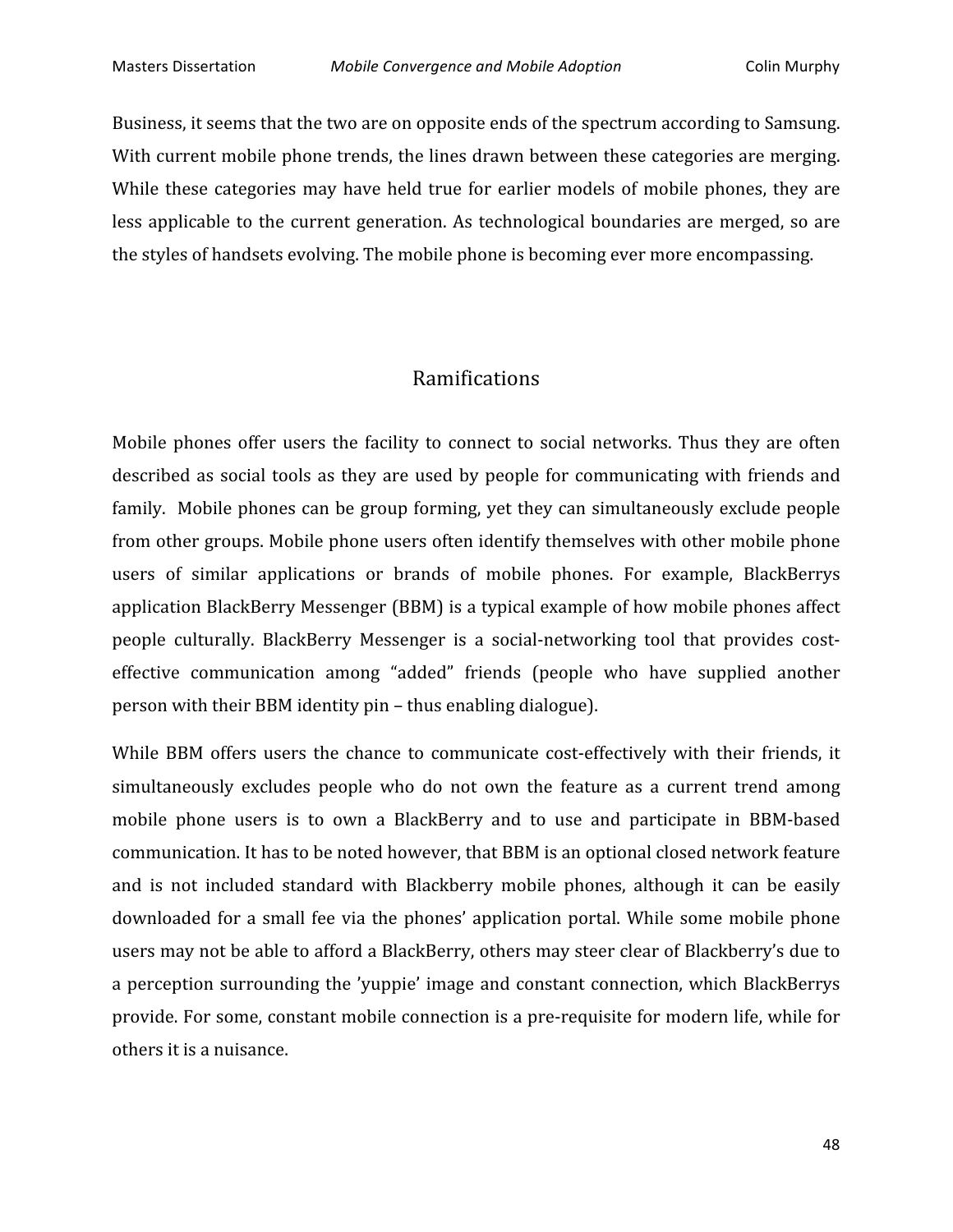Business, it seems that the two are on opposite ends of the spectrum according to Samsung. With current mobile phone trends, the lines drawn between these categories are merging. While these categories may have held true for earlier models of mobile phones, they are less applicable to the current generation. As technological boundaries are merged, so are the styles of handsets evolving. The mobile phone is becoming ever more encompassing.

## Ramifications

Mobile phones offer users the facility to connect to social networks. Thus they are often described as social tools as they are used by people for communicating with friends and family. Mobile phones can be group forming, yet they can simultaneously exclude people from other groups. Mobile phone users often identify themselves with other mobile phone users of similar applications or brands of mobile phones. For example, BlackBerrys application BlackBerry Messenger (BBM) is a typical example of how mobile phones affect people culturally. BlackBerry Messenger is a social-networking tool that provides cost-effective communication among "added" friends (people who have supplied another person with their BBM identity pin – thus enabling dialogue).

While BBM offers users the chance to communicate cost-effectively with their friends, it simultaneously excludes people who do not own the feature as a current trend among mobile phone users is to own a BlackBerry and to use and participate in BBM-based communication. It has to be noted however, that BBM is an optional closed network feature and is not included standard with Blackberry mobile phones, although it can be easily downloaded for a small fee via the phones' application portal. While some mobile phone users may not be able to afford a BlackBerry, others may steer clear of Blackberry's due to a perception surrounding the 'yuppie' image and constant connection, which BlackBerrys provide. For some, constant mobile connection is a pre-requisite for modern life, while for others it is a nuisance.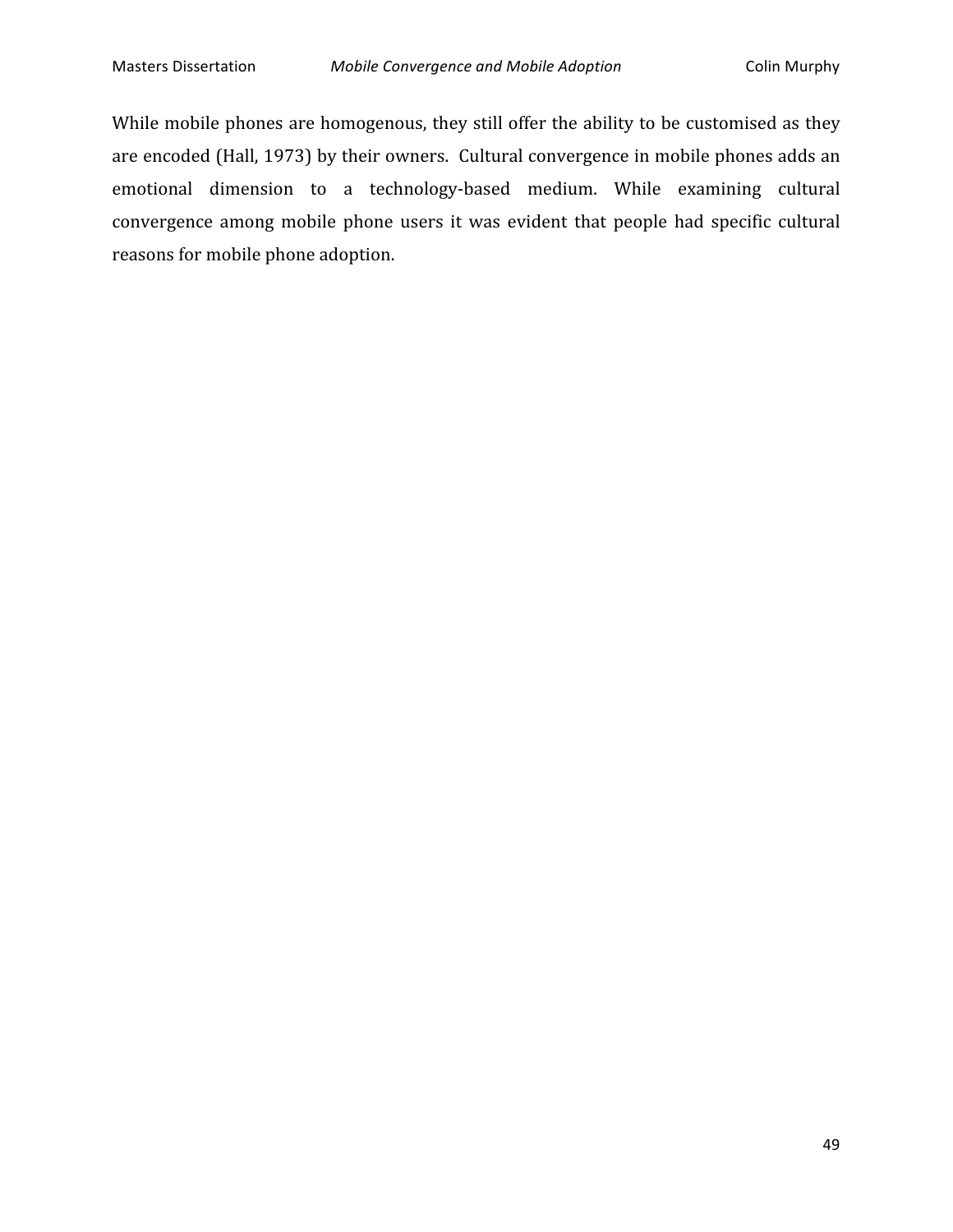While mobile phones are homogenous, they still offer the ability to be customised as they are encoded (Hall, 1973) by their owners. Cultural convergence in mobile phones adds an emotional dimension to a technology-based medium. While examining cultural convergence among mobile phone users it was evident that people had specific cultural reasons for mobile phone adoption.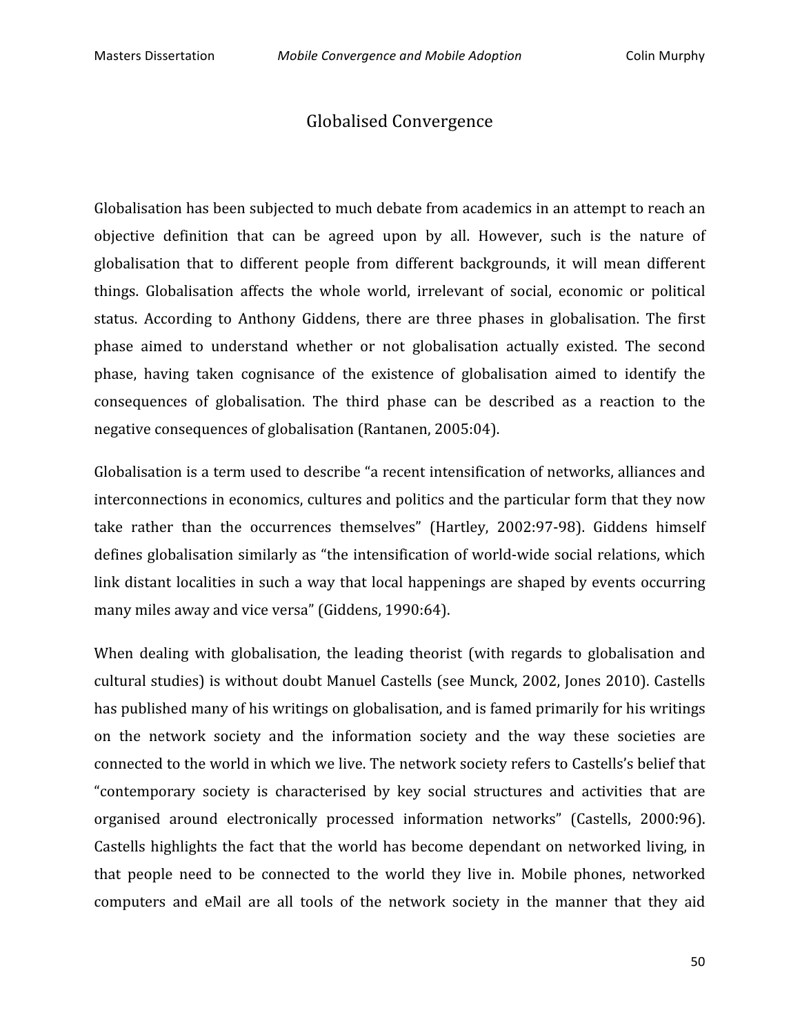## Globalised Convergence

Globalisation has been subjected to much debate from academics in an attempt to reach an objective definition that can be agreed upon by all. However, such is the nature of globalisation that to different people from different backgrounds, it will mean different things. Globalisation affects the whole world, irrelevant of social, economic or political status. According to Anthony Giddens, there are three phases in globalisation. The first phase aimed to understand whether or not globalisation actually existed. The second phase, having taken cognisance of the existence of globalisation aimed to identify the consequences of globalisation. The third phase can be described as a reaction to the negative consequences of globalisation (Rantanen, 2005:04).

Globalisation is a term used to describe "a recent intensification of networks, alliances and interconnections in economics, cultures and politics and the particular form that they now take rather than the occurrences themselves" (Hartley, 2002:97-98). Giddens himself defines globalisation similarly as "the intensification of world-wide social relations, which link distant localities in such a way that local happenings are shaped by events occurring many miles away and vice versa" (Giddens, 1990:64).

When dealing with globalisation, the leading theorist (with regards to globalisation and cultural studies) is without doubt Manuel Castells (see Munck, 2002, Jones 2010). Castells has published many of his writings on globalisation, and is famed primarily for his writings on the network society and the information society and the way these societies are connected to the world in which we live. The network society refers to Castells's belief that "contemporary society is characterised by key social structures and activities that are organised around electronically processed information networks" (Castells, 2000:96). Castells highlights the fact that the world has become dependant on networked living, in that people need to be connected to the world they live in. Mobile phones, networked computers and eMail are all tools of the network society in the manner that they aid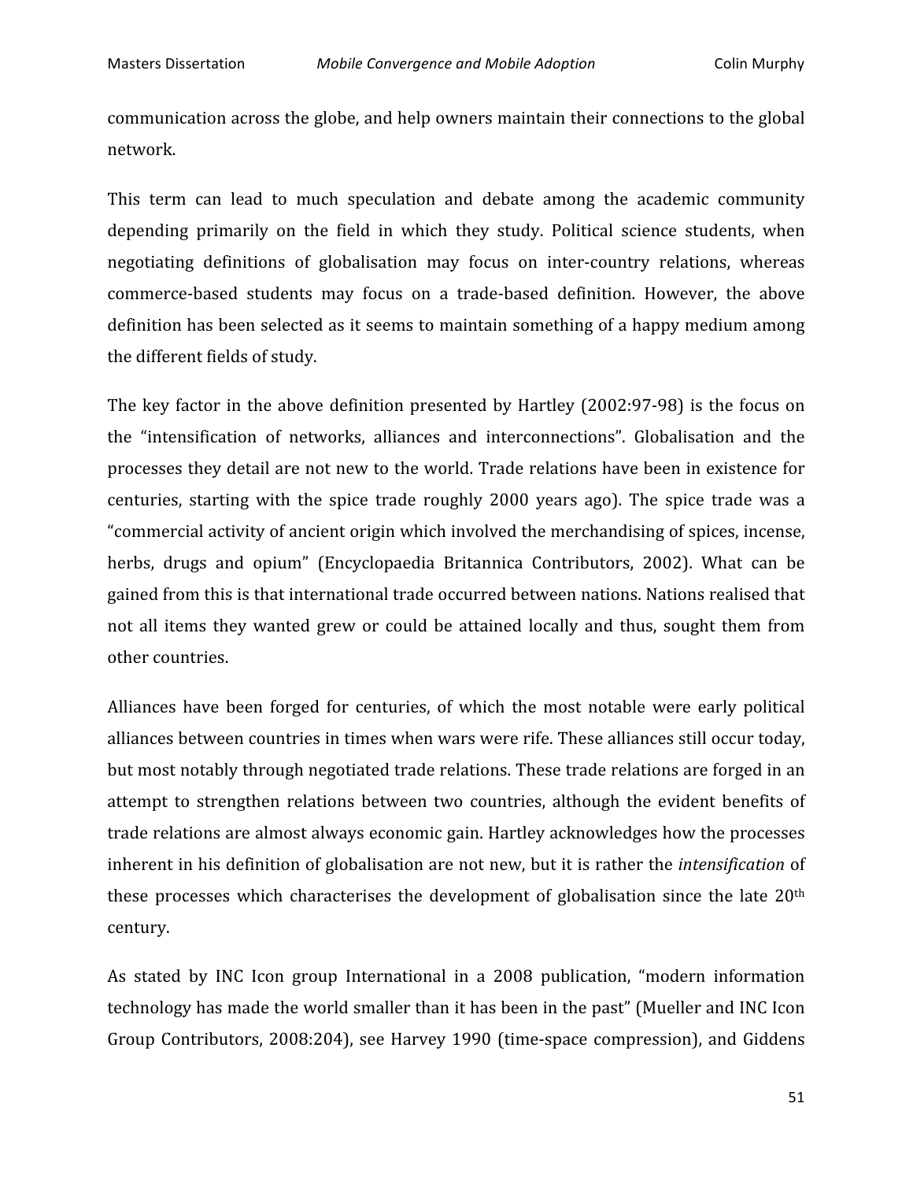communication across the globe, and help owners maintain their connections to the global network.

This term can lead to much speculation and debate among the academic community depending primarily on the field in which they study. Political science students, when negotiating definitions of globalisation may focus on inter-country relations, whereas commerce-based students may focus on a trade-based definition. However, the above definition has been selected as it seems to maintain something of a happy medium among the different fields of study.

The key factor in the above definition presented by Hartley (2002:97-98) is the focus on the "intensification of networks, alliances and interconnections". Globalisation and the processes they detail are not new to the world. Trade relations have been in existence for centuries, starting with the spice trade roughly 2000 years ago). The spice trade was a "commercial activity of ancient origin which involved the merchandising of spices, incense, herbs, drugs and opium" (Encyclopaedia Britannica Contributors, 2002). What can be gained from this is that international trade occurred between nations. Nations realised that not all items they wanted grew or could be attained locally and thus, sought them from other countries.

Alliances have been forged for centuries, of which the most notable were early political alliances between countries in times when wars were rife. These alliances still occur today, but most notably through negotiated trade relations. These trade relations are forged in an attempt to strengthen relations between two countries, although the evident benefits of trade relations are almost always economic gain. Hartley acknowledges how the processes inherent in his definition of globalisation are not new, but it is rather the *intensification* of these processes which characterises the development of globalisation since the late 20th century.

As stated by INC Icon group International in a 2008 publication, "modern information technology has made the world smaller than it has been in the past" (Mueller and INC Icon Group Contributors, 2008:204), see Harvey 1990 (time-space compression), and Giddens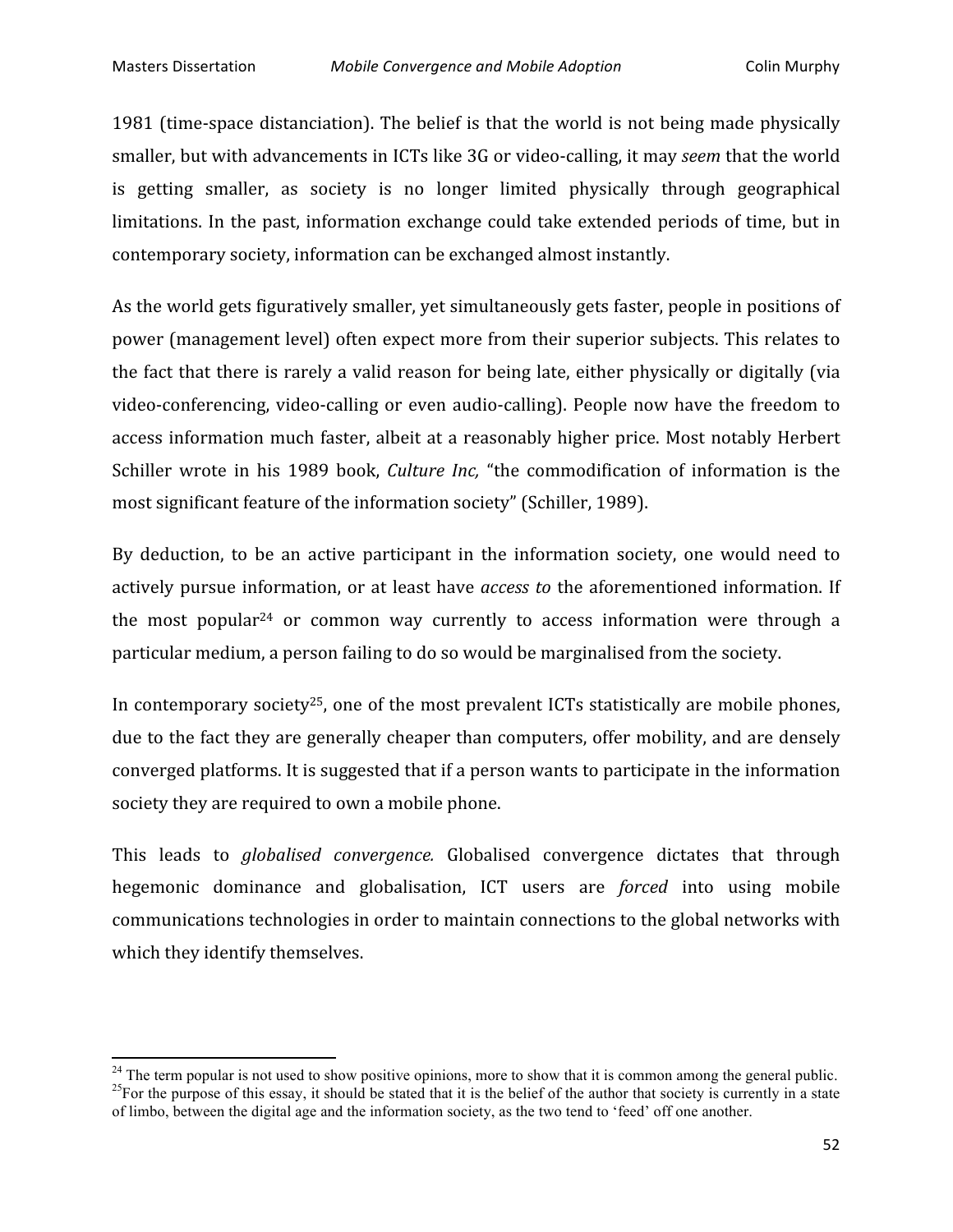1981 (time-space distanciation). The belief is that the world is not being made physically smaller, but with advancements in ICTs like 3G or video-calling, it may *seem* that the world is getting smaller, as society is no longer limited physically through geographical limitations. In the past, information exchange could take extended periods of time, but in contemporary society, information can be exchanged almost instantly.

As the world gets figuratively smaller, yet simultaneously gets faster, people in positions of power (management level) often expect more from their superior subjects. This relates to the fact that there is rarely a valid reason for being late, either physically or digitally (via video-conferencing, video-calling or even audio-calling). People now have the freedom to access information much faster, albeit at a reasonably higher price. Most notably Herbert Schiller wrote in his 1989 book, *Culture Inc,* "the commodification of information is the most significant feature of the information society" (Schiller, 1989).

By deduction, to be an active participant in the information society, one would need to actively pursue information, or at least have *access to* the aforementioned information. If the most popular[24] or common way currently to access information were through a particular medium, a person failing to do so would be marginalised from the society.

In contemporary society[25], one of the most prevalent ICTs statistically are mobile phones, due to the fact they are generally cheaper than computers, offer mobility, and are densely converged platforms. It is suggested that if a person wants to participate in the information society they are required to own a mobile phone.

This leads to *globalised convergence.* Globalised convergence dictates that through hegemonic dominance and globalisation, ICT users are *forced* into using mobile communications technologies in order to maintain connections to the global networks with which they identify themselves.

---

[24] The term popular is not used to show positive opinions, more to show that it is common among the general public.

[25] For the purpose of this essay, it should be stated that it is the belief of the author that society is currently in a state of limbo, between the digital age and the information society, as the two tend to 'feed' off one another.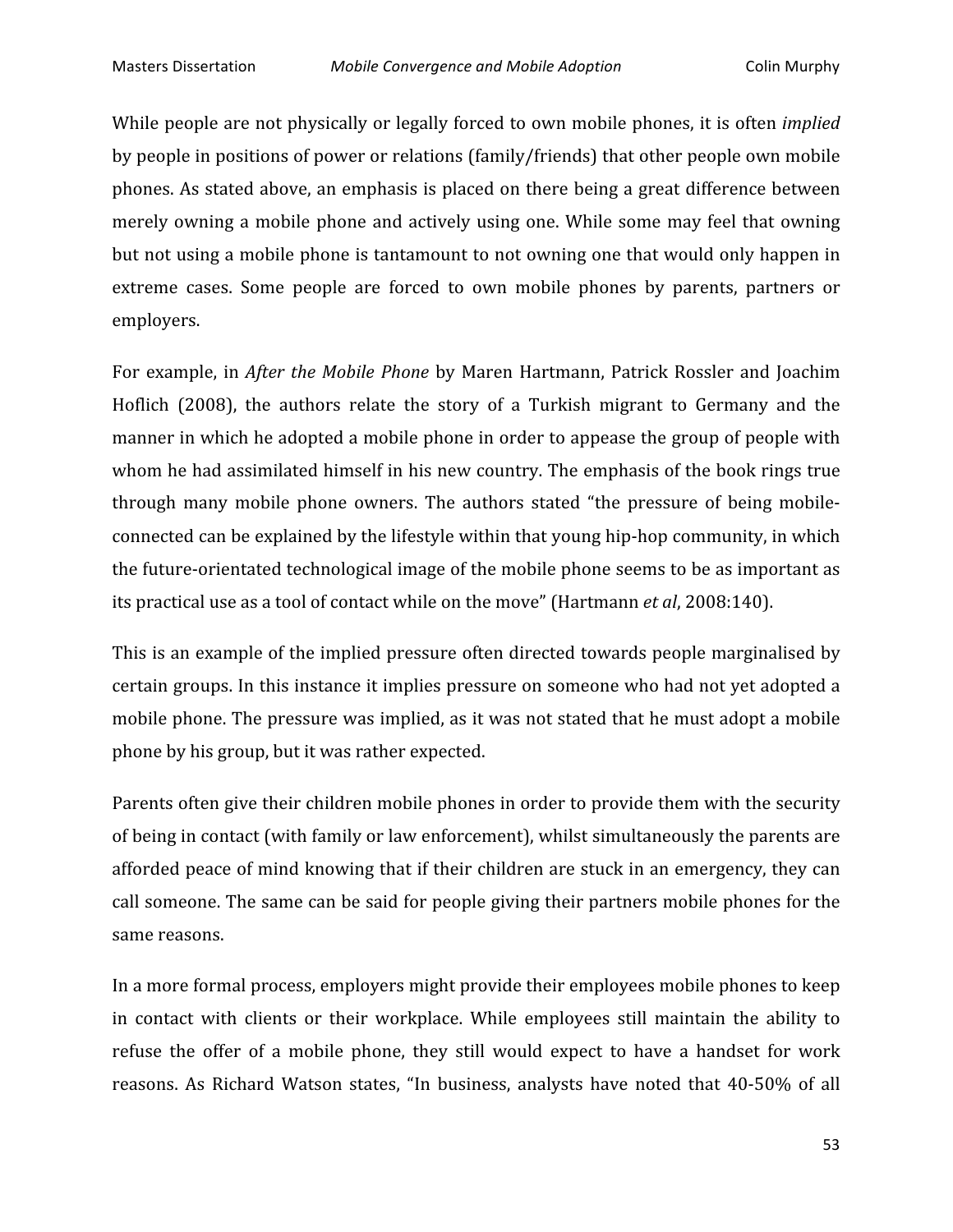While people are not physically or legally forced to own mobile phones, it is often *implied* by people in positions of power or relations (family/friends) that other people own mobile phones. As stated above, an emphasis is placed on there being a great difference between merely owning a mobile phone and actively using one. While some may feel that owning but not using a mobile phone is tantamount to not owning one that would only happen in extreme cases. Some people are forced to own mobile phones by parents, partners or employers.

For example, in *After the Mobile Phone* by Maren Hartmann, Patrick Rossler and Joachim Hoflich (2008), the authors relate the story of a Turkish migrant to Germany and the manner in which he adopted a mobile phone in order to appease the group of people with whom he had assimilated himself in his new country. The emphasis of the book rings true through many mobile phone owners. The authors stated "the pressure of being mobile-connected can be explained by the lifestyle within that young hip-hop community, in which the future-orientated technological image of the mobile phone seems to be as important as its practical use as a tool of contact while on the move" (Hartmann *et al*, 2008:140).

This is an example of the implied pressure often directed towards people marginalised by certain groups. In this instance it implies pressure on someone who had not yet adopted a mobile phone. The pressure was implied, as it was not stated that he must adopt a mobile phone by his group, but it was rather expected.

Parents often give their children mobile phones in order to provide them with the security of being in contact (with family or law enforcement), whilst simultaneously the parents are afforded peace of mind knowing that if their children are stuck in an emergency, they can call someone. The same can be said for people giving their partners mobile phones for the same reasons.

In a more formal process, employers might provide their employees mobile phones to keep in contact with clients or their workplace. While employees still maintain the ability to refuse the offer of a mobile phone, they still would expect to have a handset for work reasons. As Richard Watson states, "In business, analysts have noted that 40-50% of all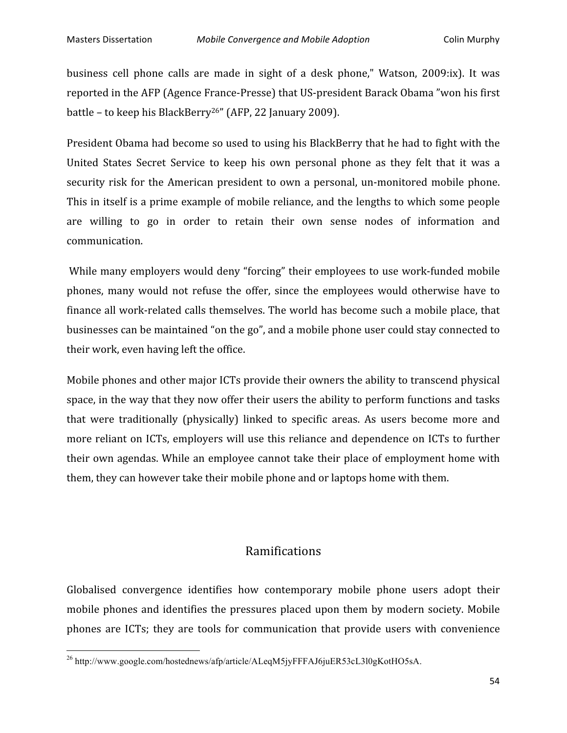business cell phone calls are made in sight of a desk phone," Watson, 2009:ix). It was reported in the AFP (Agence France-Presse) that US-president Barack Obama "won his first battle – to keep his BlackBerry[26]" (AFP, 22 January 2009).

President Obama had become so used to using his BlackBerry that he had to fight with the United States Secret Service to keep his own personal phone as they felt that it was a security risk for the American president to own a personal, un-monitored mobile phone. This in itself is a prime example of mobile reliance, and the lengths to which some people are willing to go in order to retain their own sense nodes of information and communication.

While many employers would deny "forcing" their employees to use work-funded mobile phones, many would not refuse the offer, since the employees would otherwise have to finance all work-related calls themselves. The world has become such a mobile place, that businesses can be maintained "on the go", and a mobile phone user could stay connected to their work, even having left the office.

Mobile phones and other major ICTs provide their owners the ability to transcend physical space, in the way that they now offer their users the ability to perform functions and tasks that were traditionally (physically) linked to specific areas. As users become more and more reliant on ICTs, employers will use this reliance and dependence on ICTs to further their own agendas. While an employee cannot take their place of employment home with them, they can however take their mobile phone and or laptops home with them.

## Ramifications

Globalised convergence identifies how contemporary mobile phone users adopt their mobile phones and identifies the pressures placed upon them by modern society. Mobile phones are ICTs; they are tools for communication that provide users with convenience

[26] http://www.google.com/hostednews/afp/article/ALeqM5jyFFFAJ6juER53cL3l0gKotHO5sA.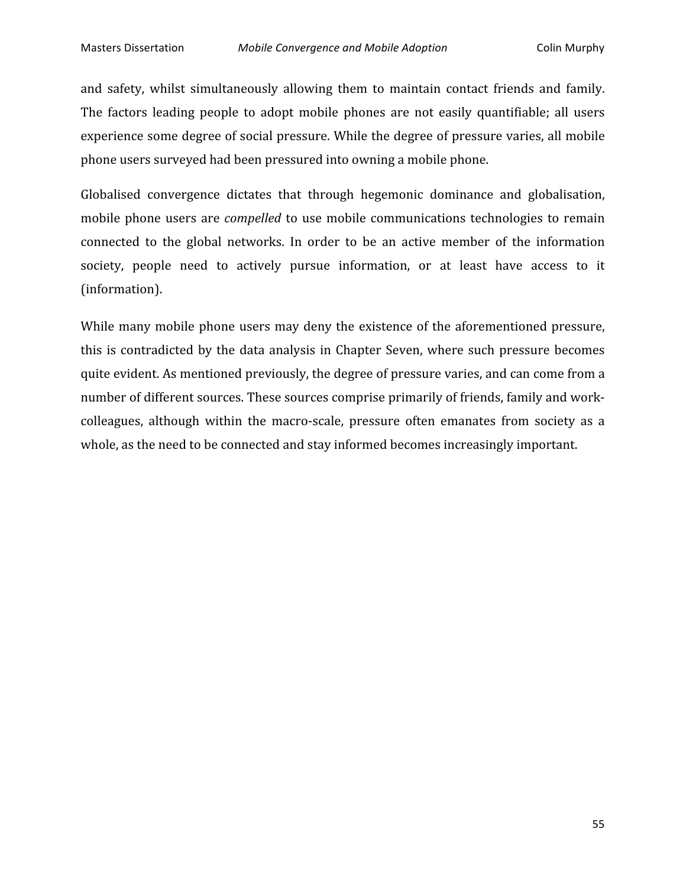and safety, whilst simultaneously allowing them to maintain contact friends and family. The factors leading people to adopt mobile phones are not easily quantifiable; all users experience some degree of social pressure. While the degree of pressure varies, all mobile phone users surveyed had been pressured into owning a mobile phone.

Globalised convergence dictates that through hegemonic dominance and globalisation, mobile phone users are *compelled* to use mobile communications technologies to remain connected to the global networks. In order to be an active member of the information society, people need to actively pursue information, or at least have access to it (information).

While many mobile phone users may deny the existence of the aforementioned pressure, this is contradicted by the data analysis in Chapter Seven, where such pressure becomes quite evident. As mentioned previously, the degree of pressure varies, and can come from a number of different sources. These sources comprise primarily of friends, family and work-colleagues, although within the macro-scale, pressure often emanates from society as a whole, as the need to be connected and stay informed becomes increasingly important.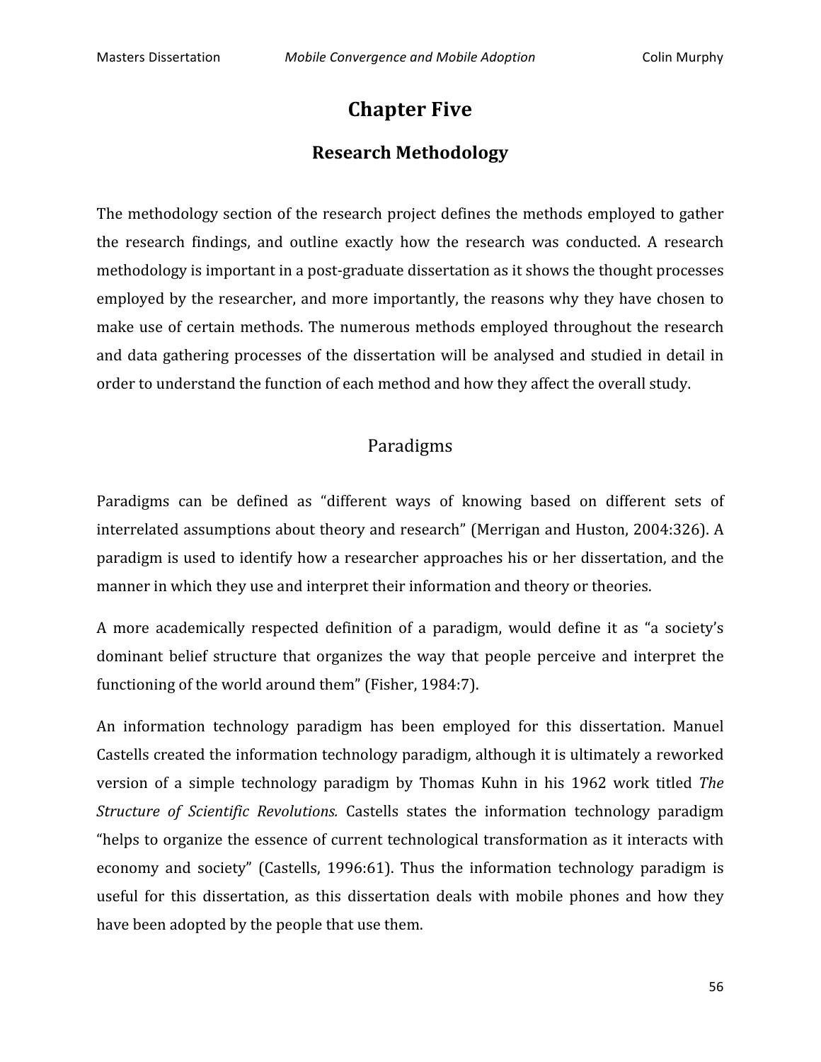# Chapter Five

## Research Methodology

The methodology section of the research project defines the methods employed to gather the research findings, and outline exactly how the research was conducted. A research methodology is important in a post-graduate dissertation as it shows the thought processes employed by the researcher, and more importantly, the reasons why they have chosen to make use of certain methods. The numerous methods employed throughout the research and data gathering processes of the dissertation will be analysed and studied in detail in order to understand the function of each method and how they affect the overall study.

### Paradigms

Paradigms can be defined as "different ways of knowing based on different sets of interrelated assumptions about theory and research" (Merrigan and Huston, 2004:326). A paradigm is used to identify how a researcher approaches his or her dissertation, and the manner in which they use and interpret their information and theory or theories.

A more academically respected definition of a paradigm, would define it as "a society's dominant belief structure that organizes the way that people perceive and interpret the functioning of the world around them" (Fisher, 1984:7).

An information technology paradigm has been employed for this dissertation. Manuel Castells created the information technology paradigm, although it is ultimately a reworked version of a simple technology paradigm by Thomas Kuhn in his 1962 work titled *The Structure of Scientific Revolutions.* Castells states the information technology paradigm "helps to organize the essence of current technological transformation as it interacts with economy and society" (Castells, 1996:61). Thus the information technology paradigm is useful for this dissertation, as this dissertation deals with mobile phones and how they have been adopted by the people that use them.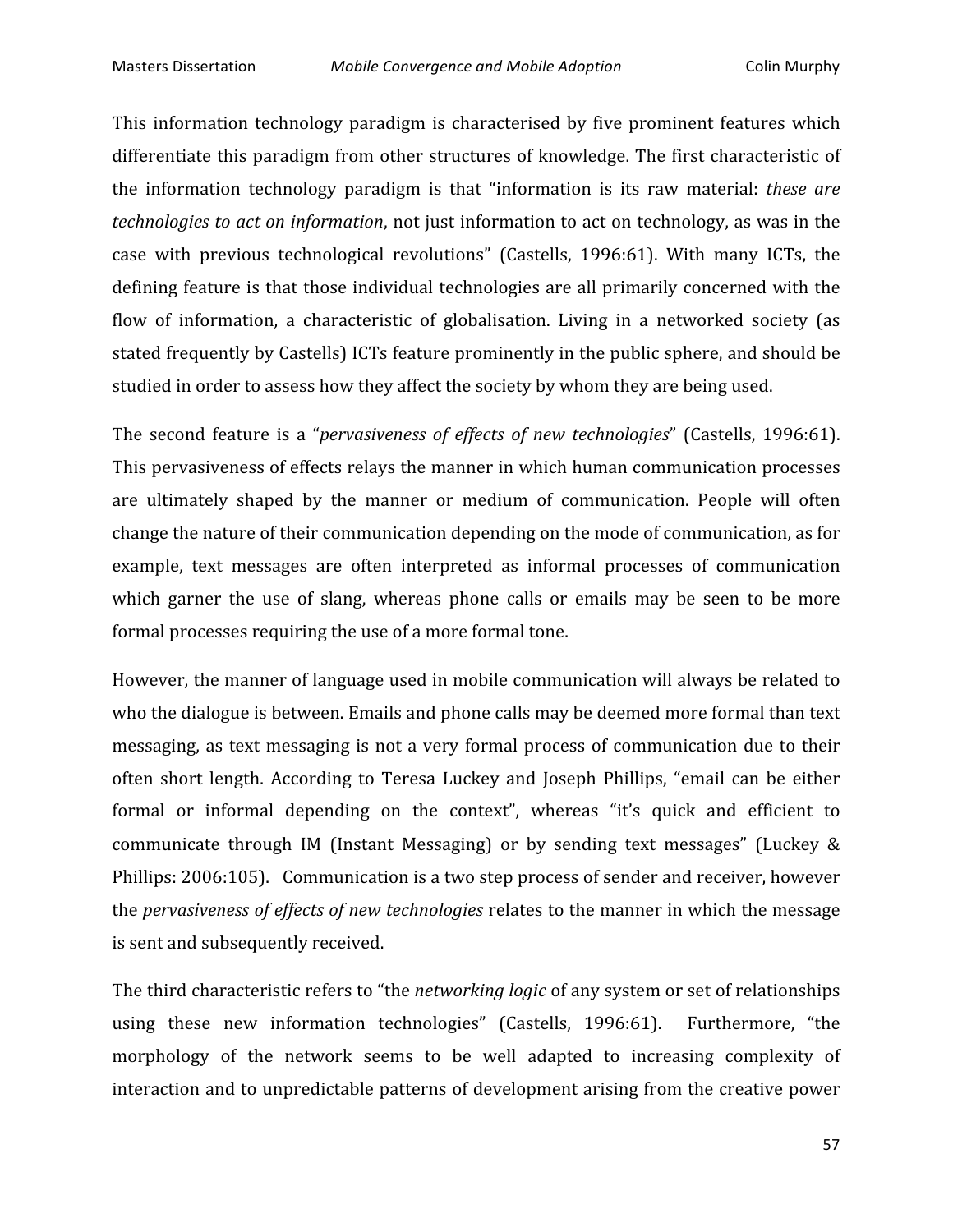This information technology paradigm is characterised by five prominent features which differentiate this paradigm from other structures of knowledge. The first characteristic of the information technology paradigm is that "information is its raw material: *these are technologies to act on information*, not just information to act on technology, as was in the case with previous technological revolutions" (Castells, 1996:61). With many ICTs, the defining feature is that those individual technologies are all primarily concerned with the flow of information, a characteristic of globalisation. Living in a networked society (as stated frequently by Castells) ICTs feature prominently in the public sphere, and should be studied in order to assess how they affect the society by whom they are being used.

The second feature is a "*pervasiveness of effects of new technologies*" (Castells, 1996:61). This pervasiveness of effects relays the manner in which human communication processes are ultimately shaped by the manner or medium of communication. People will often change the nature of their communication depending on the mode of communication, as for example, text messages are often interpreted as informal processes of communication which garner the use of slang, whereas phone calls or emails may be seen to be more formal processes requiring the use of a more formal tone.

However, the manner of language used in mobile communication will always be related to who the dialogue is between. Emails and phone calls may be deemed more formal than text messaging, as text messaging is not a very formal process of communication due to their often short length. According to Teresa Luckey and Joseph Phillips, "email can be either formal or informal depending on the context", whereas "it's quick and efficient to communicate through IM (Instant Messaging) or by sending text messages" (Luckey & Phillips: 2006:105). Communication is a two step process of sender and receiver, however the *pervasiveness of effects of new technologies* relates to the manner in which the message is sent and subsequently received.

The third characteristic refers to "the *networking logic* of any system or set of relationships using these new information technologies" (Castells, 1996:61). Furthermore, "the morphology of the network seems to be well adapted to increasing complexity of interaction and to unpredictable patterns of development arising from the creative power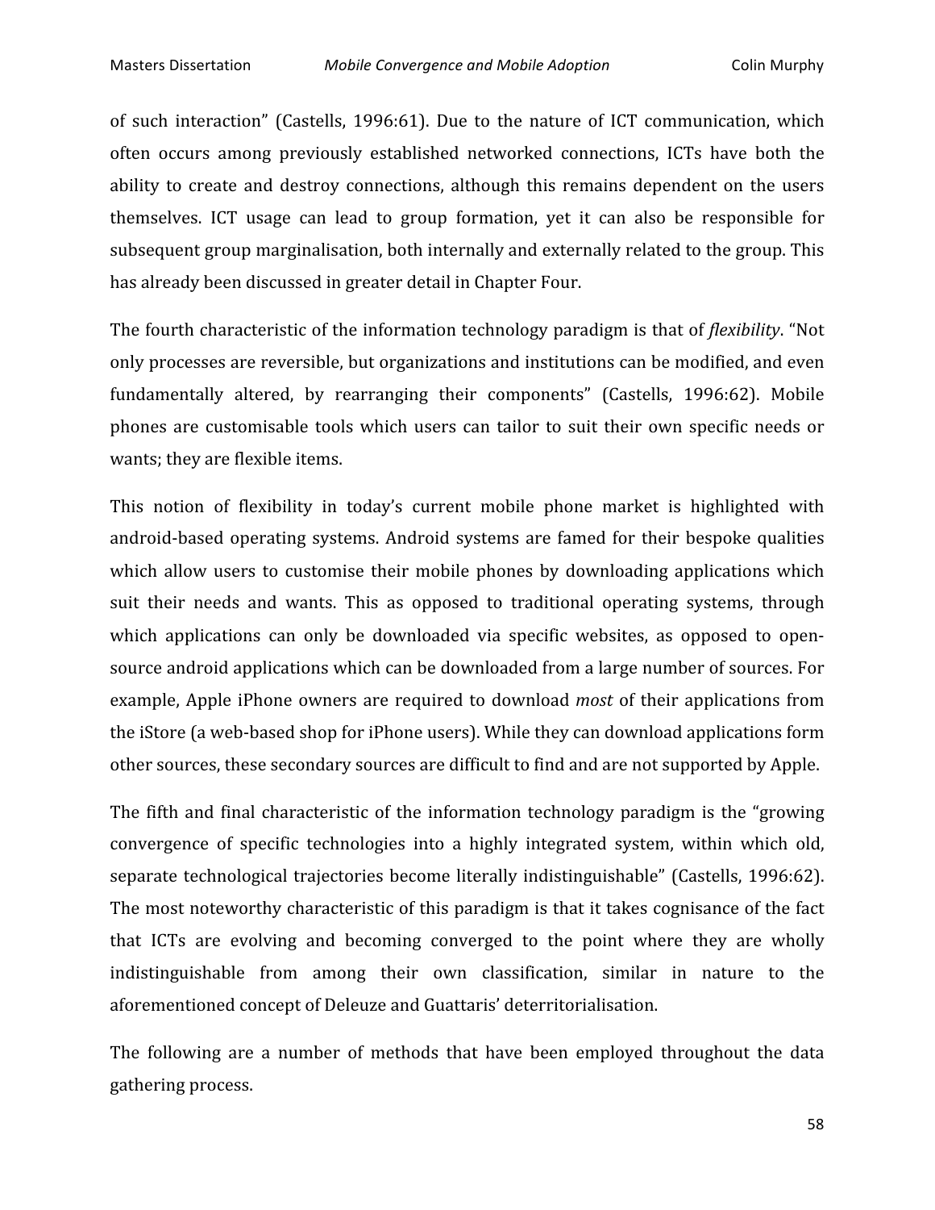of such interaction" (Castells, 1996:61). Due to the nature of ICT communication, which often occurs among previously established networked connections, ICTs have both the ability to create and destroy connections, although this remains dependent on the users themselves. ICT usage can lead to group formation, yet it can also be responsible for subsequent group marginalisation, both internally and externally related to the group. This has already been discussed in greater detail in Chapter Four.

The fourth characteristic of the information technology paradigm is that of *flexibility*. "Not only processes are reversible, but organizations and institutions can be modified, and even fundamentally altered, by rearranging their components" (Castells, 1996:62). Mobile phones are customisable tools which users can tailor to suit their own specific needs or wants; they are flexible items.

This notion of flexibility in today's current mobile phone market is highlighted with android-based operating systems. Android systems are famed for their bespoke qualities which allow users to customise their mobile phones by downloading applications which suit their needs and wants. This as opposed to traditional operating systems, through which applications can only be downloaded via specific websites, as opposed to open-source android applications which can be downloaded from a large number of sources. For example, Apple iPhone owners are required to download *most* of their applications from the iStore (a web-based shop for iPhone users). While they can download applications form other sources, these secondary sources are difficult to find and are not supported by Apple.

The fifth and final characteristic of the information technology paradigm is the "growing convergence of specific technologies into a highly integrated system, within which old, separate technological trajectories become literally indistinguishable" (Castells, 1996:62). The most noteworthy characteristic of this paradigm is that it takes cognisance of the fact that ICTs are evolving and becoming converged to the point where they are wholly indistinguishable from among their own classification, similar in nature to the aforementioned concept of Deleuze and Guattaris' deterritorialisation.

The following are a number of methods that have been employed throughout the data gathering process.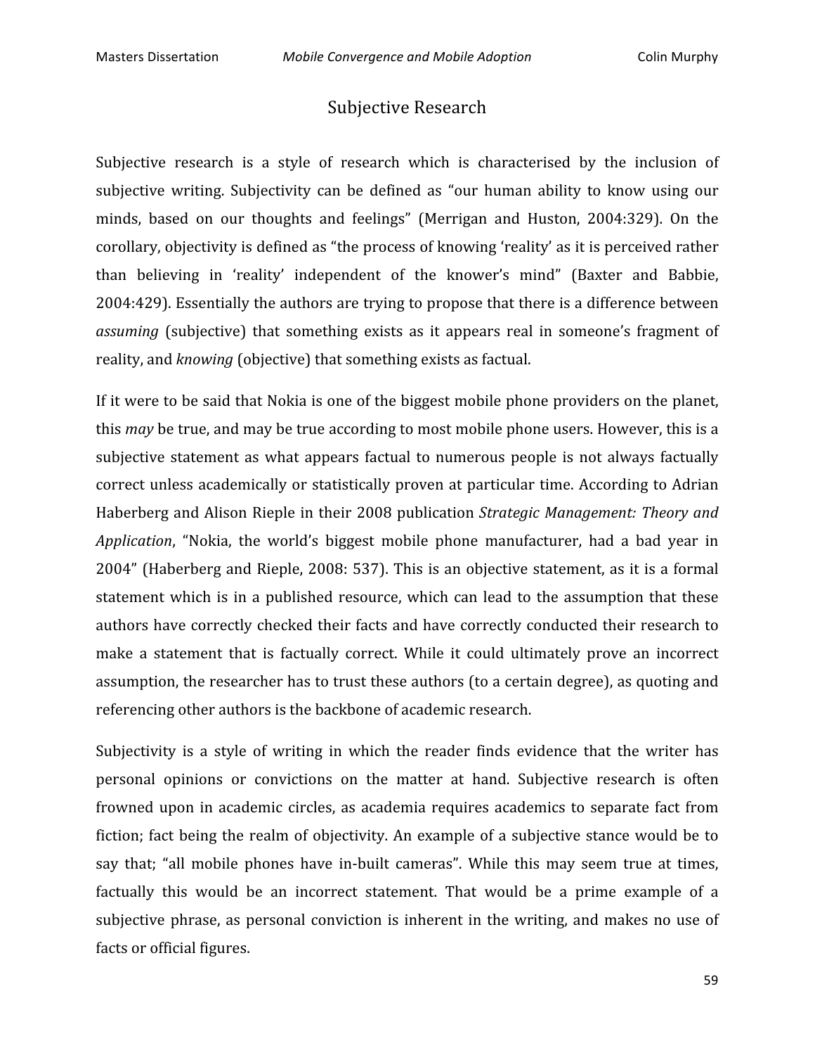## Subjective Research

Subjective research is a style of research which is characterised by the inclusion of subjective writing. Subjectivity can be defined as "our human ability to know using our minds, based on our thoughts and feelings" (Merrigan and Huston, 2004:329). On the corollary, objectivity is defined as "the process of knowing 'reality' as it is perceived rather than believing in 'reality' independent of the knower's mind" (Baxter and Babbie, 2004:429). Essentially the authors are trying to propose that there is a difference between *assuming* (subjective) that something exists as it appears real in someone's fragment of reality, and *knowing* (objective) that something exists as factual.

If it were to be said that Nokia is one of the biggest mobile phone providers on the planet, this *may* be true, and may be true according to most mobile phone users. However, this is a subjective statement as what appears factual to numerous people is not always factually correct unless academically or statistically proven at particular time. According to Adrian Haberberg and Alison Rieple in their 2008 publication *Strategic Management: Theory and Application*, "Nokia, the world's biggest mobile phone manufacturer, had a bad year in 2004" (Haberberg and Rieple, 2008: 537). This is an objective statement, as it is a formal statement which is in a published resource, which can lead to the assumption that these authors have correctly checked their facts and have correctly conducted their research to make a statement that is factually correct. While it could ultimately prove an incorrect assumption, the researcher has to trust these authors (to a certain degree), as quoting and referencing other authors is the backbone of academic research.

Subjectivity is a style of writing in which the reader finds evidence that the writer has personal opinions or convictions on the matter at hand. Subjective research is often frowned upon in academic circles, as academia requires academics to separate fact from fiction; fact being the realm of objectivity. An example of a subjective stance would be to say that; "all mobile phones have in-built cameras". While this may seem true at times, factually this would be an incorrect statement. That would be a prime example of a subjective phrase, as personal conviction is inherent in the writing, and makes no use of facts or official figures.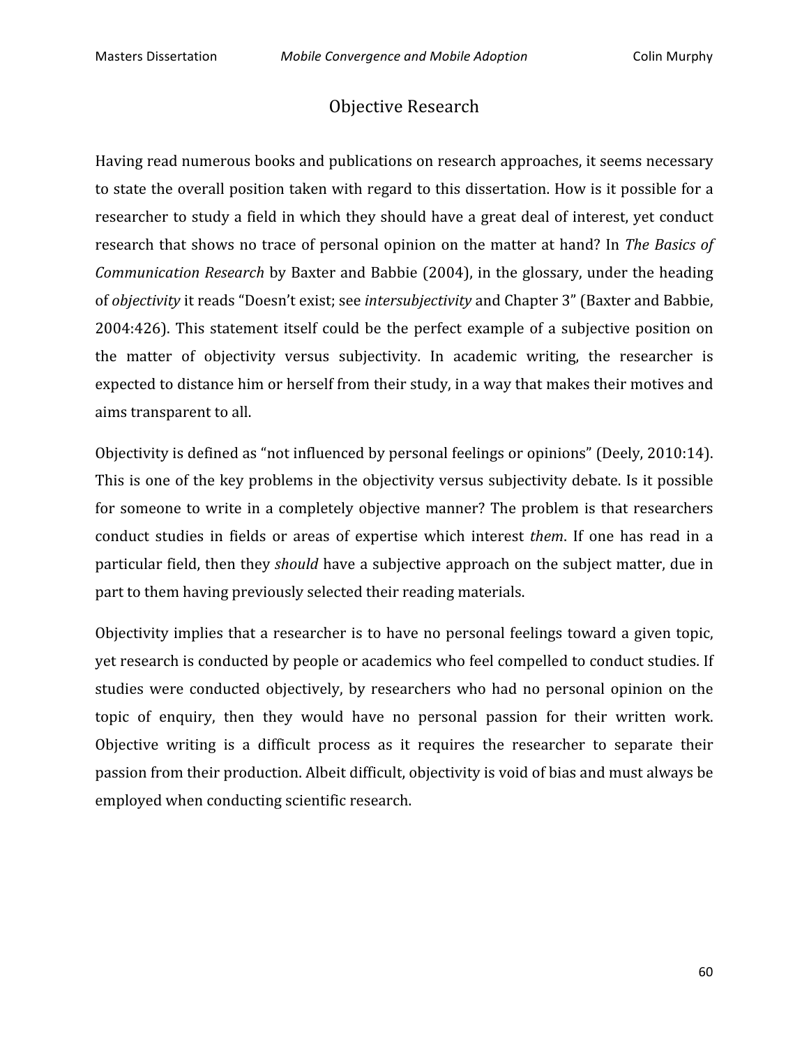# Objective Research

Having read numerous books and publications on research approaches, it seems necessary to state the overall position taken with regard to this dissertation. How is it possible for a researcher to study a field in which they should have a great deal of interest, yet conduct research that shows no trace of personal opinion on the matter at hand? In *The Basics of Communication Research* by Baxter and Babbie (2004), in the glossary, under the heading of *objectivity* it reads "Doesn't exist; see *intersubjectivity* and Chapter 3" (Baxter and Babbie, 2004:426). This statement itself could be the perfect example of a subjective position on the matter of objectivity versus subjectivity. In academic writing, the researcher is expected to distance him or herself from their study, in a way that makes their motives and aims transparent to all.

Objectivity is defined as "not influenced by personal feelings or opinions" (Deely, 2010:14). This is one of the key problems in the objectivity versus subjectivity debate. Is it possible for someone to write in a completely objective manner? The problem is that researchers conduct studies in fields or areas of expertise which interest *them*. If one has read in a particular field, then they *should* have a subjective approach on the subject matter, due in part to them having previously selected their reading materials.

Objectivity implies that a researcher is to have no personal feelings toward a given topic, yet research is conducted by people or academics who feel compelled to conduct studies. If studies were conducted objectively, by researchers who had no personal opinion on the topic of enquiry, then they would have no personal passion for their written work. Objective writing is a difficult process as it requires the researcher to separate their passion from their production. Albeit difficult, objectivity is void of bias and must always be employed when conducting scientific research.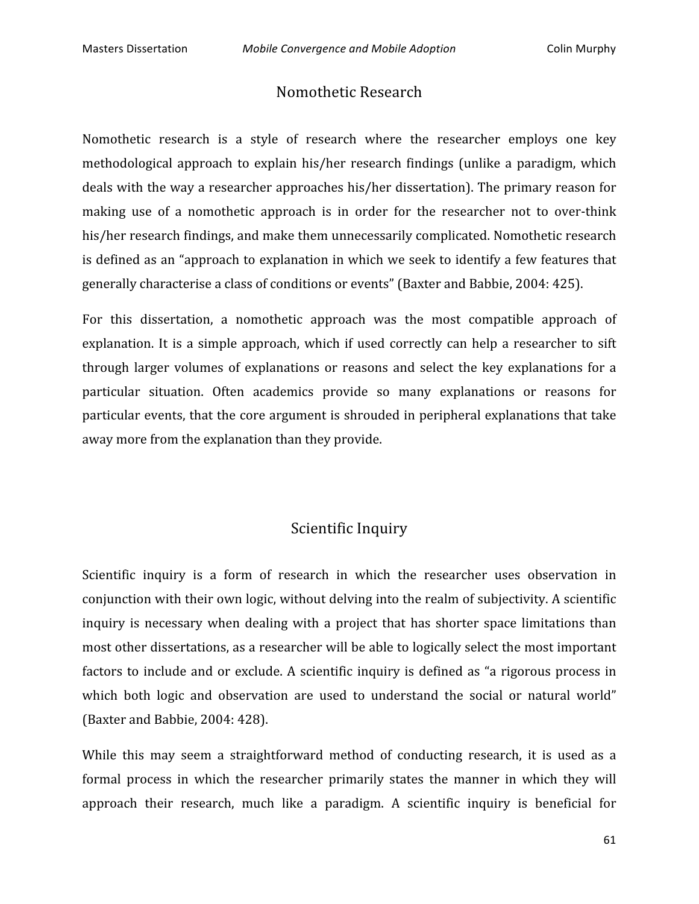## Nomothetic Research

Nomothetic research is a style of research where the researcher employs one key methodological approach to explain his/her research findings (unlike a paradigm, which deals with the way a researcher approaches his/her dissertation). The primary reason for making use of a nomothetic approach is in order for the researcher not to over-think his/her research findings, and make them unnecessarily complicated. Nomothetic research is defined as an "approach to explanation in which we seek to identify a few features that generally characterise a class of conditions or events" (Baxter and Babbie, 2004: 425).

For this dissertation, a nomothetic approach was the most compatible approach of explanation. It is a simple approach, which if used correctly can help a researcher to sift through larger volumes of explanations or reasons and select the key explanations for a particular situation. Often academics provide so many explanations or reasons for particular events, that the core argument is shrouded in peripheral explanations that take away more from the explanation than they provide.

## Scientific Inquiry

Scientific inquiry is a form of research in which the researcher uses observation in conjunction with their own logic, without delving into the realm of subjectivity. A scientific inquiry is necessary when dealing with a project that has shorter space limitations than most other dissertations, as a researcher will be able to logically select the most important factors to include and or exclude. A scientific inquiry is defined as "a rigorous process in which both logic and observation are used to understand the social or natural world" (Baxter and Babbie, 2004: 428).

While this may seem a straightforward method of conducting research, it is used as a formal process in which the researcher primarily states the manner in which they will approach their research, much like a paradigm. A scientific inquiry is beneficial for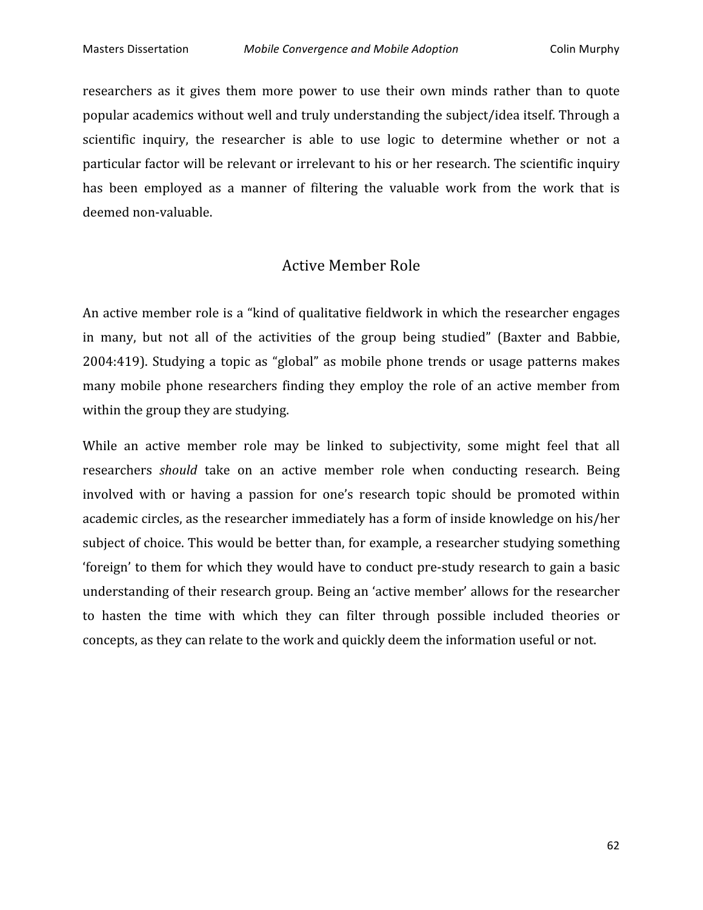researchers as it gives them more power to use their own minds rather than to quote popular academics without well and truly understanding the subject/idea itself. Through a scientific inquiry, the researcher is able to use logic to determine whether or not a particular factor will be relevant or irrelevant to his or her research. The scientific inquiry has been employed as a manner of filtering the valuable work from the work that is deemed non-valuable.

## Active Member Role

An active member role is a "kind of qualitative fieldwork in which the researcher engages in many, but not all of the activities of the group being studied" (Baxter and Babbie, 2004:419). Studying a topic as "global" as mobile phone trends or usage patterns makes many mobile phone researchers finding they employ the role of an active member from within the group they are studying.

While an active member role may be linked to subjectivity, some might feel that all researchers *should* take on an active member role when conducting research. Being involved with or having a passion for one's research topic should be promoted within academic circles, as the researcher immediately has a form of inside knowledge on his/her subject of choice. This would be better than, for example, a researcher studying something 'foreign' to them for which they would have to conduct pre-study research to gain a basic understanding of their research group. Being an 'active member' allows for the researcher to hasten the time with which they can filter through possible included theories or concepts, as they can relate to the work and quickly deem the information useful or not.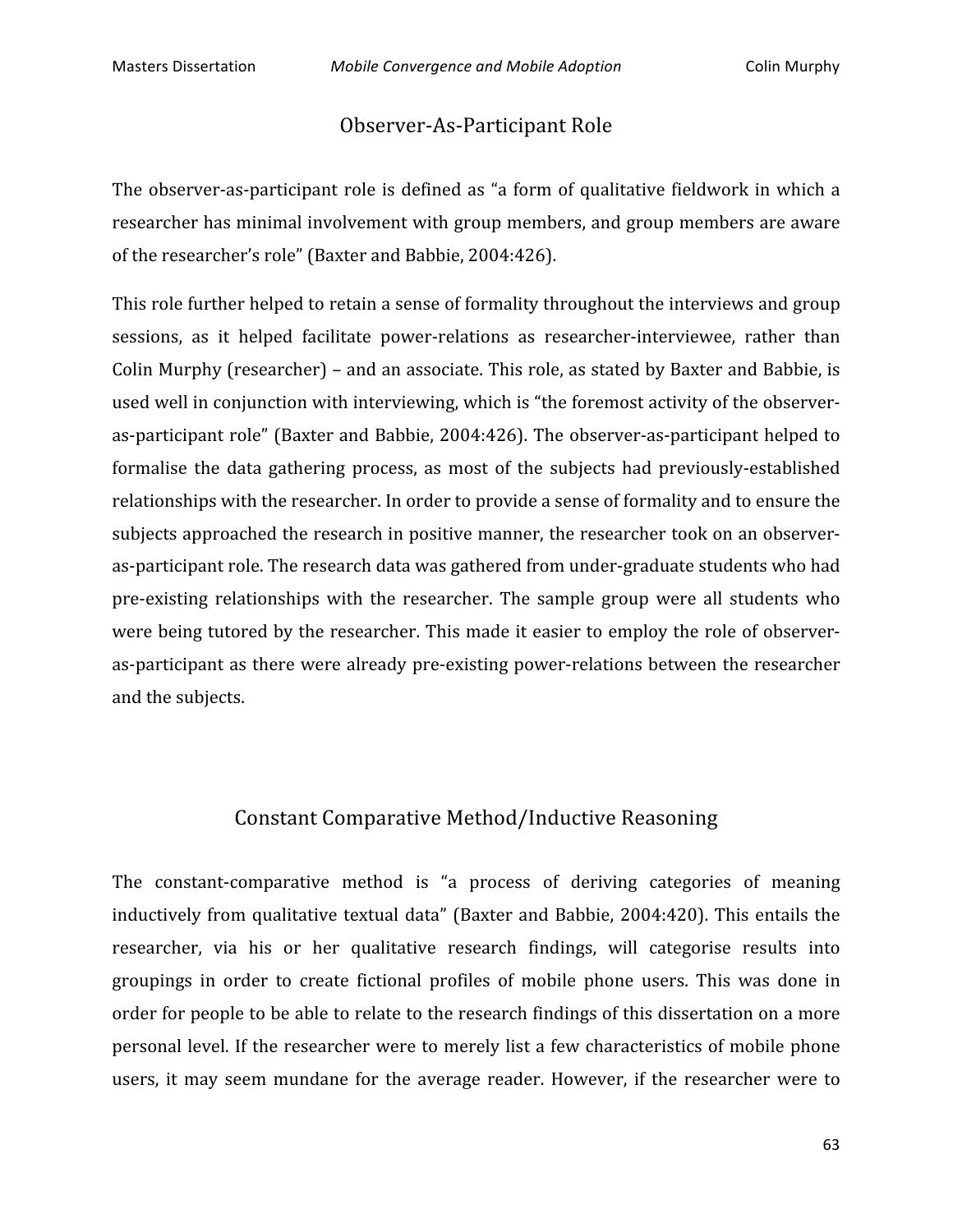## Observer-As-Participant Role

The observer-as-participant role is defined as "a form of qualitative fieldwork in which a researcher has minimal involvement with group members, and group members are aware of the researcher's role" (Baxter and Babbie, 2004:426).

This role further helped to retain a sense of formality throughout the interviews and group sessions, as it helped facilitate power-relations as researcher-interviewee, rather than Colin Murphy (researcher) – and an associate. This role, as stated by Baxter and Babbie, is used well in conjunction with interviewing, which is "the foremost activity of the observer-as-participant role" (Baxter and Babbie, 2004:426). The observer-as-participant helped to formalise the data gathering process, as most of the subjects had previously-established relationships with the researcher. In order to provide a sense of formality and to ensure the subjects approached the research in positive manner, the researcher took on an observer-as-participant role. The research data was gathered from under-graduate students who had pre-existing relationships with the researcher. The sample group were all students who were being tutored by the researcher. This made it easier to employ the role of observer-as-participant as there were already pre-existing power-relations between the researcher and the subjects.

## Constant Comparative Method/Inductive Reasoning

The constant-comparative method is "a process of deriving categories of meaning inductively from qualitative textual data" (Baxter and Babbie, 2004:420). This entails the researcher, via his or her qualitative research findings, will categorise results into groupings in order to create fictional profiles of mobile phone users. This was done in order for people to be able to relate to the research findings of this dissertation on a more personal level. If the researcher were to merely list a few characteristics of mobile phone users, it may seem mundane for the average reader. However, if the researcher were to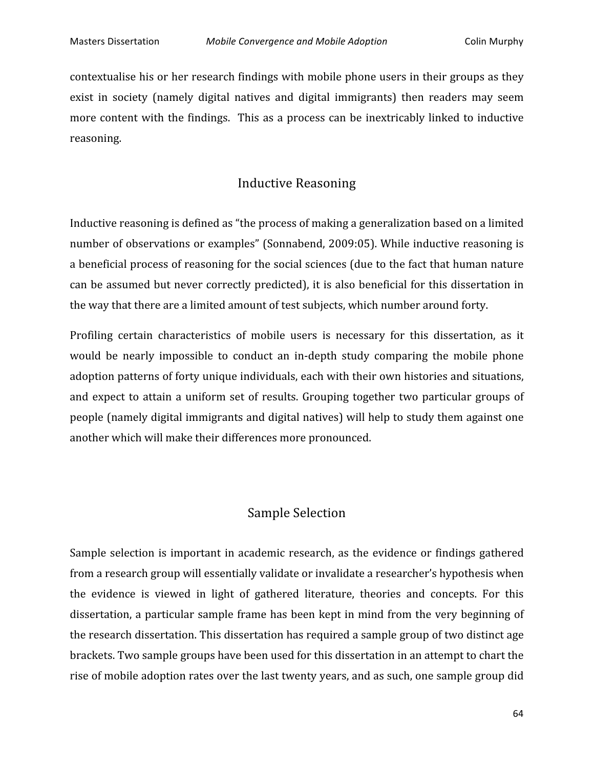contextualise his or her research findings with mobile phone users in their groups as they exist in society (namely digital natives and digital immigrants) then readers may seem more content with the findings. This as a process can be inextricably linked to inductive reasoning.

## Inductive Reasoning

Inductive reasoning is defined as "the process of making a generalization based on a limited number of observations or examples" (Sonnabend, 2009:05). While inductive reasoning is a beneficial process of reasoning for the social sciences (due to the fact that human nature can be assumed but never correctly predicted), it is also beneficial for this dissertation in the way that there are a limited amount of test subjects, which number around forty.

Profiling certain characteristics of mobile users is necessary for this dissertation, as it would be nearly impossible to conduct an in-depth study comparing the mobile phone adoption patterns of forty unique individuals, each with their own histories and situations, and expect to attain a uniform set of results. Grouping together two particular groups of people (namely digital immigrants and digital natives) will help to study them against one another which will make their differences more pronounced.

## Sample Selection

Sample selection is important in academic research, as the evidence or findings gathered from a research group will essentially validate or invalidate a researcher's hypothesis when the evidence is viewed in light of gathered literature, theories and concepts. For this dissertation, a particular sample frame has been kept in mind from the very beginning of the research dissertation. This dissertation has required a sample group of two distinct age brackets. Two sample groups have been used for this dissertation in an attempt to chart the rise of mobile adoption rates over the last twenty years, and as such, one sample group did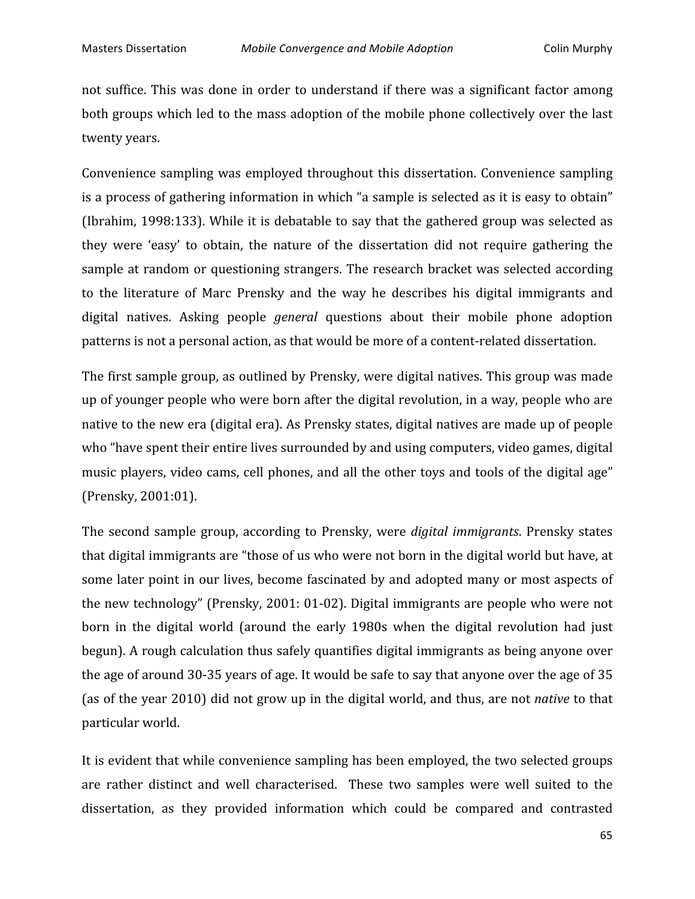not suffice. This was done in order to understand if there was a significant factor among both groups which led to the mass adoption of the mobile phone collectively over the last twenty years.

Convenience sampling was employed throughout this dissertation. Convenience sampling is a process of gathering information in which "a sample is selected as it is easy to obtain" (Ibrahim, 1998:133). While it is debatable to say that the gathered group was selected as they were 'easy' to obtain, the nature of the dissertation did not require gathering the sample at random or questioning strangers. The research bracket was selected according to the literature of Marc Prensky and the way he describes his digital immigrants and digital natives. Asking people *general* questions about their mobile phone adoption patterns is not a personal action, as that would be more of a content-related dissertation.

The first sample group, as outlined by Prensky, were digital natives. This group was made up of younger people who were born after the digital revolution, in a way, people who are native to the new era (digital era). As Prensky states, digital natives are made up of people who "have spent their entire lives surrounded by and using computers, video games, digital music players, video cams, cell phones, and all the other toys and tools of the digital age" (Prensky, 2001:01).

The second sample group, according to Prensky, were *digital immigrants*. Prensky states that digital immigrants are "those of us who were not born in the digital world but have, at some later point in our lives, become fascinated by and adopted many or most aspects of the new technology" (Prensky, 2001: 01-02). Digital immigrants are people who were not born in the digital world (around the early 1980s when the digital revolution had just begun). A rough calculation thus safely quantifies digital immigrants as being anyone over the age of around 30-35 years of age. It would be safe to say that anyone over the age of 35 (as of the year 2010) did not grow up in the digital world, and thus, are not *native* to that particular world.

It is evident that while convenience sampling has been employed, the two selected groups are rather distinct and well characterised. These two samples were well suited to the dissertation, as they provided information which could be compared and contrasted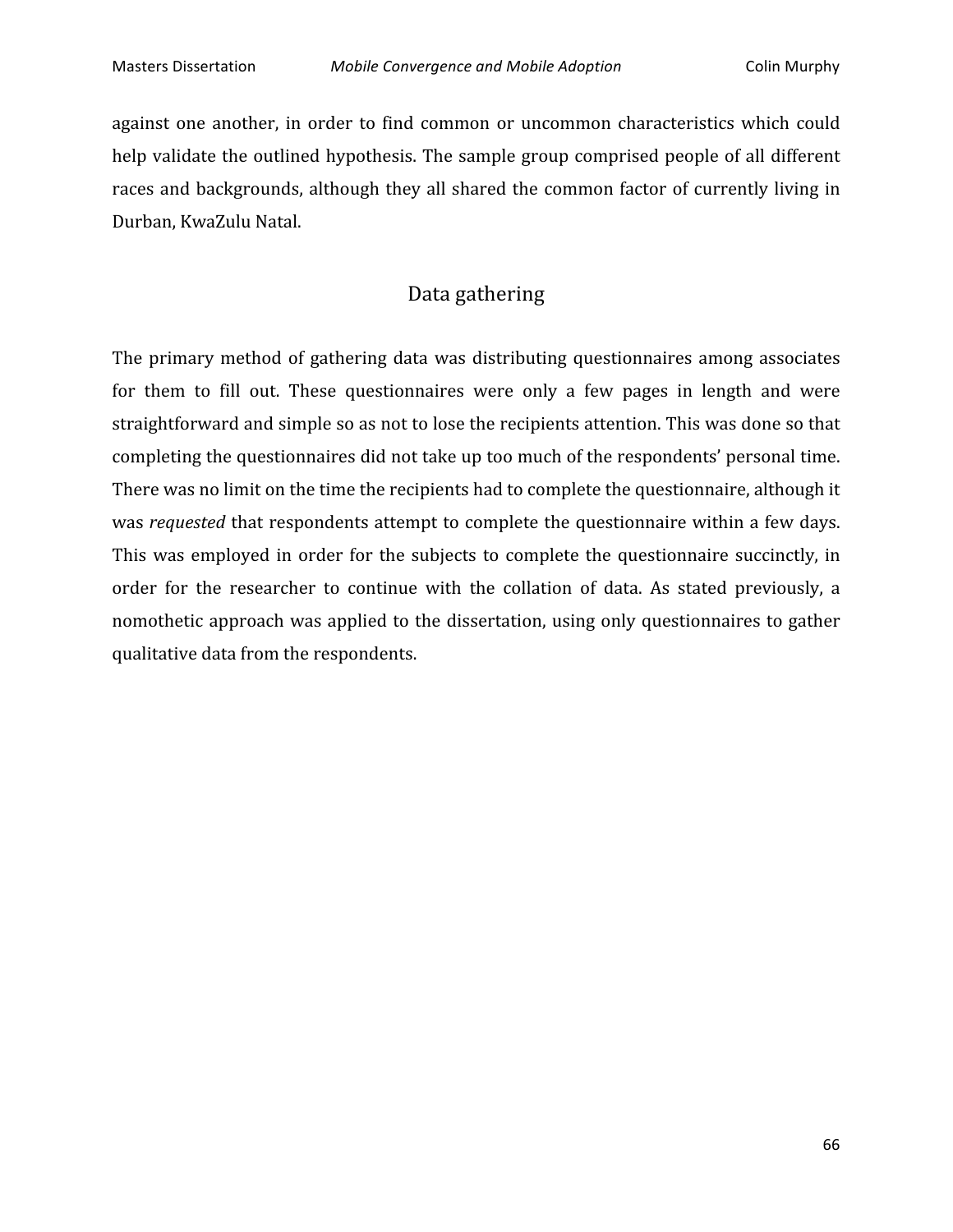against one another, in order to find common or uncommon characteristics which could help validate the outlined hypothesis. The sample group comprised people of all different races and backgrounds, although they all shared the common factor of currently living in Durban, KwaZulu Natal.

## Data gathering

The primary method of gathering data was distributing questionnaires among associates for them to fill out. These questionnaires were only a few pages in length and were straightforward and simple so as not to lose the recipients attention. This was done so that completing the questionnaires did not take up too much of the respondents' personal time. There was no limit on the time the recipients had to complete the questionnaire, although it was *requested* that respondents attempt to complete the questionnaire within a few days. This was employed in order for the subjects to complete the questionnaire succinctly, in order for the researcher to continue with the collation of data. As stated previously, a nomothetic approach was applied to the dissertation, using only questionnaires to gather qualitative data from the respondents.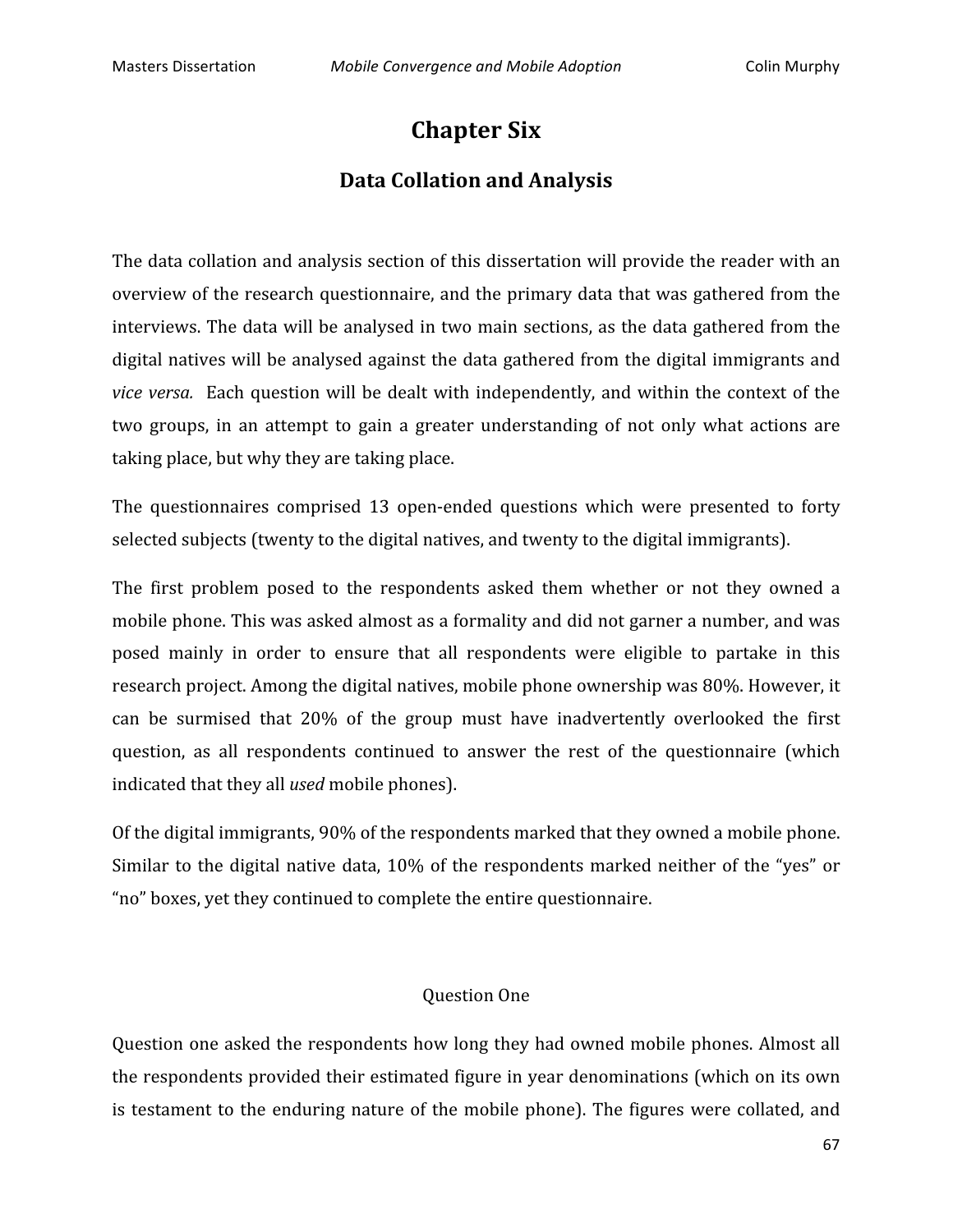# Chapter Six

## Data Collation and Analysis

The data collation and analysis section of this dissertation will provide the reader with an overview of the research questionnaire, and the primary data that was gathered from the interviews. The data will be analysed in two main sections, as the data gathered from the digital natives will be analysed against the data gathered from the digital immigrants and *vice versa.* Each question will be dealt with independently, and within the context of the two groups, in an attempt to gain a greater understanding of not only what actions are taking place, but why they are taking place.

The questionnaires comprised 13 open-ended questions which were presented to forty selected subjects (twenty to the digital natives, and twenty to the digital immigrants).

The first problem posed to the respondents asked them whether or not they owned a mobile phone. This was asked almost as a formality and did not garner a number, and was posed mainly in order to ensure that all respondents were eligible to partake in this research project. Among the digital natives, mobile phone ownership was 80%. However, it can be surmised that 20% of the group must have inadvertently overlooked the first question, as all respondents continued to answer the rest of the questionnaire (which indicated that they all *used* mobile phones).

Of the digital immigrants, 90% of the respondents marked that they owned a mobile phone. Similar to the digital native data, 10% of the respondents marked neither of the "yes" or "no" boxes, yet they continued to complete the entire questionnaire.

Question One

Question one asked the respondents how long they had owned mobile phones. Almost all the respondents provided their estimated figure in year denominations (which on its own is testament to the enduring nature of the mobile phone). The figures were collated, and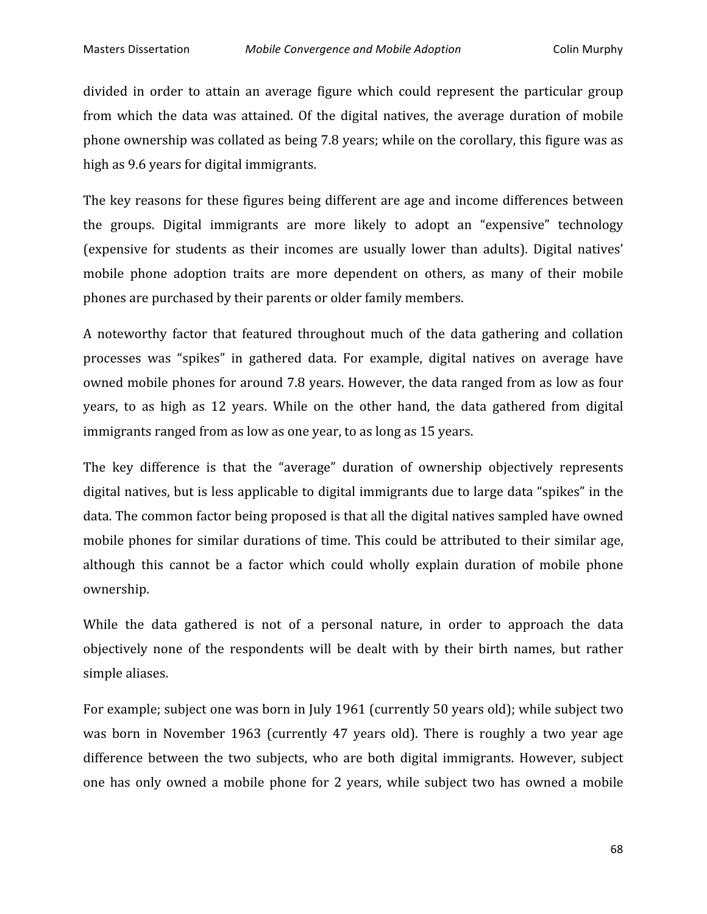divided in order to attain an average figure which could represent the particular group from which the data was attained. Of the digital natives, the average duration of mobile phone ownership was collated as being 7.8 years; while on the corollary, this figure was as high as 9.6 years for digital immigrants.

The key reasons for these figures being different are age and income differences between the groups. Digital immigrants are more likely to adopt an "expensive" technology (expensive for students as their incomes are usually lower than adults). Digital natives' mobile phone adoption traits are more dependent on others, as many of their mobile phones are purchased by their parents or older family members.

A noteworthy factor that featured throughout much of the data gathering and collation processes was "spikes" in gathered data. For example, digital natives on average have owned mobile phones for around 7.8 years. However, the data ranged from as low as four years, to as high as 12 years. While on the other hand, the data gathered from digital immigrants ranged from as low as one year, to as long as 15 years.

The key difference is that the "average" duration of ownership objectively represents digital natives, but is less applicable to digital immigrants due to large data "spikes" in the data. The common factor being proposed is that all the digital natives sampled have owned mobile phones for similar durations of time. This could be attributed to their similar age, although this cannot be a factor which could wholly explain duration of mobile phone ownership.

While the data gathered is not of a personal nature, in order to approach the data objectively none of the respondents will be dealt with by their birth names, but rather simple aliases.

For example; subject one was born in July 1961 (currently 50 years old); while subject two was born in November 1963 (currently 47 years old). There is roughly a two year age difference between the two subjects, who are both digital immigrants. However, subject one has only owned a mobile phone for 2 years, while subject two has owned a mobile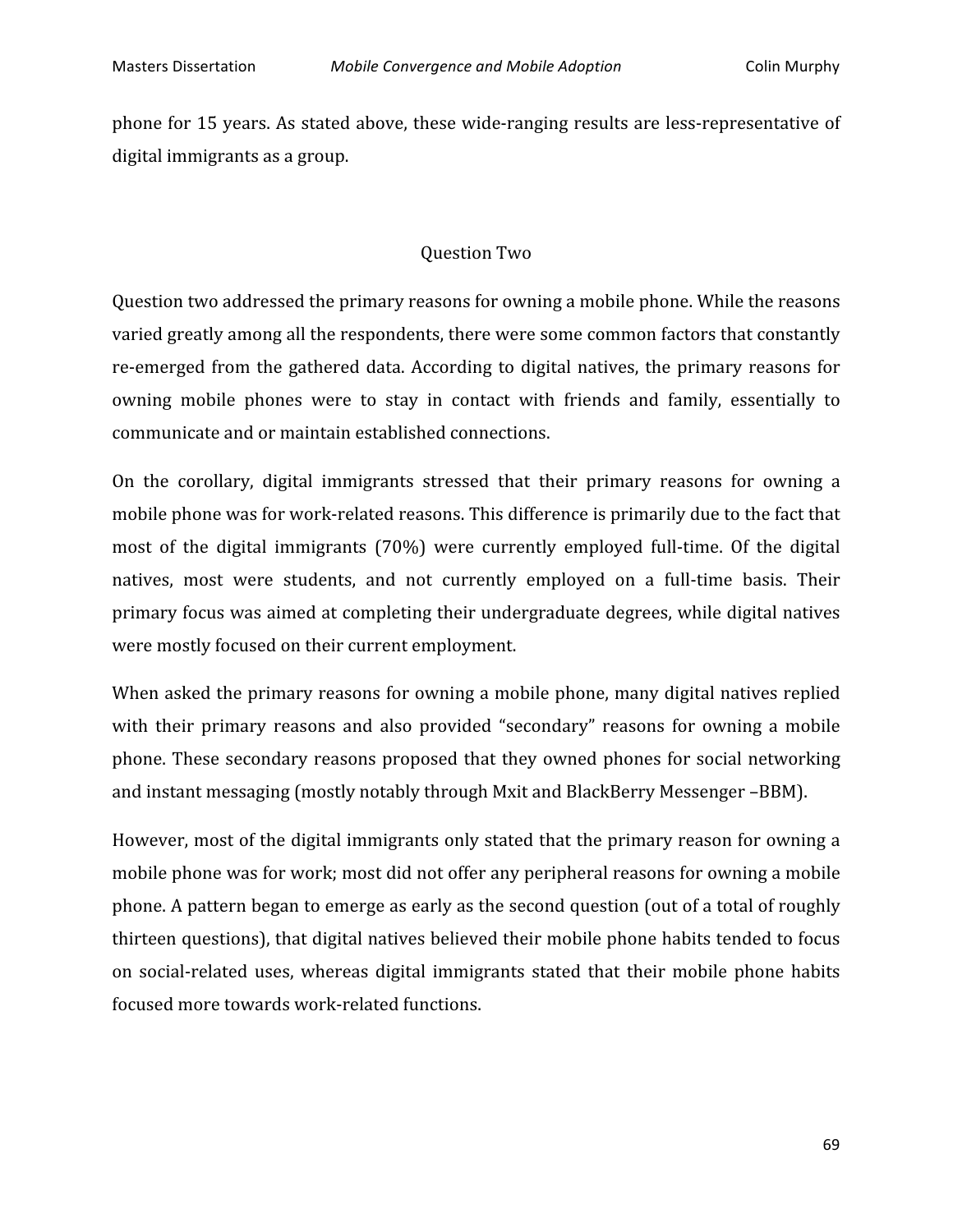phone for 15 years. As stated above, these wide-ranging results are less-representative of digital immigrants as a group.

### Question Two

Question two addressed the primary reasons for owning a mobile phone. While the reasons varied greatly among all the respondents, there were some common factors that constantly re-emerged from the gathered data. According to digital natives, the primary reasons for owning mobile phones were to stay in contact with friends and family, essentially to communicate and or maintain established connections.

On the corollary, digital immigrants stressed that their primary reasons for owning a mobile phone was for work-related reasons. This difference is primarily due to the fact that most of the digital immigrants (70%) were currently employed full-time. Of the digital natives, most were students, and not currently employed on a full-time basis. Their primary focus was aimed at completing their undergraduate degrees, while digital natives were mostly focused on their current employment.

When asked the primary reasons for owning a mobile phone, many digital natives replied with their primary reasons and also provided "secondary" reasons for owning a mobile phone. These secondary reasons proposed that they owned phones for social networking and instant messaging (mostly notably through Mxit and BlackBerry Messenger –BBM).

However, most of the digital immigrants only stated that the primary reason for owning a mobile phone was for work; most did not offer any peripheral reasons for owning a mobile phone. A pattern began to emerge as early as the second question (out of a total of roughly thirteen questions), that digital natives believed their mobile phone habits tended to focus on social-related uses, whereas digital immigrants stated that their mobile phone habits focused more towards work-related functions.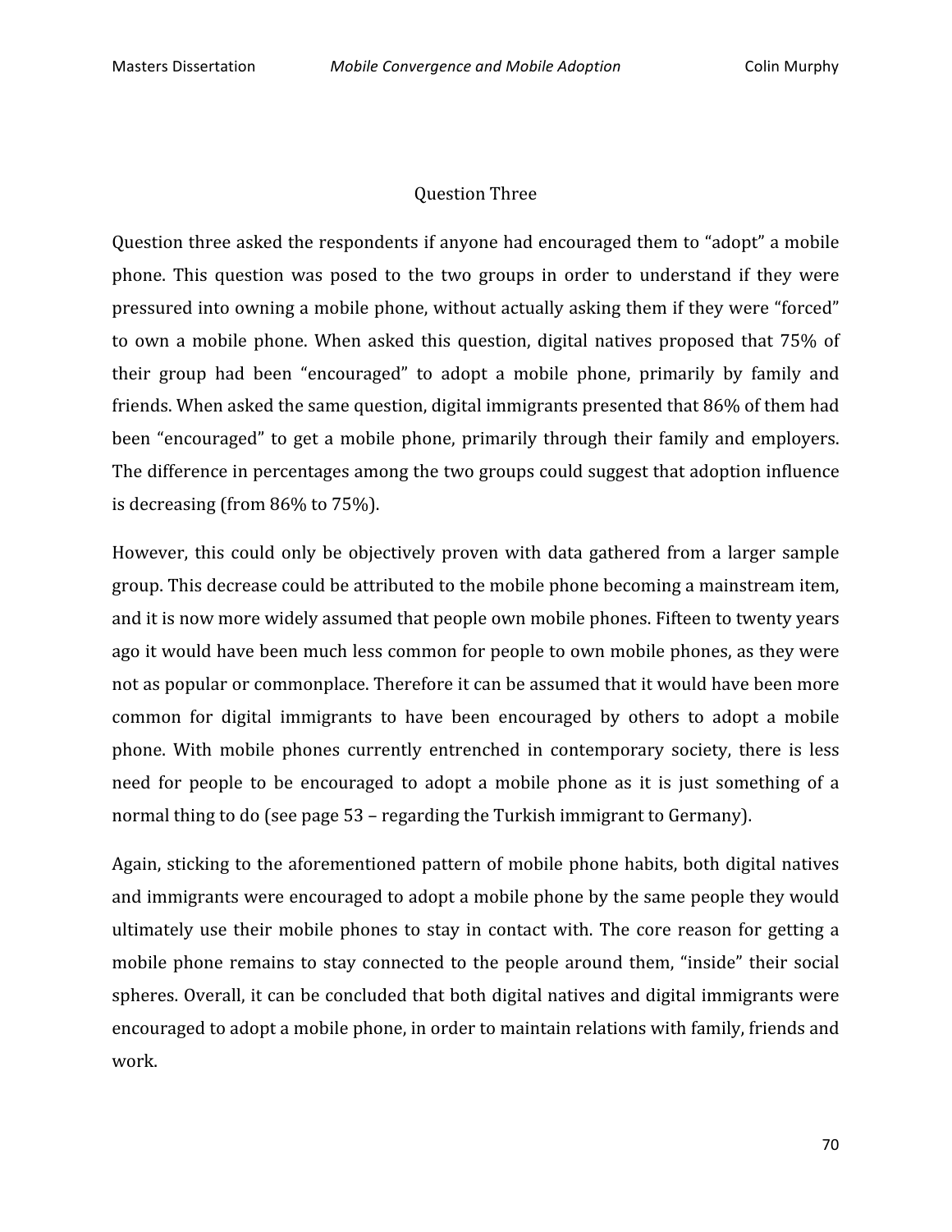## Question Three

Question three asked the respondents if anyone had encouraged them to "adopt" a mobile phone. This question was posed to the two groups in order to understand if they were pressured into owning a mobile phone, without actually asking them if they were "forced" to own a mobile phone. When asked this question, digital natives proposed that 75% of their group had been "encouraged" to adopt a mobile phone, primarily by family and friends. When asked the same question, digital immigrants presented that 86% of them had been "encouraged" to get a mobile phone, primarily through their family and employers. The difference in percentages among the two groups could suggest that adoption influence is decreasing (from 86% to 75%).

However, this could only be objectively proven with data gathered from a larger sample group. This decrease could be attributed to the mobile phone becoming a mainstream item, and it is now more widely assumed that people own mobile phones. Fifteen to twenty years ago it would have been much less common for people to own mobile phones, as they were not as popular or commonplace. Therefore it can be assumed that it would have been more common for digital immigrants to have been encouraged by others to adopt a mobile phone. With mobile phones currently entrenched in contemporary society, there is less need for people to be encouraged to adopt a mobile phone as it is just something of a normal thing to do (see page 53 – regarding the Turkish immigrant to Germany).

Again, sticking to the aforementioned pattern of mobile phone habits, both digital natives and immigrants were encouraged to adopt a mobile phone by the same people they would ultimately use their mobile phones to stay in contact with. The core reason for getting a mobile phone remains to stay connected to the people around them, "inside" their social spheres. Overall, it can be concluded that both digital natives and digital immigrants were encouraged to adopt a mobile phone, in order to maintain relations with family, friends and work.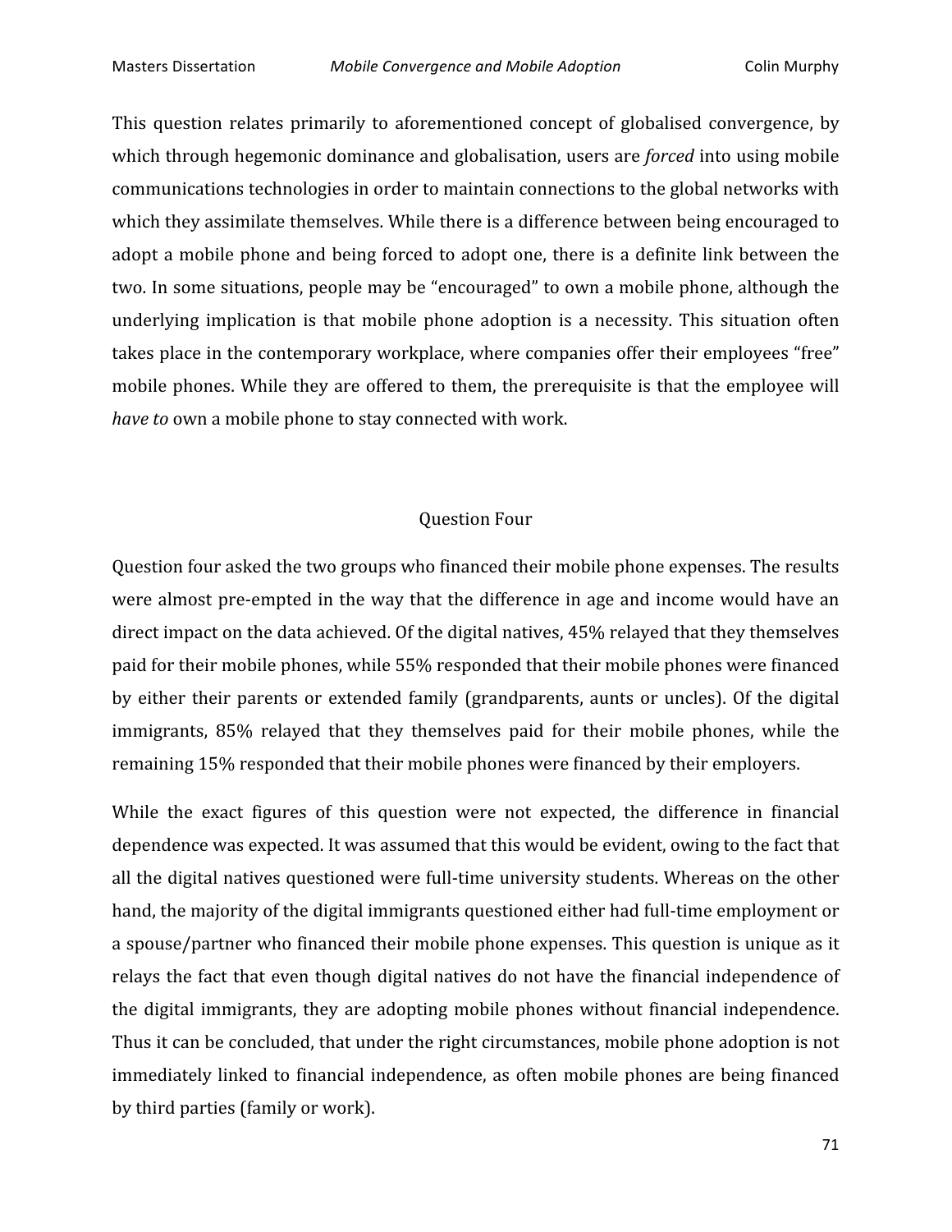This question relates primarily to aforementioned concept of globalised convergence, by which through hegemonic dominance and globalisation, users are *forced* into using mobile communications technologies in order to maintain connections to the global networks with which they assimilate themselves. While there is a difference between being encouraged to adopt a mobile phone and being forced to adopt one, there is a definite link between the two. In some situations, people may be "encouraged" to own a mobile phone, although the underlying implication is that mobile phone adoption is a necessity. This situation often takes place in the contemporary workplace, where companies offer their employees "free" mobile phones. While they are offered to them, the prerequisite is that the employee will *have to* own a mobile phone to stay connected with work.

### Question Four

Question four asked the two groups who financed their mobile phone expenses. The results were almost pre-empted in the way that the difference in age and income would have an direct impact on the data achieved. Of the digital natives, 45% relayed that they themselves paid for their mobile phones, while 55% responded that their mobile phones were financed by either their parents or extended family (grandparents, aunts or uncles). Of the digital immigrants, 85% relayed that they themselves paid for their mobile phones, while the remaining 15% responded that their mobile phones were financed by their employers.

While the exact figures of this question were not expected, the difference in financial dependence was expected. It was assumed that this would be evident, owing to the fact that all the digital natives questioned were full-time university students. Whereas on the other hand, the majority of the digital immigrants questioned either had full-time employment or a spouse/partner who financed their mobile phone expenses. This question is unique as it relays the fact that even though digital natives do not have the financial independence of the digital immigrants, they are adopting mobile phones without financial independence. Thus it can be concluded, that under the right circumstances, mobile phone adoption is not immediately linked to financial independence, as often mobile phones are being financed by third parties (family or work).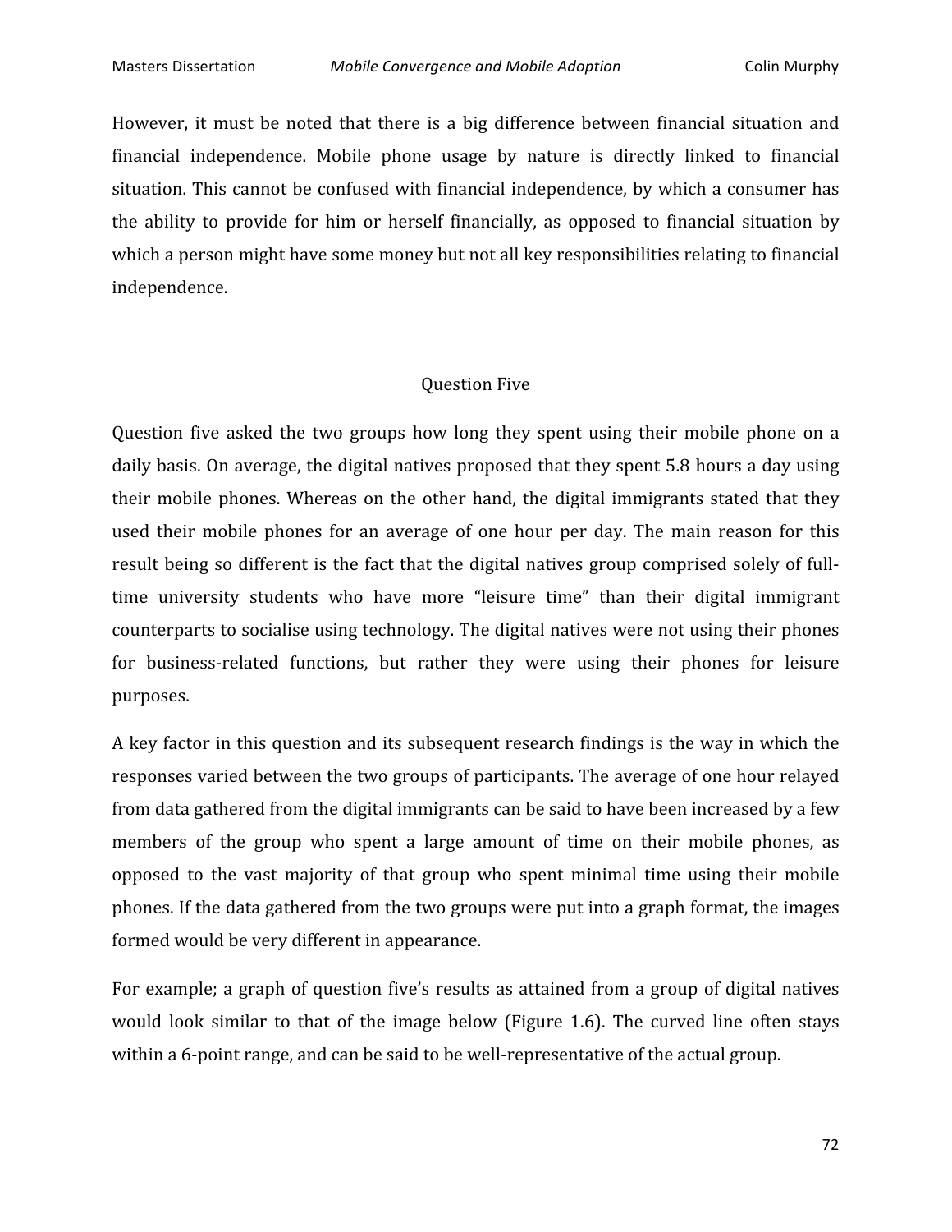However, it must be noted that there is a big difference between financial situation and financial independence. Mobile phone usage by nature is directly linked to financial situation. This cannot be confused with financial independence, by which a consumer has the ability to provide for him or herself financially, as opposed to financial situation by which a person might have some money but not all key responsibilities relating to financial independence.

### Question Five

Question five asked the two groups how long they spent using their mobile phone on a daily basis. On average, the digital natives proposed that they spent 5.8 hours a day using their mobile phones. Whereas on the other hand, the digital immigrants stated that they used their mobile phones for an average of one hour per day. The main reason for this result being so different is the fact that the digital natives group comprised solely of full-time university students who have more "leisure time" than their digital immigrant counterparts to socialise using technology. The digital natives were not using their phones for business-related functions, but rather they were using their phones for leisure purposes.

A key factor in this question and its subsequent research findings is the way in which the responses varied between the two groups of participants. The average of one hour relayed from data gathered from the digital immigrants can be said to have been increased by a few members of the group who spent a large amount of time on their mobile phones, as opposed to the vast majority of that group who spent minimal time using their mobile phones. If the data gathered from the two groups were put into a graph format, the images formed would be very different in appearance.

For example; a graph of question five's results as attained from a group of digital natives would look similar to that of the image below (Figure 1.6). The curved line often stays within a 6-point range, and can be said to be well-representative of the actual group.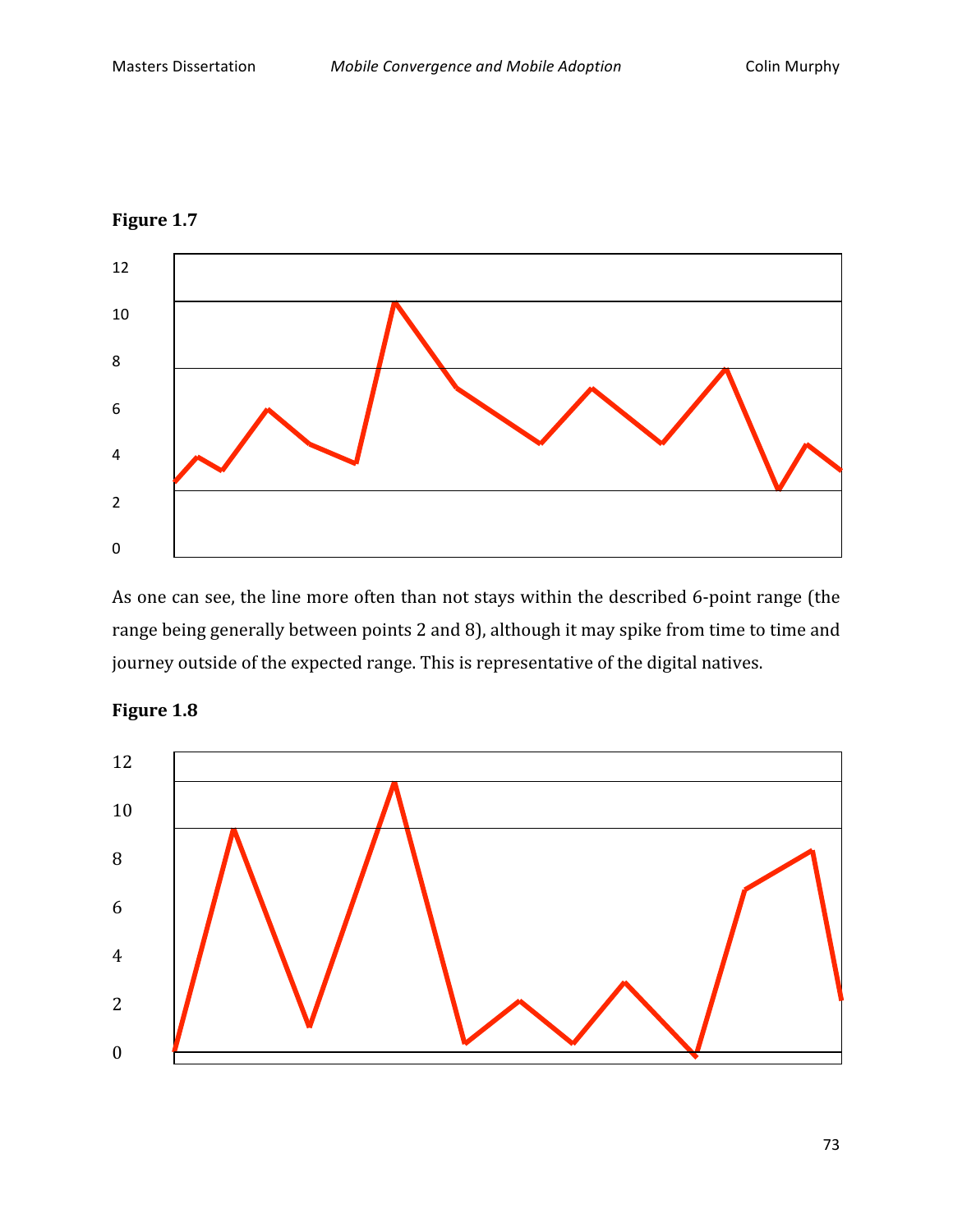**Figure 1.7**

As one can see, the line more often than not stays within the described 6-point range (the range being generally between points 2 and 8), although it may spike from time to time and journey outside of the expected range. This is representative of the digital natives.

**Figure 1.8**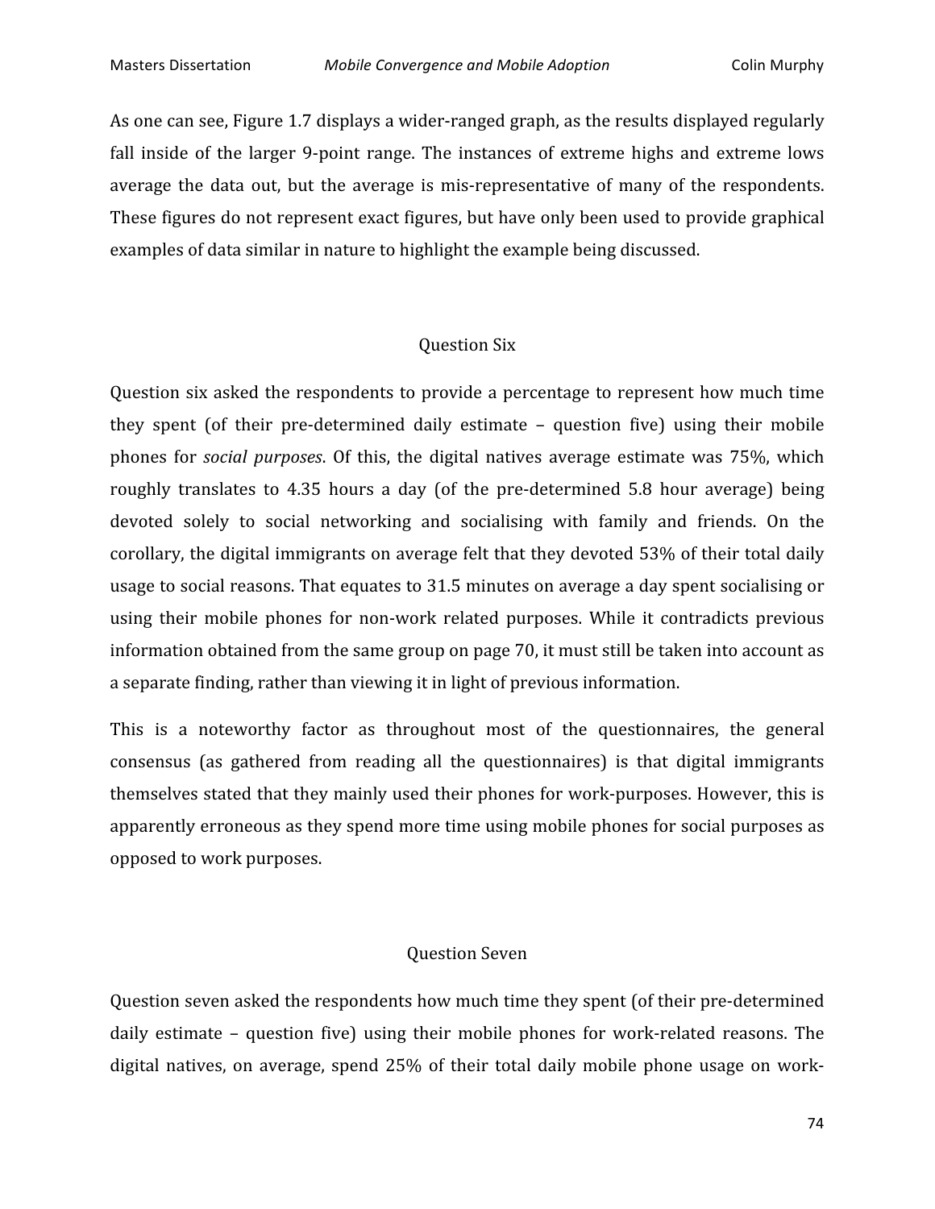As one can see, Figure 1.7 displays a wider-ranged graph, as the results displayed regularly fall inside of the larger 9-point range. The instances of extreme highs and extreme lows average the data out, but the average is mis-representative of many of the respondents. These figures do not represent exact figures, but have only been used to provide graphical examples of data similar in nature to highlight the example being discussed.

### Question Six

Question six asked the respondents to provide a percentage to represent how much time they spent (of their pre-determined daily estimate – question five) using their mobile phones for *social purposes*. Of this, the digital natives average estimate was 75%, which roughly translates to 4.35 hours a day (of the pre-determined 5.8 hour average) being devoted solely to social networking and socialising with family and friends. On the corollary, the digital immigrants on average felt that they devoted 53% of their total daily usage to social reasons. That equates to 31.5 minutes on average a day spent socialising or using their mobile phones for non-work related purposes. While it contradicts previous information obtained from the same group on page 70, it must still be taken into account as a separate finding, rather than viewing it in light of previous information.

This is a noteworthy factor as throughout most of the questionnaires, the general consensus (as gathered from reading all the questionnaires) is that digital immigrants themselves stated that they mainly used their phones for work-purposes. However, this is apparently erroneous as they spend more time using mobile phones for social purposes as opposed to work purposes.

### Question Seven

Question seven asked the respondents how much time they spent (of their pre-determined daily estimate – question five) using their mobile phones for work-related reasons. The digital natives, on average, spend 25% of their total daily mobile phone usage on work-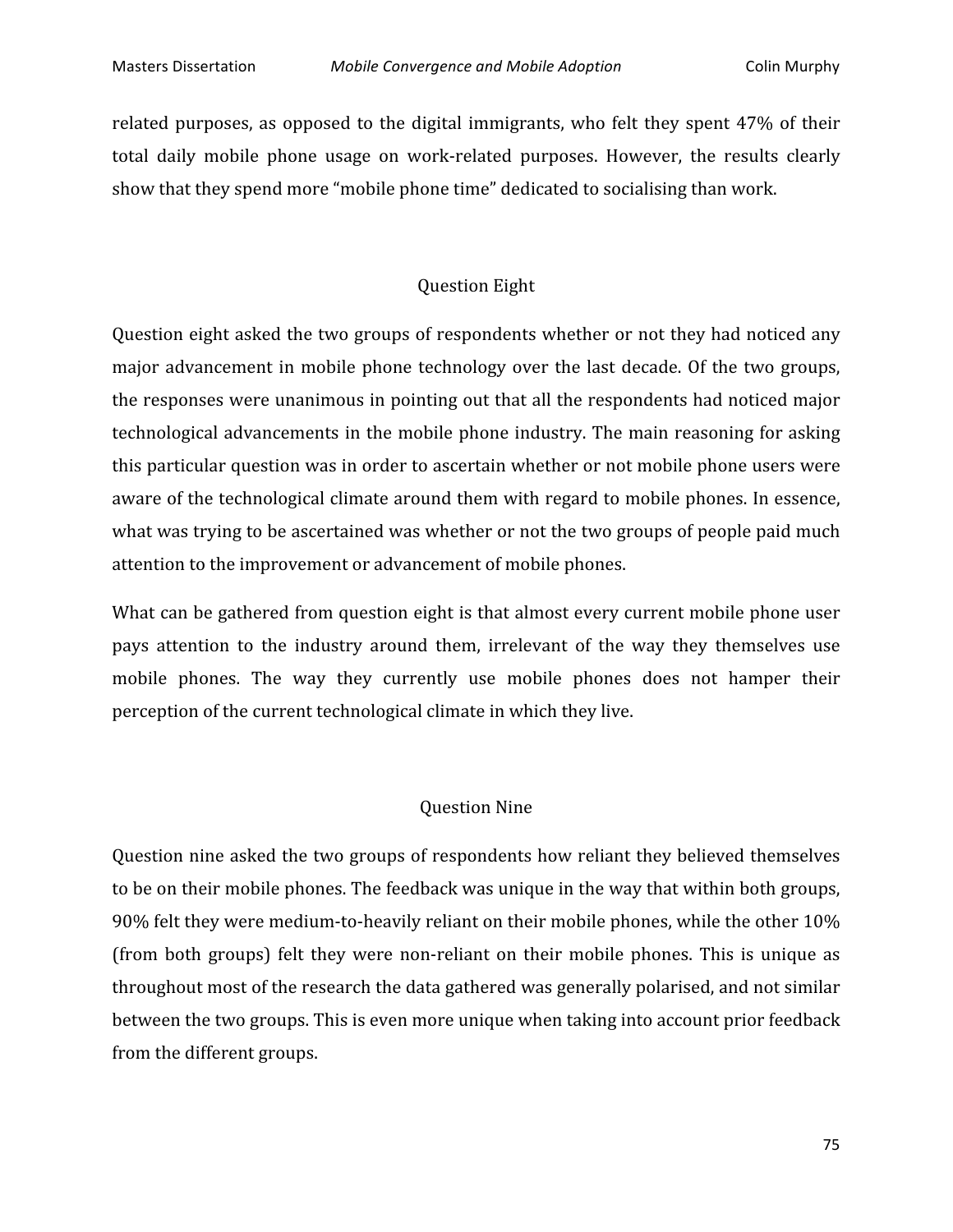related purposes, as opposed to the digital immigrants, who felt they spent 47% of their total daily mobile phone usage on work-related purposes. However, the results clearly show that they spend more "mobile phone time" dedicated to socialising than work.

### Question Eight

Question eight asked the two groups of respondents whether or not they had noticed any major advancement in mobile phone technology over the last decade. Of the two groups, the responses were unanimous in pointing out that all the respondents had noticed major technological advancements in the mobile phone industry. The main reasoning for asking this particular question was in order to ascertain whether or not mobile phone users were aware of the technological climate around them with regard to mobile phones. In essence, what was trying to be ascertained was whether or not the two groups of people paid much attention to the improvement or advancement of mobile phones.

What can be gathered from question eight is that almost every current mobile phone user pays attention to the industry around them, irrelevant of the way they themselves use mobile phones. The way they currently use mobile phones does not hamper their perception of the current technological climate in which they live.

### Question Nine

Question nine asked the two groups of respondents how reliant they believed themselves to be on their mobile phones. The feedback was unique in the way that within both groups, 90% felt they were medium-to-heavily reliant on their mobile phones, while the other 10% (from both groups) felt they were non-reliant on their mobile phones. This is unique as throughout most of the research the data gathered was generally polarised, and not similar between the two groups. This is even more unique when taking into account prior feedback from the different groups.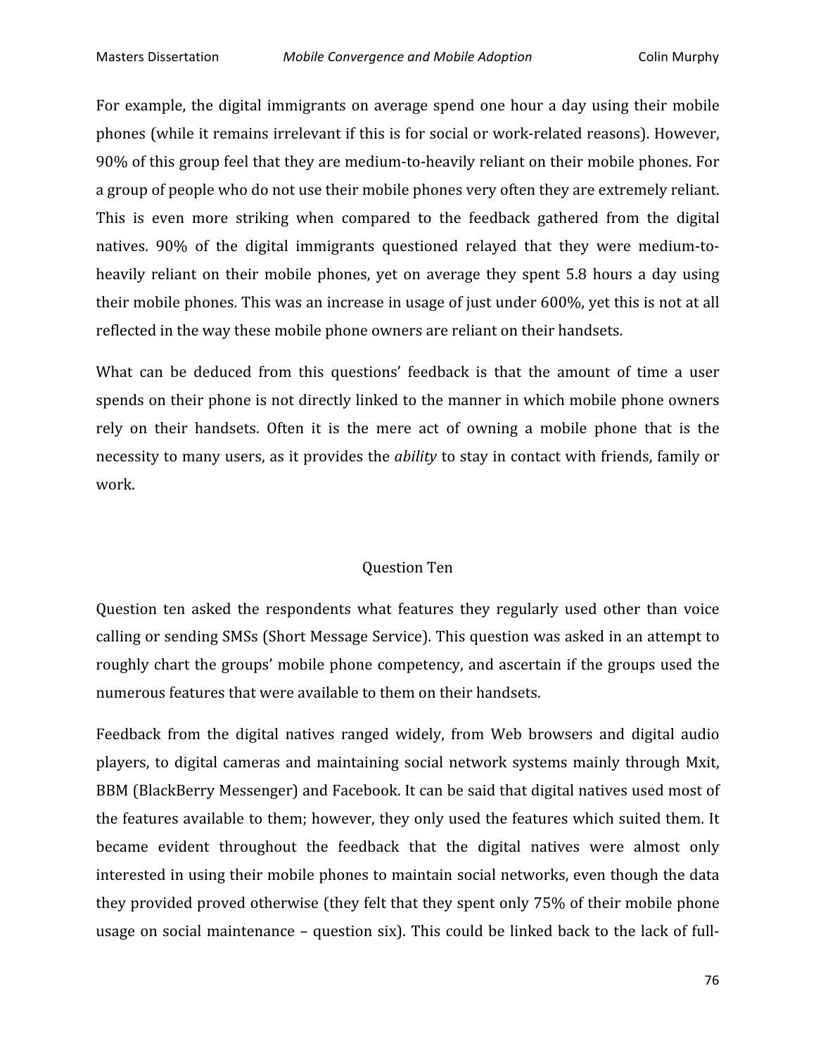For example, the digital immigrants on average spend one hour a day using their mobile phones (while it remains irrelevant if this is for social or work-related reasons). However, 90% of this group feel that they are medium-to-heavily reliant on their mobile phones. For a group of people who do not use their mobile phones very often they are extremely reliant. This is even more striking when compared to the feedback gathered from the digital natives. 90% of the digital immigrants questioned relayed that they were medium-to-heavily reliant on their mobile phones, yet on average they spent 5.8 hours a day using their mobile phones. This was an increase in usage of just under 600%, yet this is not at all reflected in the way these mobile phone owners are reliant on their handsets.

What can be deduced from this questions' feedback is that the amount of time a user spends on their phone is not directly linked to the manner in which mobile phone owners rely on their handsets. Often it is the mere act of owning a mobile phone that is the necessity to many users, as it provides the *ability* to stay in contact with friends, family or work.

### Question Ten

Question ten asked the respondents what features they regularly used other than voice calling or sending SMSs (Short Message Service). This question was asked in an attempt to roughly chart the groups' mobile phone competency, and ascertain if the groups used the numerous features that were available to them on their handsets.

Feedback from the digital natives ranged widely, from Web browsers and digital audio players, to digital cameras and maintaining social network systems mainly through Mxit, BBM (BlackBerry Messenger) and Facebook. It can be said that digital natives used most of the features available to them; however, they only used the features which suited them. It became evident throughout the feedback that the digital natives were almost only interested in using their mobile phones to maintain social networks, even though the data they provided proved otherwise (they felt that they spent only 75% of their mobile phone usage on social maintenance – question six). This could be linked back to the lack of full-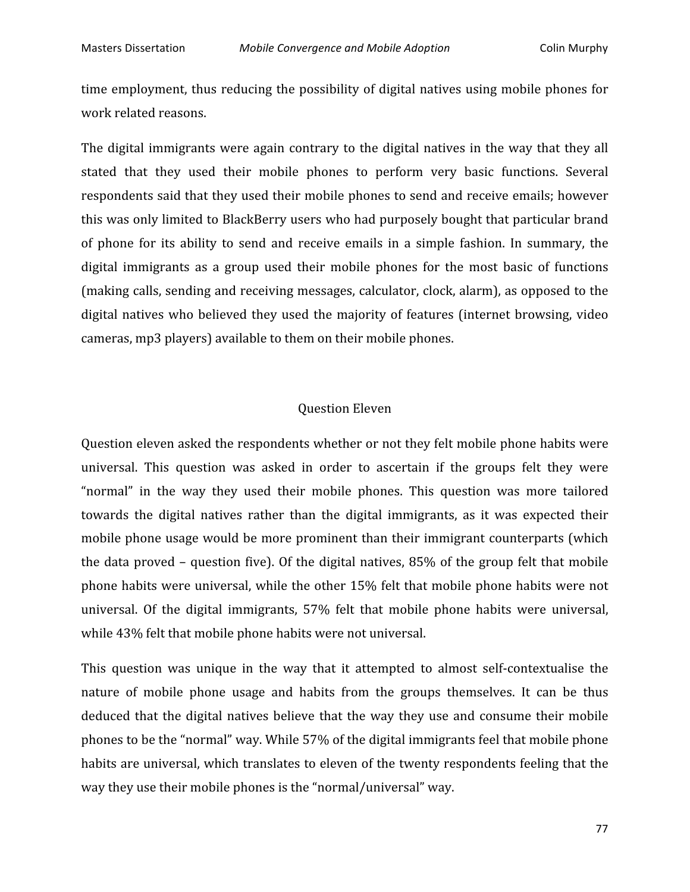time employment, thus reducing the possibility of digital natives using mobile phones for work related reasons.

The digital immigrants were again contrary to the digital natives in the way that they all stated that they used their mobile phones to perform very basic functions. Several respondents said that they used their mobile phones to send and receive emails; however this was only limited to BlackBerry users who had purposely bought that particular brand of phone for its ability to send and receive emails in a simple fashion. In summary, the digital immigrants as a group used their mobile phones for the most basic of functions (making calls, sending and receiving messages, calculator, clock, alarm), as opposed to the digital natives who believed they used the majority of features (internet browsing, video cameras, mp3 players) available to them on their mobile phones.

## Question Eleven

Question eleven asked the respondents whether or not they felt mobile phone habits were universal. This question was asked in order to ascertain if the groups felt they were "normal" in the way they used their mobile phones. This question was more tailored towards the digital natives rather than the digital immigrants, as it was expected their mobile phone usage would be more prominent than their immigrant counterparts (which the data proved – question five). Of the digital natives, 85% of the group felt that mobile phone habits were universal, while the other 15% felt that mobile phone habits were not universal. Of the digital immigrants, 57% felt that mobile phone habits were universal, while 43% felt that mobile phone habits were not universal.

This question was unique in the way that it attempted to almost self-contextualise the nature of mobile phone usage and habits from the groups themselves. It can be thus deduced that the digital natives believe that the way they use and consume their mobile phones to be the "normal" way. While 57% of the digital immigrants feel that mobile phone habits are universal, which translates to eleven of the twenty respondents feeling that the way they use their mobile phones is the "normal/universal" way.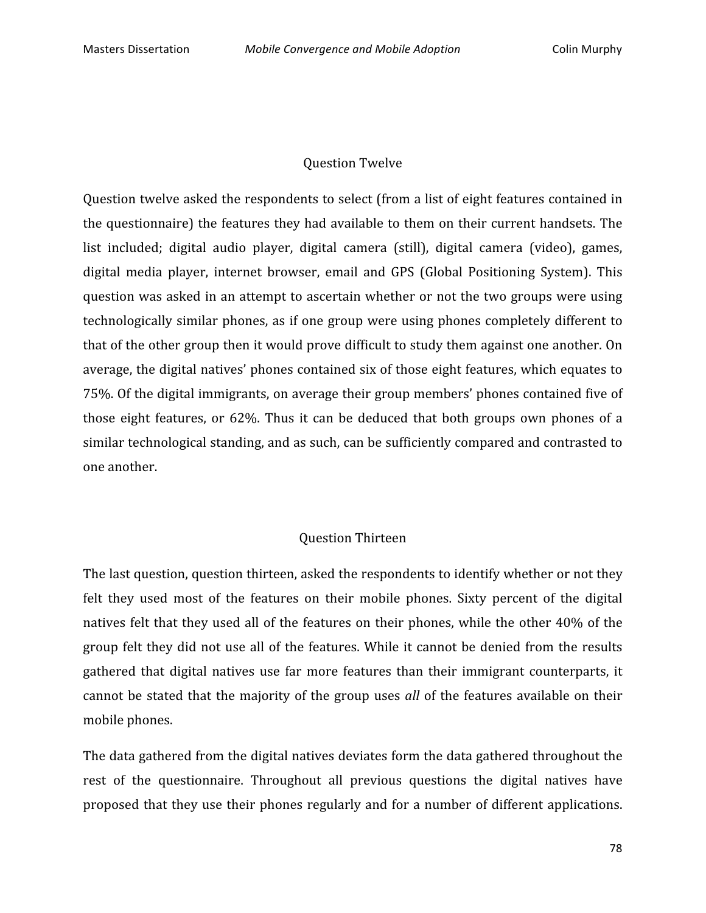### Question Twelve

Question twelve asked the respondents to select (from a list of eight features contained in the questionnaire) the features they had available to them on their current handsets. The list included; digital audio player, digital camera (still), digital camera (video), games, digital media player, internet browser, email and GPS (Global Positioning System). This question was asked in an attempt to ascertain whether or not the two groups were using technologically similar phones, as if one group were using phones completely different to that of the other group then it would prove difficult to study them against one another. On average, the digital natives' phones contained six of those eight features, which equates to 75%. Of the digital immigrants, on average their group members' phones contained five of those eight features, or 62%. Thus it can be deduced that both groups own phones of a similar technological standing, and as such, can be sufficiently compared and contrasted to one another.

### Question Thirteen

The last question, question thirteen, asked the respondents to identify whether or not they felt they used most of the features on their mobile phones. Sixty percent of the digital natives felt that they used all of the features on their phones, while the other 40% of the group felt they did not use all of the features. While it cannot be denied from the results gathered that digital natives use far more features than their immigrant counterparts, it cannot be stated that the majority of the group uses *all* of the features available on their mobile phones.

The data gathered from the digital natives deviates form the data gathered throughout the rest of the questionnaire. Throughout all previous questions the digital natives have proposed that they use their phones regularly and for a number of different applications.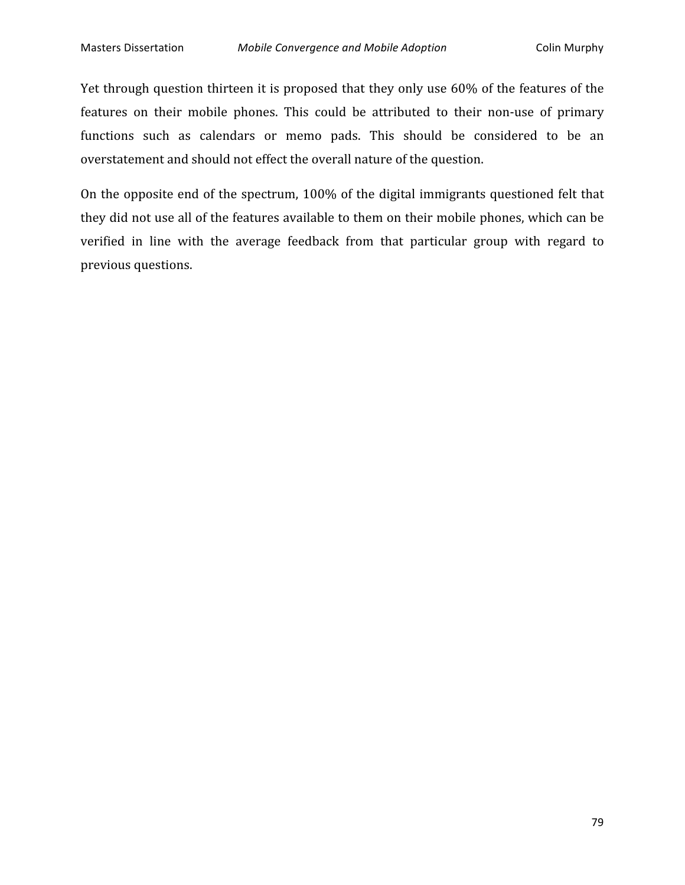Yet through question thirteen it is proposed that they only use 60% of the features of the features on their mobile phones. This could be attributed to their non-use of primary functions such as calendars or memo pads. This should be considered to be an overstatement and should not effect the overall nature of the question.

On the opposite end of the spectrum, 100% of the digital immigrants questioned felt that they did not use all of the features available to them on their mobile phones, which can be verified in line with the average feedback from that particular group with regard to previous questions.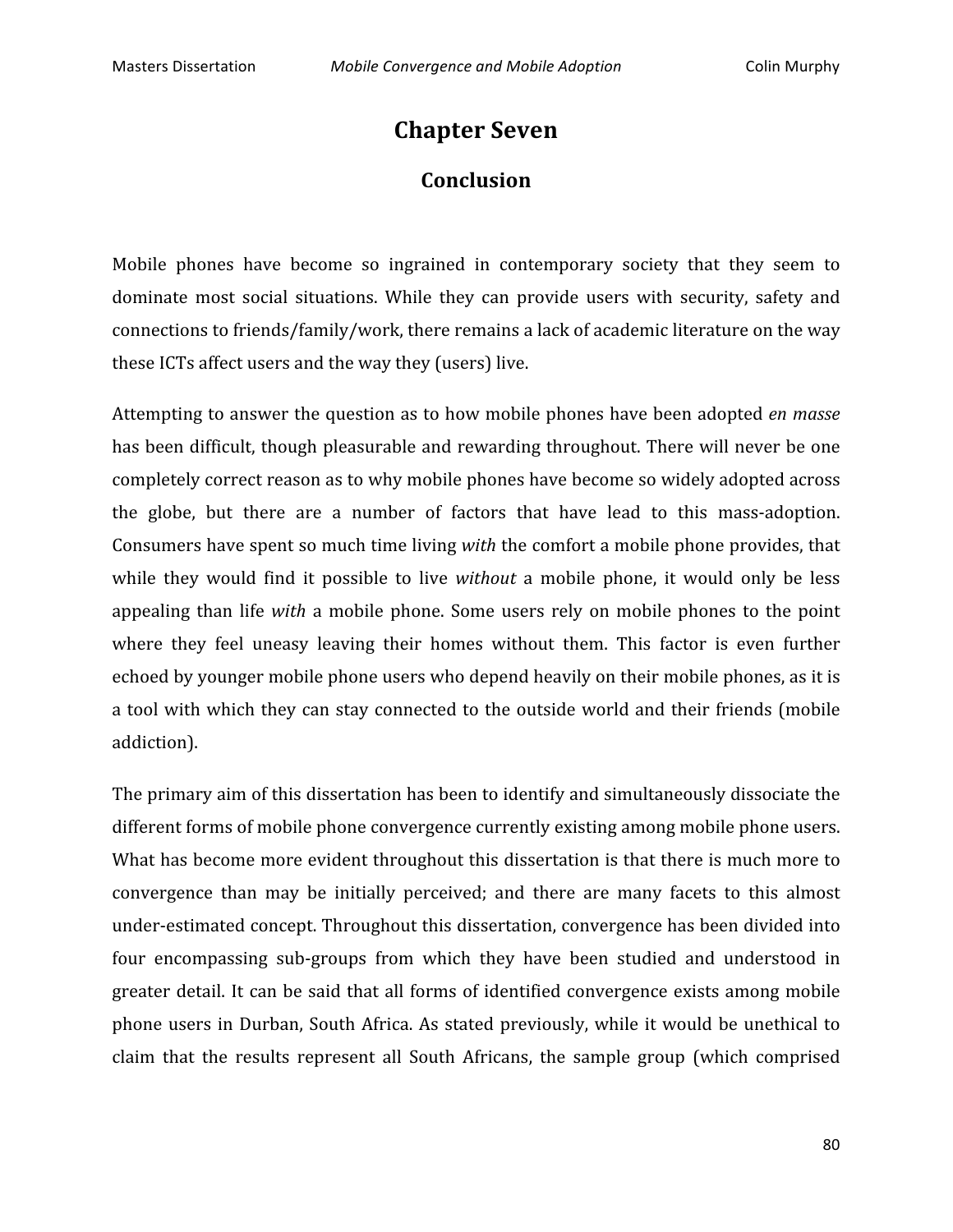# Chapter Seven

## Conclusion

Mobile phones have become so ingrained in contemporary society that they seem to dominate most social situations. While they can provide users with security, safety and connections to friends/family/work, there remains a lack of academic literature on the way these ICTs affect users and the way they (users) live.

Attempting to answer the question as to how mobile phones have been adopted *en masse* has been difficult, though pleasurable and rewarding throughout. There will never be one completely correct reason as to why mobile phones have become so widely adopted across the globe, but there are a number of factors that have lead to this mass-adoption. Consumers have spent so much time living *with* the comfort a mobile phone provides, that while they would find it possible to live *without* a mobile phone, it would only be less appealing than life *with* a mobile phone. Some users rely on mobile phones to the point where they feel uneasy leaving their homes without them. This factor is even further echoed by younger mobile phone users who depend heavily on their mobile phones, as it is a tool with which they can stay connected to the outside world and their friends (mobile addiction).

The primary aim of this dissertation has been to identify and simultaneously dissociate the different forms of mobile phone convergence currently existing among mobile phone users. What has become more evident throughout this dissertation is that there is much more to convergence than may be initially perceived; and there are many facets to this almost under-estimated concept. Throughout this dissertation, convergence has been divided into four encompassing sub-groups from which they have been studied and understood in greater detail. It can be said that all forms of identified convergence exists among mobile phone users in Durban, South Africa. As stated previously, while it would be unethical to claim that the results represent all South Africans, the sample group (which comprised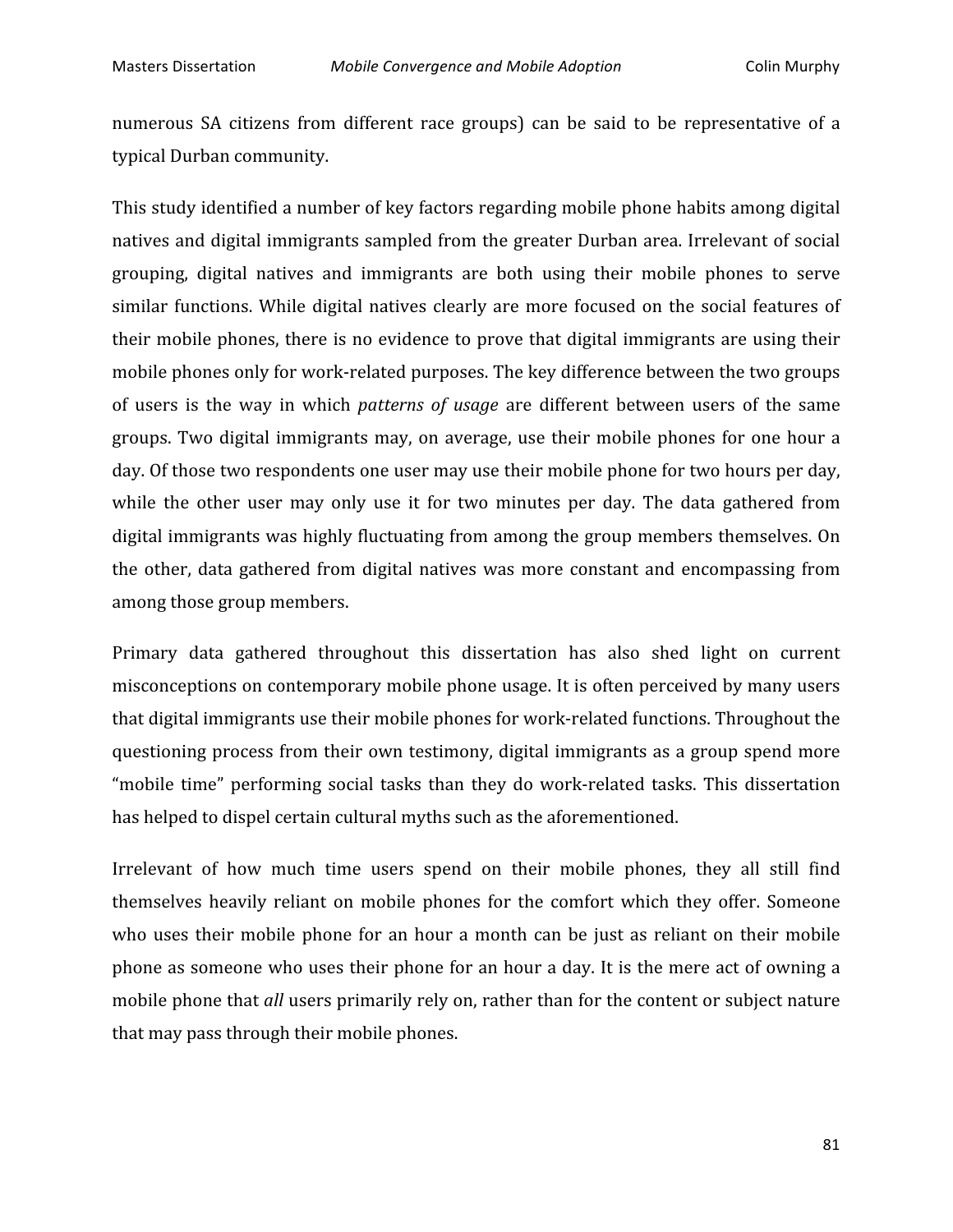numerous SA citizens from different race groups) can be said to be representative of a typical Durban community.

This study identified a number of key factors regarding mobile phone habits among digital natives and digital immigrants sampled from the greater Durban area. Irrelevant of social grouping, digital natives and immigrants are both using their mobile phones to serve similar functions. While digital natives clearly are more focused on the social features of their mobile phones, there is no evidence to prove that digital immigrants are using their mobile phones only for work-related purposes. The key difference between the two groups of users is the way in which *patterns of usage* are different between users of the same groups. Two digital immigrants may, on average, use their mobile phones for one hour a day. Of those two respondents one user may use their mobile phone for two hours per day, while the other user may only use it for two minutes per day. The data gathered from digital immigrants was highly fluctuating from among the group members themselves. On the other, data gathered from digital natives was more constant and encompassing from among those group members.

Primary data gathered throughout this dissertation has also shed light on current misconceptions on contemporary mobile phone usage. It is often perceived by many users that digital immigrants use their mobile phones for work-related functions. Throughout the questioning process from their own testimony, digital immigrants as a group spend more "mobile time" performing social tasks than they do work-related tasks. This dissertation has helped to dispel certain cultural myths such as the aforementioned.

Irrelevant of how much time users spend on their mobile phones, they all still find themselves heavily reliant on mobile phones for the comfort which they offer. Someone who uses their mobile phone for an hour a month can be just as reliant on their mobile phone as someone who uses their phone for an hour a day. It is the mere act of owning a mobile phone that *all* users primarily rely on, rather than for the content or subject nature that may pass through their mobile phones.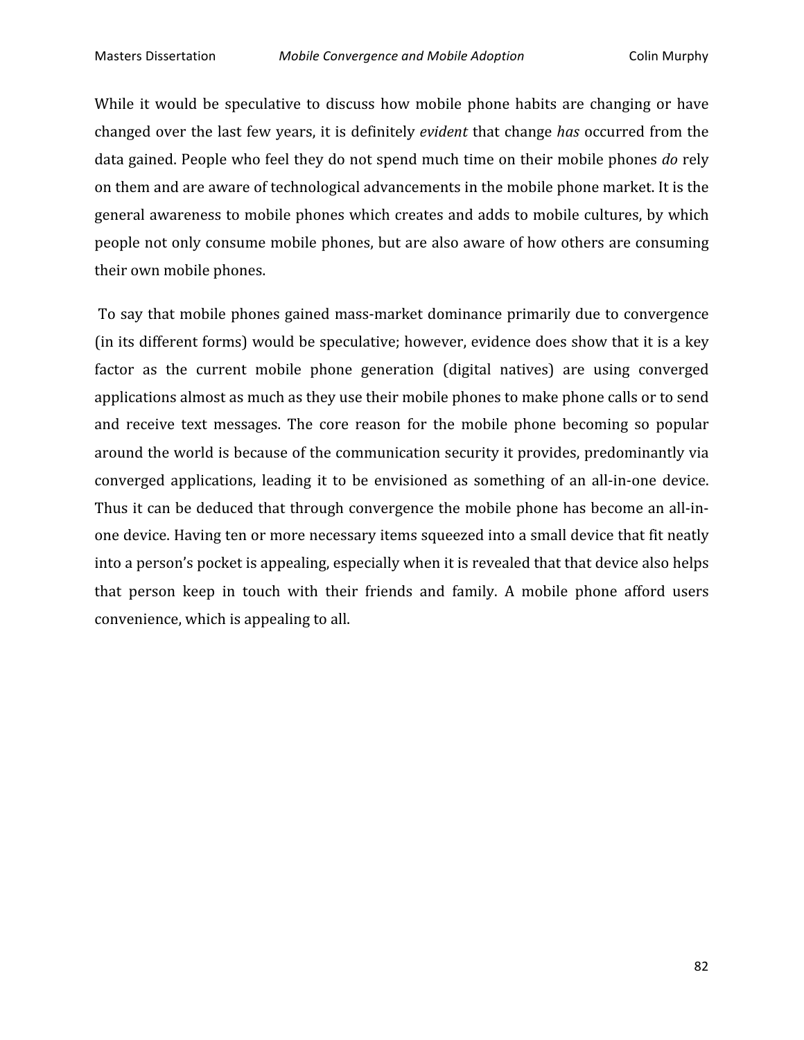While it would be speculative to discuss how mobile phone habits are changing or have changed over the last few years, it is definitely *evident* that change *has* occurred from the data gained. People who feel they do not spend much time on their mobile phones *do* rely on them and are aware of technological advancements in the mobile phone market. It is the general awareness to mobile phones which creates and adds to mobile cultures, by which people not only consume mobile phones, but are also aware of how others are consuming their own mobile phones.

To say that mobile phones gained mass-market dominance primarily due to convergence (in its different forms) would be speculative; however, evidence does show that it is a key factor as the current mobile phone generation (digital natives) are using converged applications almost as much as they use their mobile phones to make phone calls or to send and receive text messages. The core reason for the mobile phone becoming so popular around the world is because of the communication security it provides, predominantly via converged applications, leading it to be envisioned as something of an all-in-one device. Thus it can be deduced that through convergence the mobile phone has become an all-in-one device. Having ten or more necessary items squeezed into a small device that fit neatly into a person's pocket is appealing, especially when it is revealed that that device also helps that person keep in touch with their friends and family. A mobile phone afford users convenience, which is appealing to all.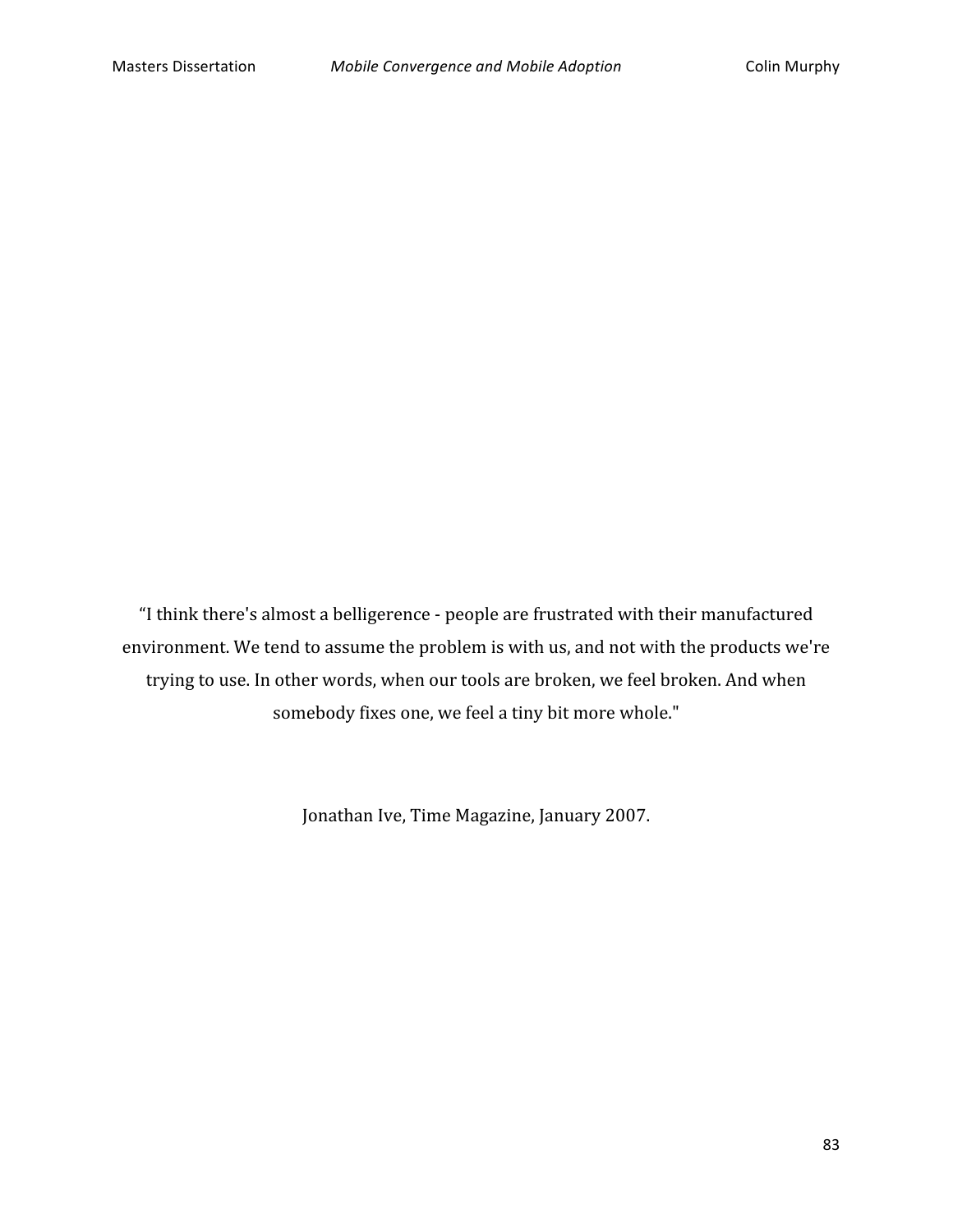"I think there's almost a belligerence - people are frustrated with their manufactured environment. We tend to assume the problem is with us, and not with the products we're trying to use. In other words, when our tools are broken, we feel broken. And when somebody fixes one, we feel a tiny bit more whole."

Jonathan Ive, Time Magazine, January 2007.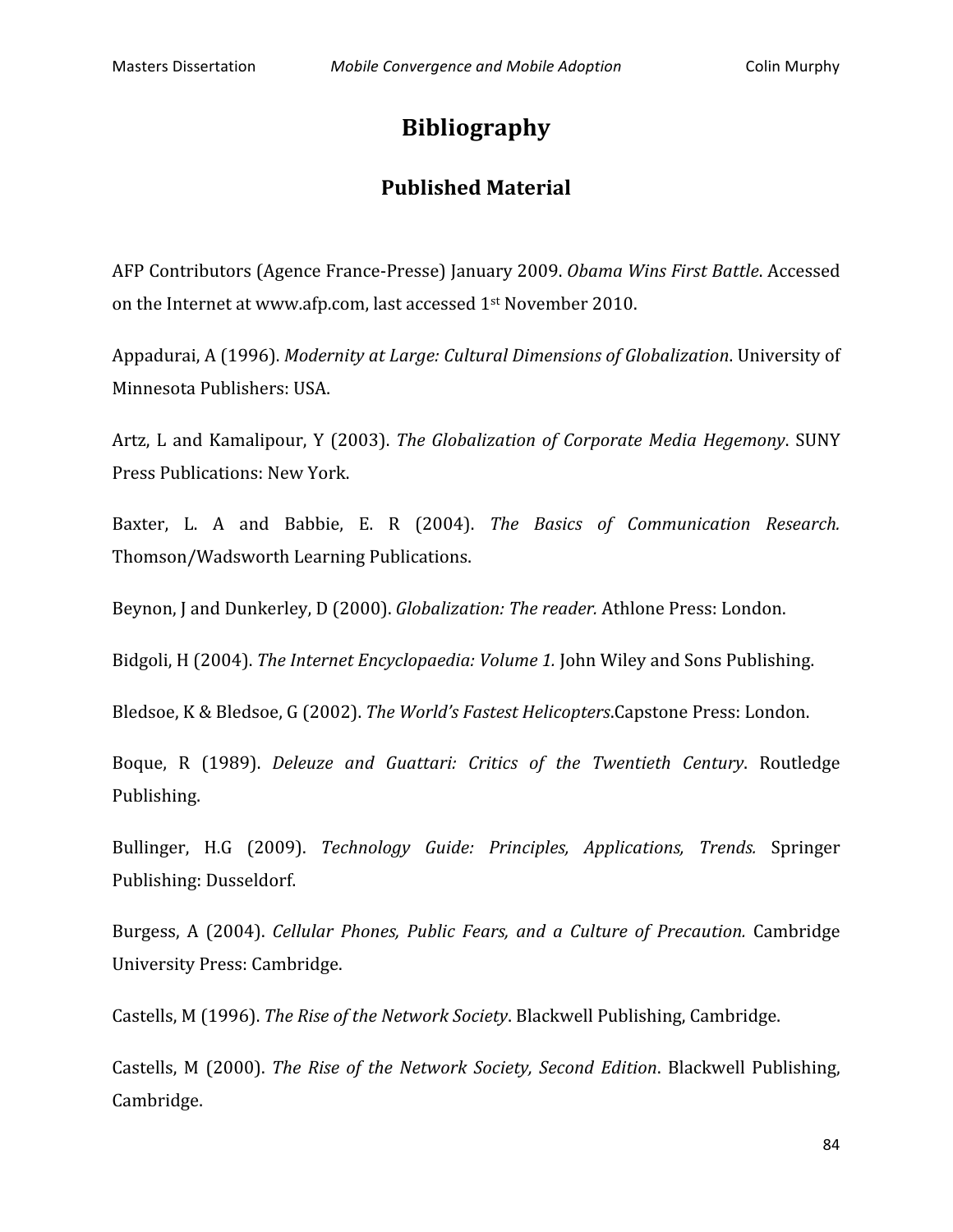# Bibliography

## Published Material

AFP Contributors (Agence France-Presse) January 2009. *Obama Wins First Battle*. Accessed on the Internet at www.afp.com, last accessed 1st November 2010.

Appadurai, A (1996). *Modernity at Large: Cultural Dimensions of Globalization*. University of Minnesota Publishers: USA.

Artz, L and Kamalipour, Y (2003). *The Globalization of Corporate Media Hegemony*. SUNY Press Publications: New York.

Baxter, L. A and Babbie, E. R (2004). *The Basics of Communication Research.* Thomson/Wadsworth Learning Publications.

Beynon, J and Dunkerley, D (2000). *Globalization: The reader.* Athlone Press: London.

Bidgoli, H (2004). *The Internet Encyclopaedia: Volume 1.* John Wiley and Sons Publishing.

Bledsoe, K & Bledsoe, G (2002). *The World's Fastest Helicopters*.Capstone Press: London.

Boque, R (1989). *Deleuze and Guattari: Critics of the Twentieth Century*. Routledge Publishing.

Bullinger, H.G (2009). *Technology Guide: Principles, Applications, Trends.* Springer Publishing: Dusseldorf.

Burgess, A (2004). *Cellular Phones, Public Fears, and a Culture of Precaution.* Cambridge University Press: Cambridge.

Castells, M (1996). *The Rise of the Network Society*. Blackwell Publishing, Cambridge.

Castells, M (2000). *The Rise of the Network Society, Second Edition*. Blackwell Publishing, Cambridge.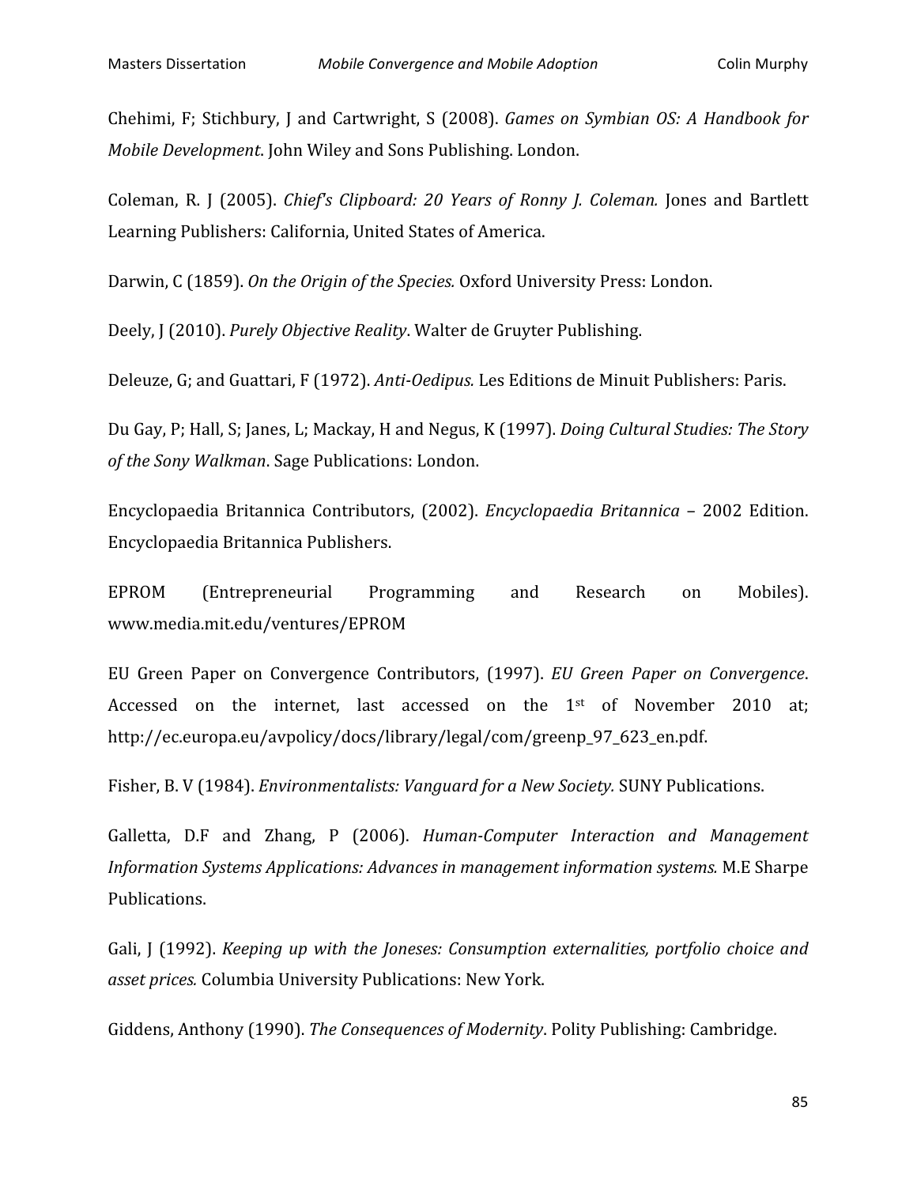Chehimi, F; Stichbury, J and Cartwright, S (2008). *Games on Symbian OS: A Handbook for Mobile Development*. John Wiley and Sons Publishing. London.

Coleman, R. J (2005). *Chief's Clipboard: 20 Years of Ronny J. Coleman.* Jones and Bartlett Learning Publishers: California, United States of America.

Darwin, C (1859). *On the Origin of the Species.* Oxford University Press: London.

Deely, J (2010). *Purely Objective Reality*. Walter de Gruyter Publishing.

Deleuze, G; and Guattari, F (1972). *Anti-Oedipus.* Les Editions de Minuit Publishers: Paris.

Du Gay, P; Hall, S; Janes, L; Mackay, H and Negus, K (1997). *Doing Cultural Studies: The Story of the Sony Walkman*. Sage Publications: London.

Encyclopaedia Britannica Contributors, (2002). *Encyclopaedia Britannica* – 2002 Edition. Encyclopaedia Britannica Publishers.

EPROM (Entrepreneurial Programming and Research on Mobiles). www.media.mit.edu/ventures/EPROM

EU Green Paper on Convergence Contributors, (1997). *EU Green Paper on Convergence*. Accessed on the internet, last accessed on the 1st of November 2010 at; http://ec.europa.eu/avpolicy/docs/library/legal/com/greenp_97_623_en.pdf.

Fisher, B. V (1984). *Environmentalists: Vanguard for a New Society.* SUNY Publications.

Galletta, D.F and Zhang, P (2006). *Human-Computer Interaction and Management Information Systems Applications: Advances in management information systems.* M.E Sharpe Publications.

Gali, J (1992). *Keeping up with the Joneses: Consumption externalities, portfolio choice and asset prices.* Columbia University Publications: New York.

Giddens, Anthony (1990). *The Consequences of Modernity*. Polity Publishing: Cambridge.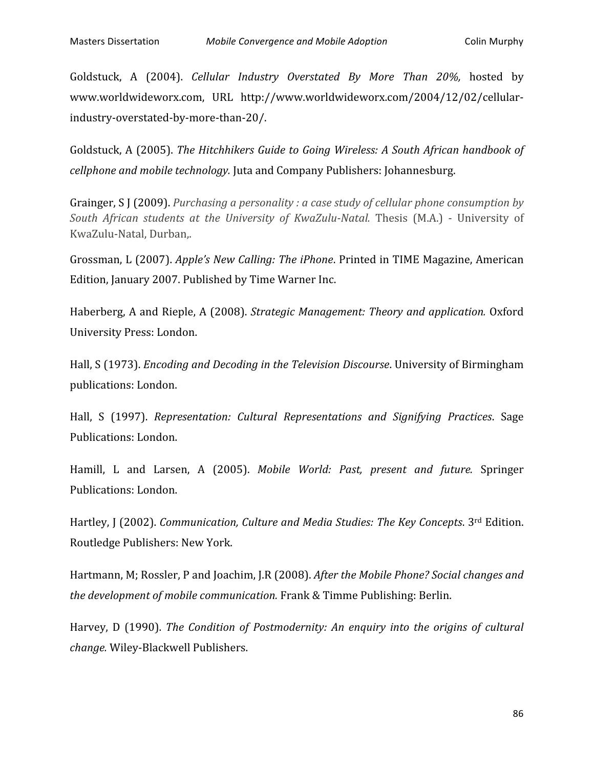Goldstuck, A (2004). *Cellular Industry Overstated By More Than 20%,* hosted by www.worldwideworx.com, URL http://www.worldwideworx.com/2004/12/02/cellular-industry-overstated-by-more-than-20/.

Goldstuck, A (2005). *The Hitchhikers Guide to Going Wireless: A South African handbook of cellphone and mobile technology.* Juta and Company Publishers: Johannesburg.

Grainger, S J (2009). *Purchasing a personality : a case study of cellular phone consumption by South African students at the University of KwaZulu-Natal.* Thesis (M.A.) - University of KwaZulu-Natal, Durban,.

Grossman, L (2007). *Apple's New Calling: The iPhone*. Printed in TIME Magazine, American Edition, January 2007. Published by Time Warner Inc.

Haberberg, A and Rieple, A (2008). *Strategic Management: Theory and application.* Oxford University Press: London.

Hall, S (1973). *Encoding and Decoding in the Television Discourse*. University of Birmingham publications: London.

Hall, S (1997). *Representation: Cultural Representations and Signifying Practices*. Sage Publications: London.

Hamill, L and Larsen, A (2005). *Mobile World: Past, present and future.* Springer Publications: London.

Hartley, J (2002). *Communication, Culture and Media Studies: The Key Concepts*. 3rd Edition. Routledge Publishers: New York.

Hartmann, M; Rossler, P and Joachim, J.R (2008). *After the Mobile Phone? Social changes and the development of mobile communication.* Frank & Timme Publishing: Berlin.

Harvey, D (1990). *The Condition of Postmodernity: An enquiry into the origins of cultural change.* Wiley-Blackwell Publishers.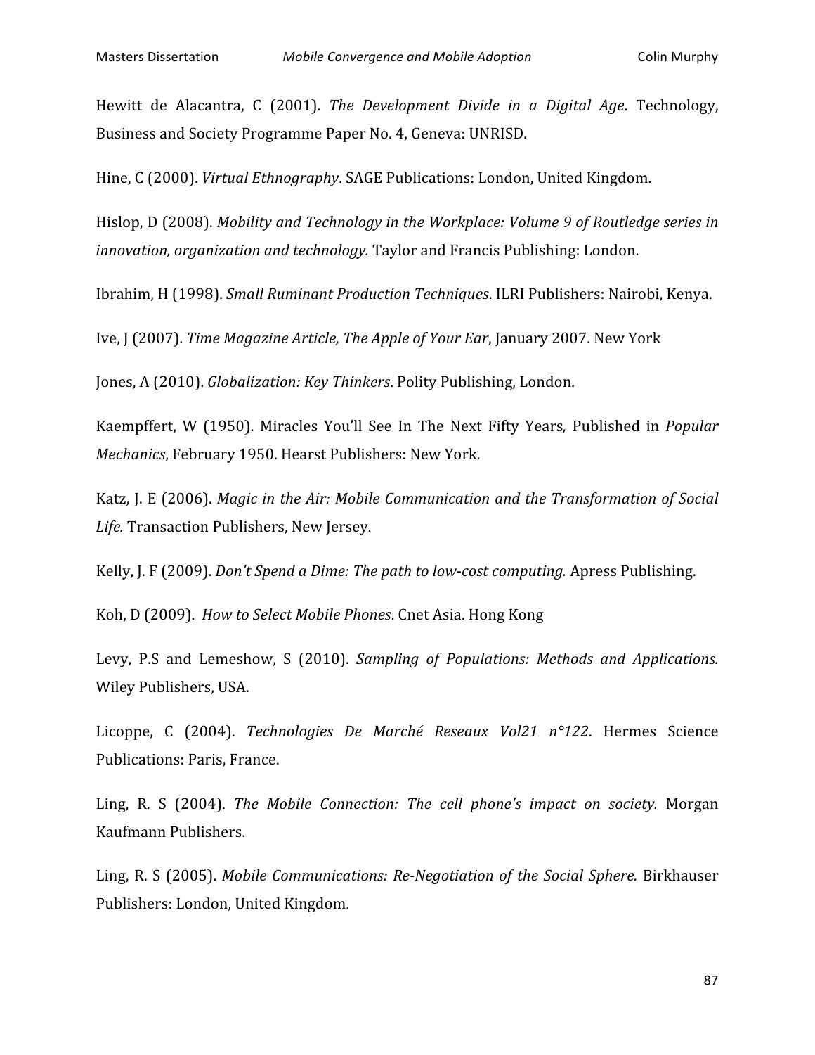Hewitt de Alacantra, C (2001). *The Development Divide in a Digital Age*. Technology, Business and Society Programme Paper No. 4, Geneva: UNRISD.

Hine, C (2000). *Virtual Ethnography*. SAGE Publications: London, United Kingdom.

Hislop, D (2008). *Mobility and Technology in the Workplace: Volume 9 of Routledge series in innovation, organization and technology.* Taylor and Francis Publishing: London.

Ibrahim, H (1998). *Small Ruminant Production Techniques*. ILRI Publishers: Nairobi, Kenya.

Ive, J (2007). *Time Magazine Article, The Apple of Your Ear*, January 2007. New York

Jones, A (2010). *Globalization: Key Thinkers*. Polity Publishing, London.

Kaempffert, W (1950). Miracles You'll See In The Next Fifty Years*,* Published in *Popular Mechanics*, February 1950. Hearst Publishers: New York.

Katz, J. E (2006). *Magic in the Air: Mobile Communication and the Transformation of Social Life.* Transaction Publishers, New Jersey.

Kelly, J. F (2009). *Don't Spend a Dime: The path to low-cost computing.* Apress Publishing.

Koh, D (2009). *How to Select Mobile Phones*. Cnet Asia. Hong Kong

Levy, P.S and Lemeshow, S (2010). *Sampling of Populations: Methods and Applications.* Wiley Publishers, USA.

Licoppe, C (2004). *Technologies De Marché Reseaux Vol21 n°122*. Hermes Science Publications: Paris, France.

Ling, R. S (2004). *The Mobile Connection: The cell phone's impact on society.* Morgan Kaufmann Publishers.

Ling, R. S (2005). *Mobile Communications: Re-Negotiation of the Social Sphere.* Birkhauser Publishers: London, United Kingdom.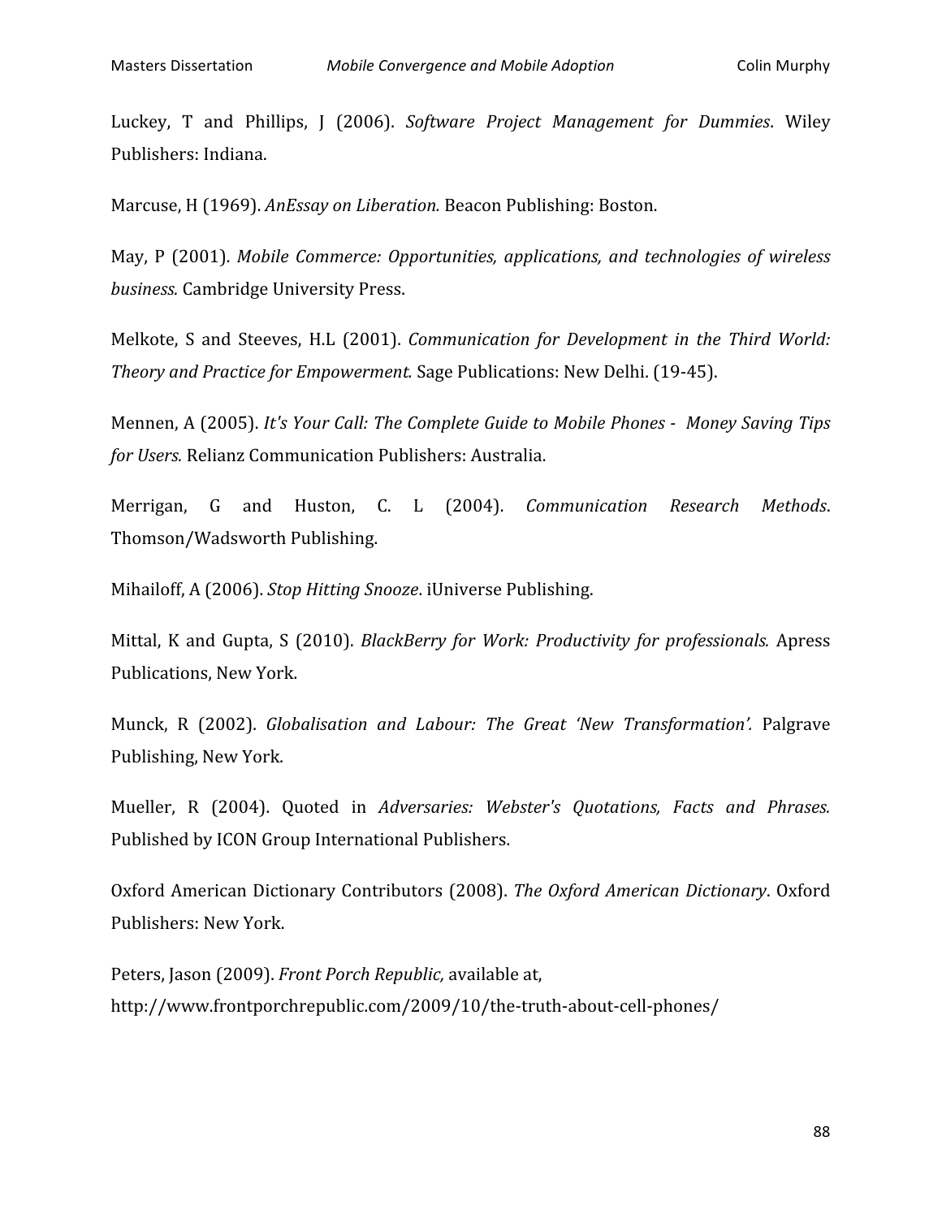Luckey, T and Phillips, J (2006). *Software Project Management for Dummies*. Wiley Publishers: Indiana.

Marcuse, H (1969). *AnEssay on Liberation.* Beacon Publishing: Boston.

May, P (2001). *Mobile Commerce: Opportunities, applications, and technologies of wireless business.* Cambridge University Press.

Melkote, S and Steeves, H.L (2001). *Communication for Development in the Third World: Theory and Practice for Empowerment.* Sage Publications: New Delhi. (19-45).

Mennen, A (2005). *It's Your Call: The Complete Guide to Mobile Phones - Money Saving Tips for Users.* Relianz Communication Publishers: Australia.

Merrigan, G and Huston, C. L (2004). *Communication Research Methods*. Thomson/Wadsworth Publishing.

Mihailoff, A (2006). *Stop Hitting Snooze*. iUniverse Publishing.

Mittal, K and Gupta, S (2010). *BlackBerry for Work: Productivity for professionals.* Apress Publications, New York.

Munck, R (2002). *Globalisation and Labour: The Great 'New Transformation'.* Palgrave Publishing, New York.

Mueller, R (2004). Quoted in *Adversaries: Webster's Quotations, Facts and Phrases.* Published by ICON Group International Publishers.

Oxford American Dictionary Contributors (2008). *The Oxford American Dictionary*. Oxford Publishers: New York.

Peters, Jason (2009). *Front Porch Republic,* available at, http://www.frontporchrepublic.com/2009/10/the-truth-about-cell-phones/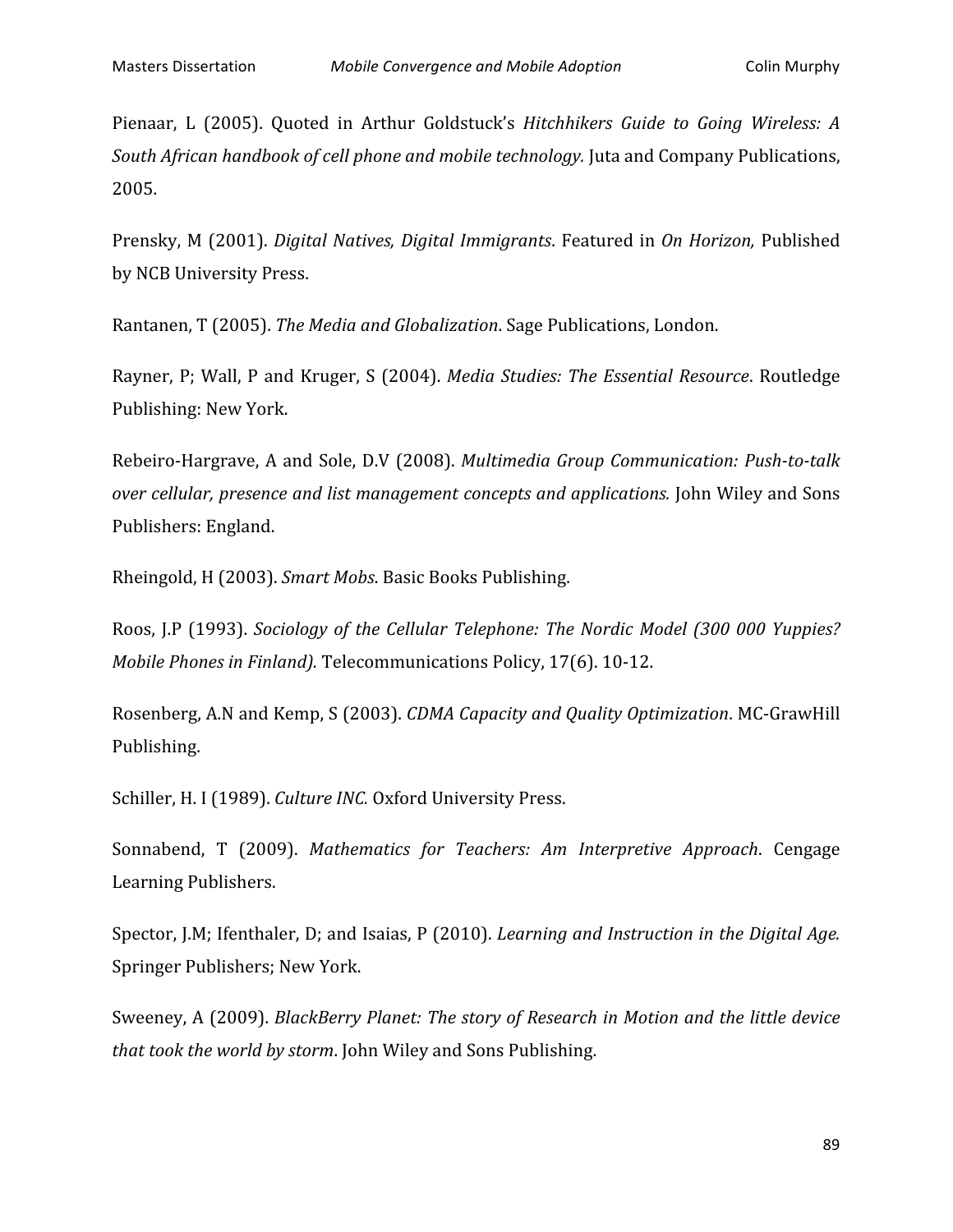Pienaar, L (2005). Quoted in Arthur Goldstuck's *Hitchhikers Guide to Going Wireless: A South African handbook of cell phone and mobile technology.* Juta and Company Publications, 2005.

Prensky, M (2001). *Digital Natives, Digital Immigrants*. Featured in *On Horizon,* Published by NCB University Press.

Rantanen, T (2005). *The Media and Globalization*. Sage Publications, London.

Rayner, P; Wall, P and Kruger, S (2004). *Media Studies: The Essential Resource*. Routledge Publishing: New York.

Rebeiro-Hargrave, A and Sole, D.V (2008). *Multimedia Group Communication: Push-to-talk over cellular, presence and list management concepts and applications.* John Wiley and Sons Publishers: England.

Rheingold, H (2003). *Smart Mobs*. Basic Books Publishing.

Roos, J.P (1993). *Sociology of the Cellular Telephone: The Nordic Model (300 000 Yuppies? Mobile Phones in Finland).* Telecommunications Policy, 17(6). 10-12.

Rosenberg, A.N and Kemp, S (2003). *CDMA Capacity and Quality Optimization*. MC-GrawHill Publishing.

Schiller, H. I (1989). *Culture INC.* Oxford University Press.

Sonnabend, T (2009). *Mathematics for Teachers: Am Interpretive Approach*. Cengage Learning Publishers.

Spector, J.M; Ifenthaler, D; and Isaias, P (2010). *Learning and Instruction in the Digital Age.* Springer Publishers; New York.

Sweeney, A (2009). *BlackBerry Planet: The story of Research in Motion and the little device that took the world by storm*. John Wiley and Sons Publishing.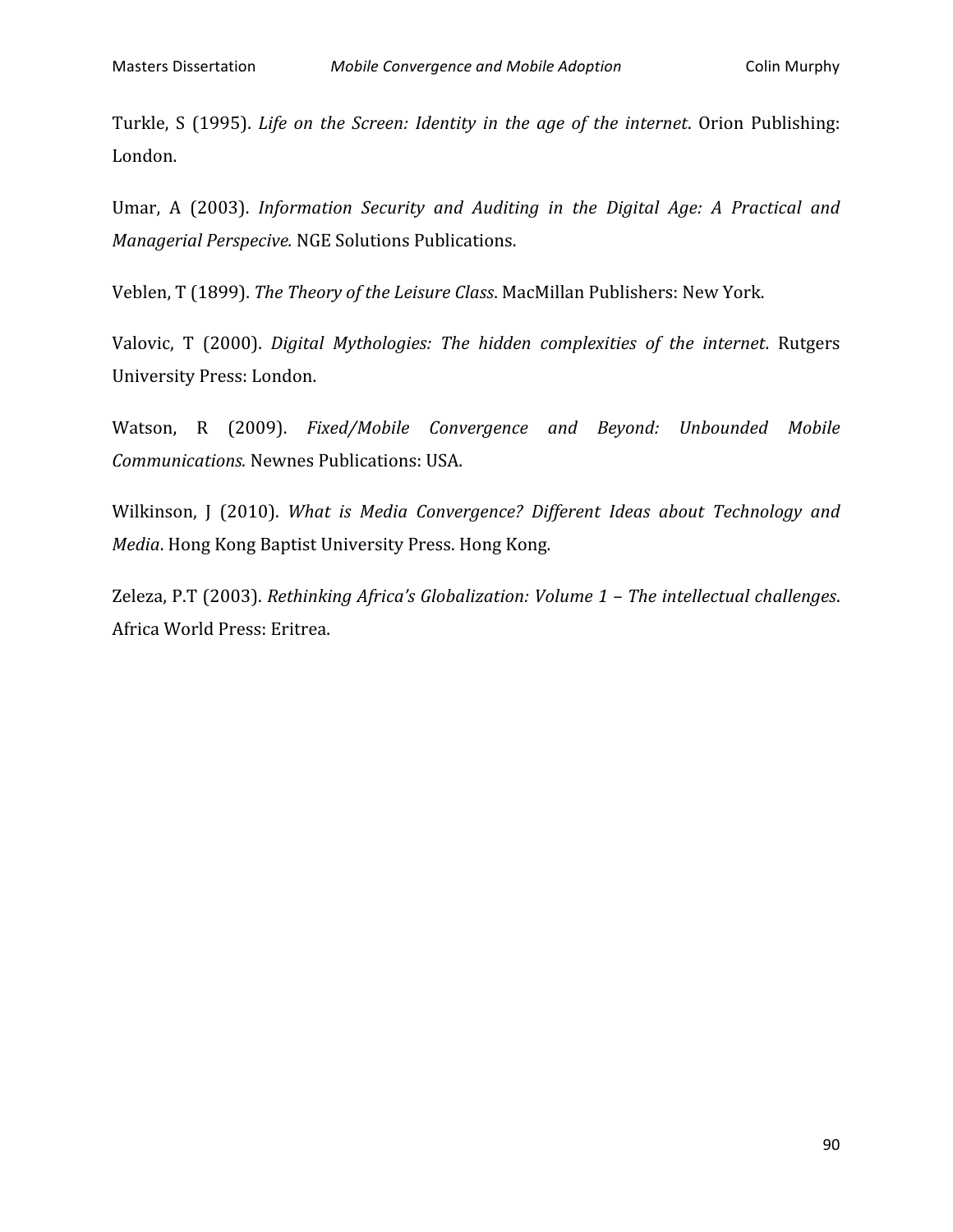Turkle, S (1995). *Life on the Screen: Identity in the age of the internet*. Orion Publishing: London.

Umar, A (2003). *Information Security and Auditing in the Digital Age: A Practical and Managerial Perspecive.* NGE Solutions Publications.

Veblen, T (1899). *The Theory of the Leisure Class*. MacMillan Publishers: New York.

Valovic, T (2000). *Digital Mythologies: The hidden complexities of the internet*. Rutgers University Press: London.

Watson, R (2009). *Fixed/Mobile Convergence and Beyond: Unbounded Mobile Communications.* Newnes Publications: USA.

Wilkinson, J (2010). *What is Media Convergence? Different Ideas about Technology and Media*. Hong Kong Baptist University Press. Hong Kong.

Zeleza, P.T (2003). *Rethinking Africa's Globalization: Volume 1 – The intellectual challenges*. Africa World Press: Eritrea.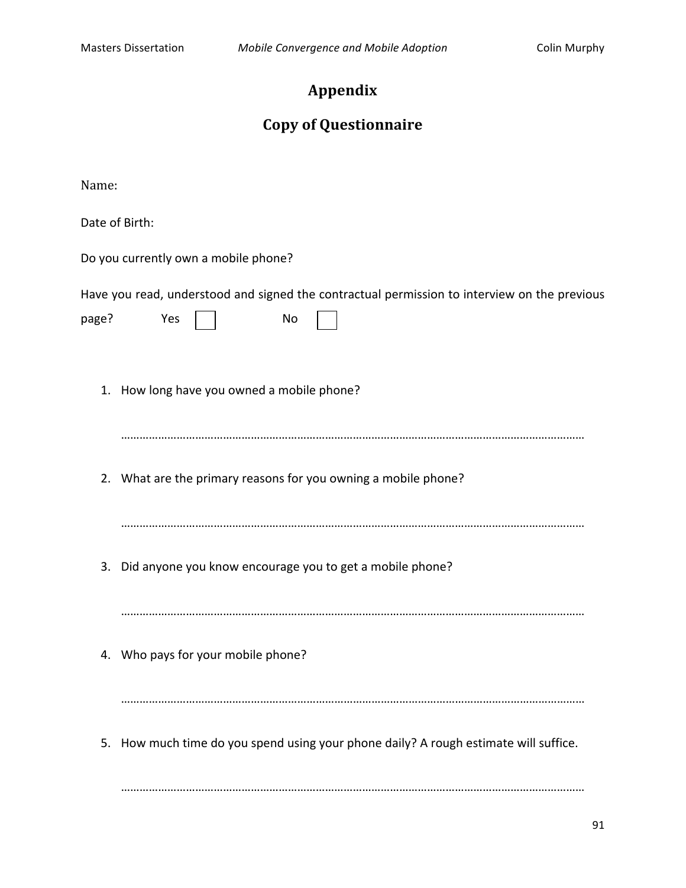# Appendix

## Copy of Questionnaire

Name:

Date of Birth:

Do you currently own a mobile phone?

Have you read, understood and signed the contractual permission to interview on the previous page? Yes ☐ No ☐

1. How long have you owned a mobile phone?

   ………………………………………………………………………………………………………………………………

2. What are the primary reasons for you owning a mobile phone?

   ………………………………………………………………………………………………………………………………

3. Did anyone you know encourage you to get a mobile phone?

   ………………………………………………………………………………………………………………………………

4. Who pays for your mobile phone?

   ………………………………………………………………………………………………………………………………

5. How much time do you spend using your phone daily? A rough estimate will suffice.

   ………………………………………………………………………………………………………………………………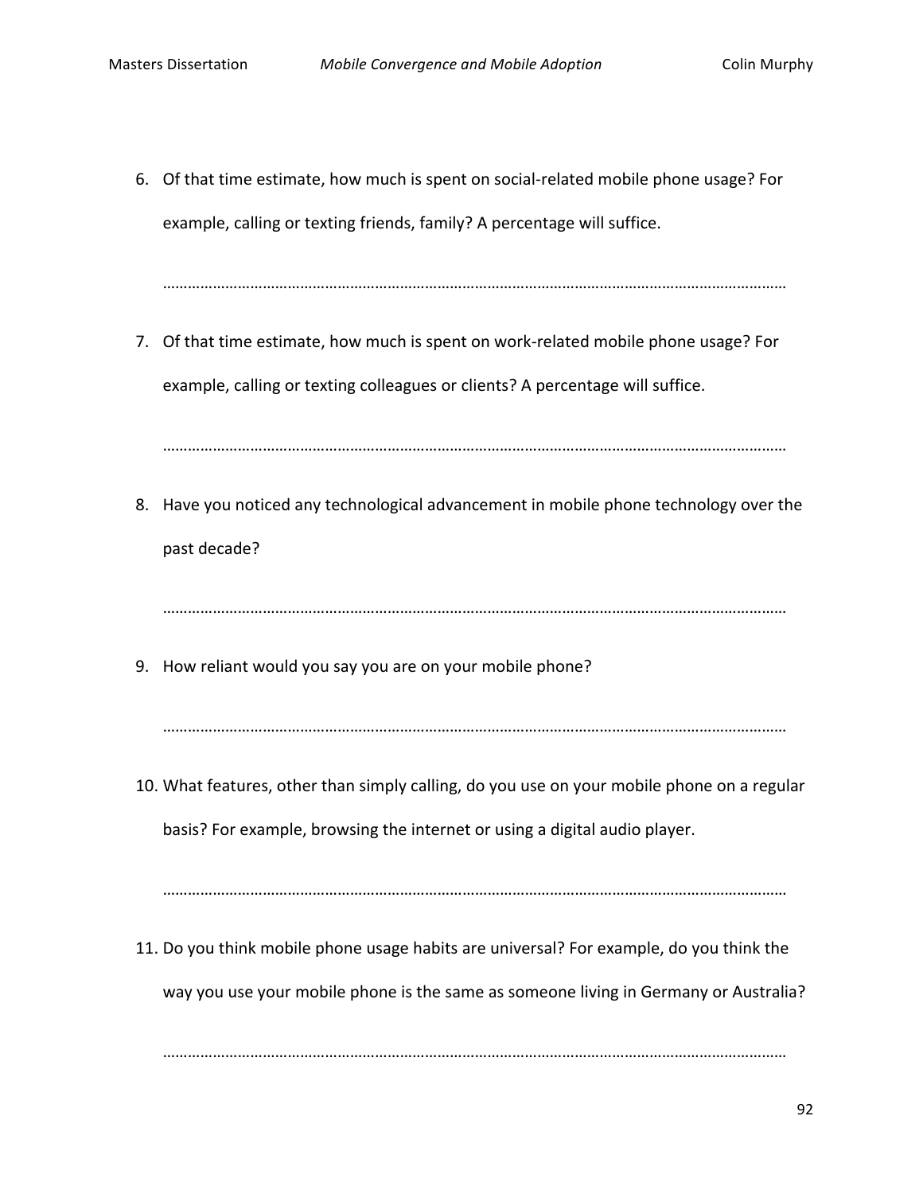6. Of that time estimate, how much is spent on social-related mobile phone usage? For example, calling or texting friends, family? A percentage will suffice.

   ………………………………………………………………………………………………………………………

7. Of that time estimate, how much is spent on work-related mobile phone usage? For example, calling or texting colleagues or clients? A percentage will suffice.

   ………………………………………………………………………………………………………………………

8. Have you noticed any technological advancement in mobile phone technology over the past decade?

   ………………………………………………………………………………………………………………………

9. How reliant would you say you are on your mobile phone?

   ………………………………………………………………………………………………………………………

10. What features, other than simply calling, do you use on your mobile phone on a regular basis? For example, browsing the internet or using a digital audio player.

    ………………………………………………………………………………………………………………………

11. Do you think mobile phone usage habits are universal? For example, do you think the way you use your mobile phone is the same as someone living in Germany or Australia?

    ………………………………………………………………………………………………………………………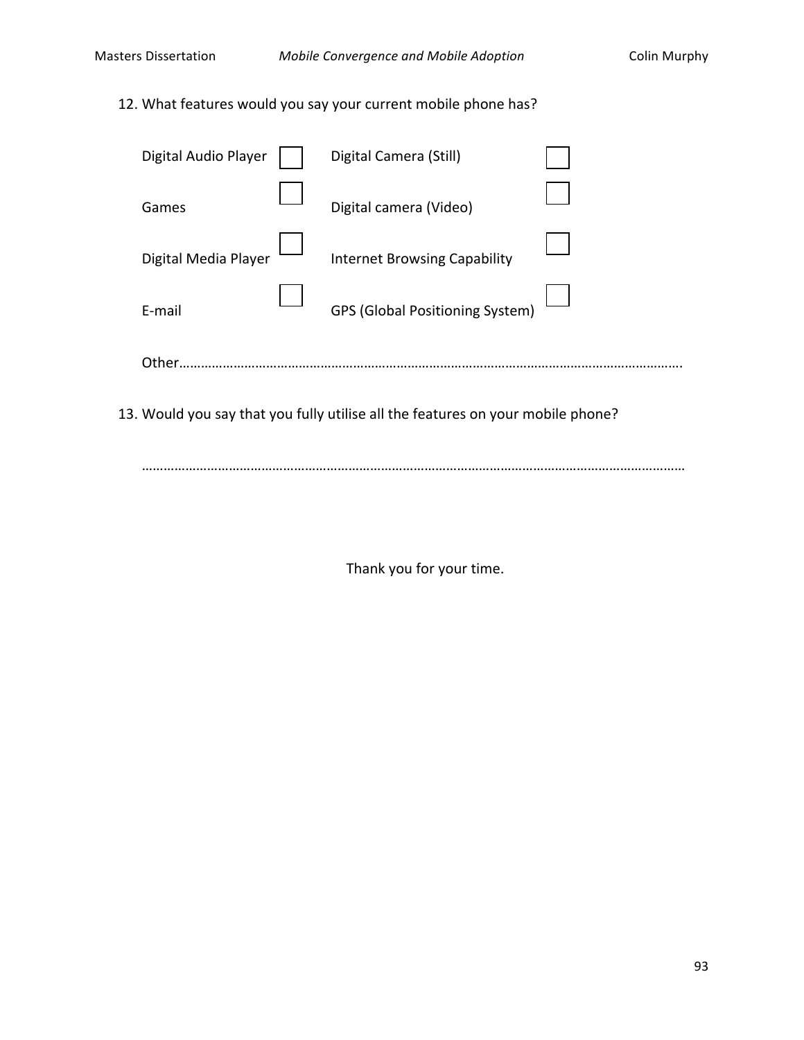12. What features would you say your current mobile phone has?

| | | | |
|---|---|---|---|
| Digital Audio Player | ☐ | Digital Camera (Still) | ☐ |
| Games | ☐ | Digital camera (Video) | ☐ |
| Digital Media Player | ☐ | Internet Browsing Capability | ☐ |
| E-mail | ☐ | GPS (Global Positioning System) | ☐ |

Other…………………………………………………………………………………………………………………….

13. Would you say that you fully utilise all the features on your mobile phone?

……………………………………………………………………………………………………………………………

Thank you for your time.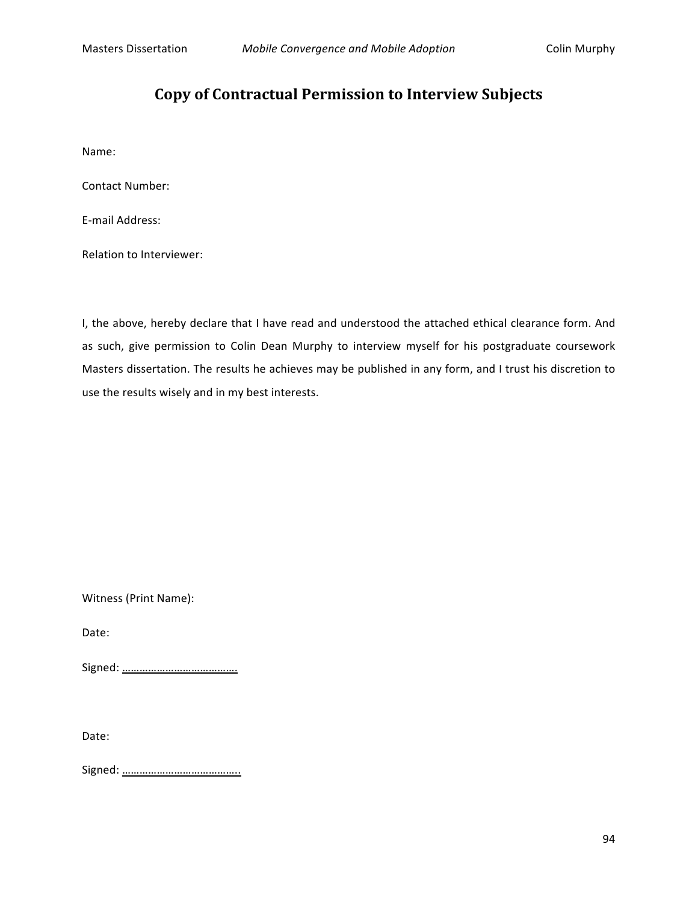# Copy of Contractual Permission to Interview Subjects

Name:

Contact Number:

E-mail Address:

Relation to Interviewer:

I, the above, hereby declare that I have read and understood the attached ethical clearance form. And as such, give permission to Colin Dean Murphy to interview myself for his postgraduate coursework Masters dissertation. The results he achieves may be published in any form, and I trust his discretion to use the results wisely and in my best interests.

Witness (Print Name):

Date:

Signed: ……………………………….

Date:

Signed: ………………………………..